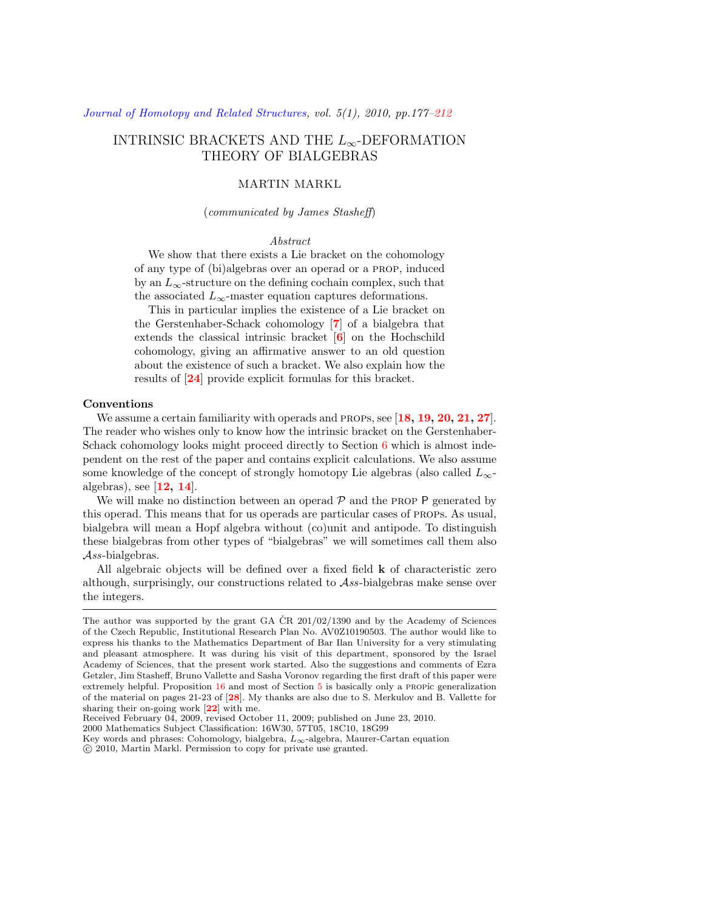# INTRINSIC BRACKETS AND THE $L_\infty$-DEFORMATION THEORY OF BIALGEBRAS

MARTIN MARKL

(*communicated by James Stasheff*)

*Abstract*

We show that there exists a Lie bracket on the cohomology of any type of (bi)algebras over an operad or a PROP, induced by an $L_\infty$-structure on the defining cochain complex, such that the associated $L_\infty$-master equation captures deformations.

This in particular implies the existence of a Lie bracket on the Gerstenhaber-Schack cohomology [7] of a bialgebra that extends the classical intrinsic bracket [6] on the Hochschild cohomology, giving an affirmative answer to an old question about the existence of such a bracket. We also explain how the results of [24] provide explicit formulas for this bracket.

### Conventions

We assume a certain familiarity with operads and PROPs, see [18, 19, 20, 21, 27]. The reader who wishes only to know how the intrinsic bracket on the Gerstenhaber-Schack cohomology looks might proceed directly to Section 6 which is almost independent on the rest of the paper and contains explicit calculations. We also assume some knowledge of the concept of strongly homotopy Lie algebras (also called $L_\infty$-algebras), see [12, 14].

We will make no distinction between an operad $\mathcal{P}$ and the PROP $\mathsf{P}$ generated by this operad. This means that for us operads are particular cases of PROPs. As usual, bialgebra will mean a Hopf algebra without (co)unit and antipode. To distinguish these bialgebras from other types of "bialgebras" we will sometimes call them also $\mathcal{A}ss$-bialgebras.

All algebraic objects will be defined over a fixed field $\mathbf{k}$ of characteristic zero although, surprisingly, our constructions related to $\mathcal{A}ss$-bialgebras make sense over the integers.

---

The author was supported by the grant GA ČR 201/02/1390 and by the Academy of Sciences of the Czech Republic, Institutional Research Plan No. AV0Z10190503. The author would like to express his thanks to the Mathematics Department of Bar Ilan University for a very stimulating and pleasant atmosphere. It was during his visit of this department, sponsored by the Israel Academy of Sciences, that the present work started. Also the suggestions and comments of Ezra Getzler, Jim Stasheff, Bruno Vallette and Sasha Voronov regarding the first draft of this paper were extremely helpful. Proposition 16 and most of Section 5 is basically only a PROPic generalization of the material on pages 21-23 of [28]. My thanks are also due to S. Merkulov and B. Vallette for sharing their on-going work [22] with me.

Received February 04, 2009, revised October 11, 2009; published on June 23, 2010.

2000 Mathematics Subject Classification: 16W30, 57T05, 18C10, 18G99

Key words and phrases: Cohomology, bialgebra, $L_\infty$-algebra, Maurer-Cartan equation

© 2010, Martin Markl. Permission to copy for private use granted.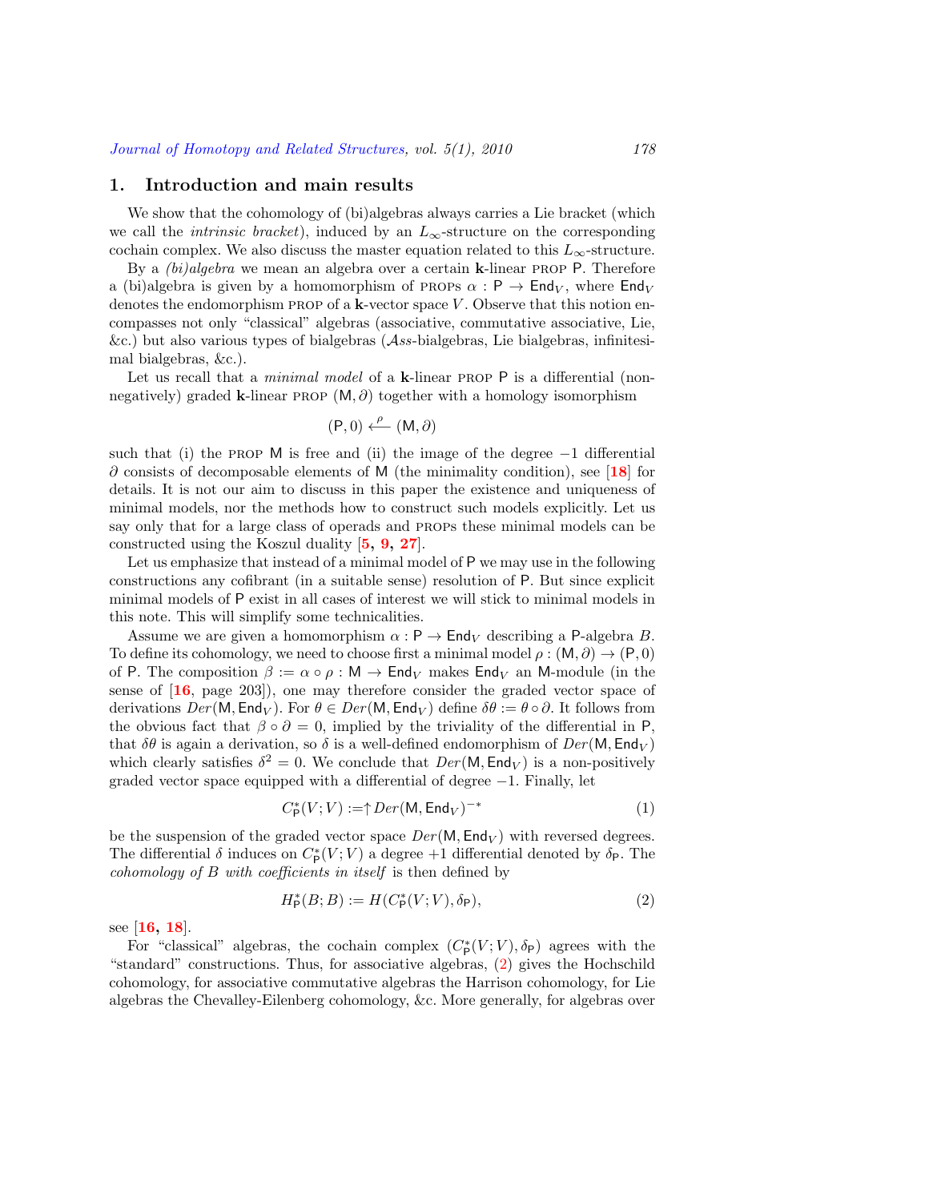## 1. Introduction and main results

We show that the cohomology of (bi)algebras always carries a Lie bracket (which we call the *intrinsic bracket*), induced by an $L_\infty$-structure on the corresponding cochain complex. We also discuss the master equation related to this $L_\infty$-structure.

By a *(bi)algebra* we mean an algebra over a certain $\mathbf{k}$-linear PROP $\mathsf{P}$. Therefore a (bi)algebra is given by a homomorphism of PROPs $\alpha : \mathsf{P} \to \mathsf{End}_V$, where $\mathsf{End}_V$ denotes the endomorphism PROP of a $\mathbf{k}$-vector space $V$. Observe that this notion encompasses not only "classical" algebras (associative, commutative associative, Lie, &c.) but also various types of bialgebras ($\mathcal{A}ss$-bialgebras, Lie bialgebras, infinitesimal bialgebras, &c.).

Let us recall that a *minimal model* of a $\mathbf{k}$-linear PROP $\mathsf{P}$ is a differential (non-negatively) graded $\mathbf{k}$-linear PROP $(\mathsf{M}, \partial)$ together with a homology isomorphism

$$(\mathsf{P}, 0) \xleftarrow{\ \rho\ } (\mathsf{M}, \partial)$$

such that (i) the PROP $\mathsf{M}$ is free and (ii) the image of the degree $-1$ differential $\partial$ consists of decomposable elements of $\mathsf{M}$ (the minimality condition), see [18] for details. It is not our aim to discuss in this paper the existence and uniqueness of minimal models, nor the methods how to construct such models explicitly. Let us say only that for a large class of operads and PROPs these minimal models can be constructed using the Koszul duality [5, 9, 27].

Let us emphasize that instead of a minimal model of $\mathsf{P}$ we may use in the following constructions any cofibrant (in a suitable sense) resolution of $\mathsf{P}$. But since explicit minimal models of $\mathsf{P}$ exist in all cases of interest we will stick to minimal models in this note. This will simplify some technicalities.

Assume we are given a homomorphism $\alpha : \mathsf{P} \to \mathsf{End}_V$ describing a $\mathsf{P}$-algebra $B$. To define its cohomology, we need to choose first a minimal model $\rho : (\mathsf{M}, \partial) \to (\mathsf{P}, 0)$ of $\mathsf{P}$. The composition $\beta := \alpha \circ \rho : \mathsf{M} \to \mathsf{End}_V$ makes $\mathsf{End}_V$ an $\mathsf{M}$-module (in the sense of [16, page 203]), one may therefore consider the graded vector space of derivations $Der(\mathsf{M}, \mathsf{End}_V)$. For $\theta \in Der(\mathsf{M}, \mathsf{End}_V)$ define $\delta\theta := \theta \circ \partial$. It follows from the obvious fact that $\beta \circ \partial = 0$, implied by the triviality of the differential in $\mathsf{P}$, that $\delta\theta$ is again a derivation, so $\delta$ is a well-defined endomorphism of $Der(\mathsf{M}, \mathsf{End}_V)$ which clearly satisfies $\delta^2 = 0$. We conclude that $Der(\mathsf{M}, \mathsf{End}_V)$ is a non-positively graded vector space equipped with a differential of degree $-1$. Finally, let

$$C^*_{\mathsf{P}}(V; V) := \uparrow Der(\mathsf{M}, \mathsf{End}_V)^{-*} \tag{1}$$

be the suspension of the graded vector space $Der(\mathsf{M}, \mathsf{End}_V)$ with reversed degrees. The differential $\delta$ induces on $C^*_{\mathsf{P}}(V; V)$ a degree $+1$ differential denoted by $\delta_{\mathsf{P}}$. The *cohomology of $B$ with coefficients in itself* is then defined by

$$H^*_{\mathsf{P}}(B; B) := H(C^*_{\mathsf{P}}(V; V), \delta_{\mathsf{P}}), \tag{2}$$

see [16, 18].

For "classical" algebras, the cochain complex $(C^*_{\mathsf{P}}(V; V), \delta_{\mathsf{P}})$ agrees with the "standard" constructions. Thus, for associative algebras, (2) gives the Hochschild cohomology, for associative commutative algebras the Harrison cohomology, for Lie algebras the Chevalley-Eilenberg cohomology, &c. More generally, for algebras over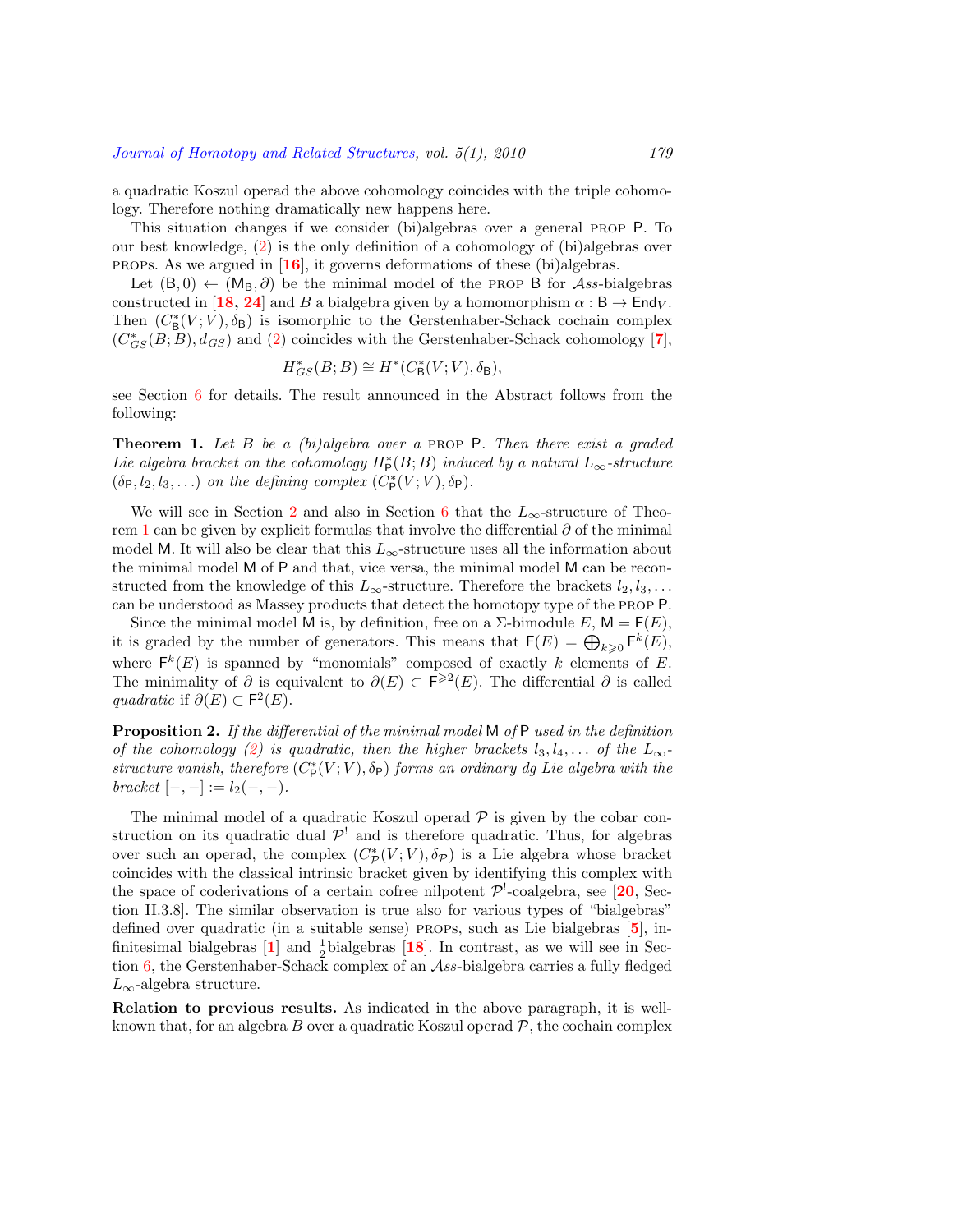a quadratic Koszul operad the above cohomology coincides with the triple cohomology. Therefore nothing dramatically new happens here.

This situation changes if we consider (bi)algebras over a general PROP $\mathsf{P}$. To our best knowledge, (2) is the only definition of a cohomology of (bi)algebras over PROPs. As we argued in [16], it governs deformations of these (bi)algebras.

Let $(\mathsf{B}, 0) \leftarrow (\mathsf{M}_\mathsf{B}, \partial)$ be the minimal model of the PROP $\mathsf{B}$ for $\mathcal{A}ss$-bialgebras constructed in [18, 24] and $B$ a bialgebra given by a homomorphism $\alpha : \mathsf{B} \to \mathsf{End}_V$. Then $(C^*_\mathsf{B}(V;V), \delta_\mathsf{B})$ is isomorphic to the Gerstenhaber-Schack cochain complex $(C^*_{GS}(B;B), d_{GS})$ and (2) coincides with the Gerstenhaber-Schack cohomology [7],

$$H^*_{GS}(B;B) \cong H^*(C^*_\mathsf{B}(V;V), \delta_\mathsf{B}),$$

see Section 6 for details. The result announced in the Abstract follows from the following:

**Theorem 1.** *Let $B$ be a (bi)algebra over a* PROP $\mathsf{P}$*. Then there exist a graded Lie algebra bracket on the cohomology $H^*_\mathsf{P}(B;B)$ induced by a natural $L_\infty$-structure $(\delta_\mathsf{P}, l_2, l_3, \ldots)$ on the defining complex $(C^*_\mathsf{P}(V;V), \delta_\mathsf{P})$.*

We will see in Section 2 and also in Section 6 that the $L_\infty$-structure of Theorem 1 can be given by explicit formulas that involve the differential $\partial$ of the minimal model $\mathsf{M}$. It will also be clear that this $L_\infty$-structure uses all the information about the minimal model $\mathsf{M}$ of $\mathsf{P}$ and that, vice versa, the minimal model $\mathsf{M}$ can be reconstructed from the knowledge of this $L_\infty$-structure. Therefore the brackets $l_2, l_3, \ldots$ can be understood as Massey products that detect the homotopy type of the PROP $\mathsf{P}$.

Since the minimal model $\mathsf{M}$ is, by definition, free on a $\Sigma$-bimodule $E$, $\mathsf{M} = \mathsf{F}(E)$, it is graded by the number of generators. This means that $\mathsf{F}(E) = \bigoplus_{k \geqslant 0} \mathsf{F}^k(E)$, where $\mathsf{F}^k(E)$ is spanned by "monomials" composed of exactly $k$ elements of $E$. The minimality of $\partial$ is equivalent to $\partial(E) \subset \mathsf{F}^{\geqslant 2}(E)$. The differential $\partial$ is called *quadratic* if $\partial(E) \subset \mathsf{F}^2(E)$.

**Proposition 2.** *If the differential of the minimal model $\mathsf{M}$ of $\mathsf{P}$ used in the definition of the cohomology (2) is quadratic, then the higher brackets $l_3, l_4, \ldots$ of the $L_\infty$-structure vanish, therefore $(C^*_\mathsf{P}(V;V), \delta_\mathsf{P})$ forms an ordinary dg Lie algebra with the bracket $[-,-] := l_2(-,-)$.*

The minimal model of a quadratic Koszul operad $\mathcal{P}$ is given by the cobar construction on its quadratic dual $\mathcal{P}^!$ and is therefore quadratic. Thus, for algebras over such an operad, the complex $(C^*_\mathcal{P}(V;V), \delta_\mathcal{P})$ is a Lie algebra whose bracket coincides with the classical intrinsic bracket given by identifying this complex with the space of coderivations of a certain cofree nilpotent $\mathcal{P}^!$-coalgebra, see [20, Section II.3.8]. The similar observation is true also for various types of "bialgebras" defined over quadratic (in a suitable sense) PROPs, such as Lie bialgebras [5], infinitesimal bialgebras [1] and $\frac{1}{2}$bialgebras [18]. In contrast, as we will see in Section 6, the Gerstenhaber-Schack complex of an $\mathcal{A}ss$-bialgebra carries a fully fledged $L_\infty$-algebra structure.

**Relation to previous results.** As indicated in the above paragraph, it is well-known that, for an algebra $B$ over a quadratic Koszul operad $\mathcal{P}$, the cochain complex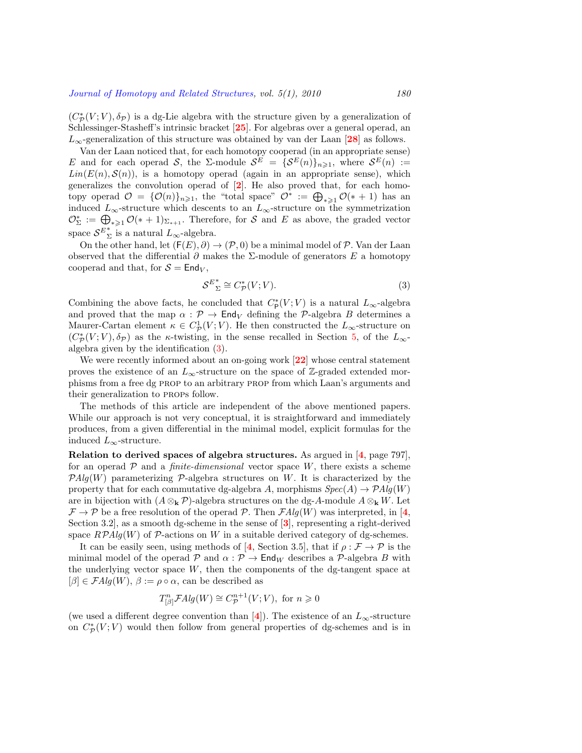$(C^*_{\mathcal{P}}(V;V), \delta_{\mathcal{P}})$ is a dg-Lie algebra with the structure given by a generalization of Schlessinger-Stasheff's intrinsic bracket [25]. For algebras over a general operad, an $L_\infty$-generalization of this structure was obtained by van der Laan [28] as follows.

Van der Laan noticed that, for each homotopy cooperad (in an appropriate sense) $E$ and for each operad $\mathcal{S}$, the $\Sigma$-module $\mathcal{S}^E = \{\mathcal{S}^E(n)\}_{n\geqslant 1}$, where $\mathcal{S}^E(n) := Lin(E(n), \mathcal{S}(n))$, is a homotopy operad (again in an appropriate sense), which generalizes the convolution operad of [2]. He also proved that, for each homotopy operad $\mathcal{O} = \{\mathcal{O}(n)\}_{n\geqslant 1}$, the "total space" $\mathcal{O}^* := \bigoplus_{*\geqslant 1}\mathcal{O}(*+1)$ has an induced $L_\infty$-structure which descends to an $L_\infty$-structure on the symmetrization $\mathcal{O}^*_\Sigma := \bigoplus_{*\geqslant 1}\mathcal{O}(*+1)_{\Sigma_{*+1}}$. Therefore, for $\mathcal{S}$ and $E$ as above, the graded vector space $\mathcal{S}^{E^*}_{\ \Sigma}$ is a natural $L_\infty$-algebra.

On the other hand, let $(\mathsf{F}(E), \partial) \to (\mathcal{P}, 0)$ be a minimal model of $\mathcal{P}$. Van der Laan observed that the differential $\partial$ makes the $\Sigma$-module of generators $E$ a homotopy cooperad and that, for $\mathcal{S} = \mathsf{End}_V$,

$$\mathcal{S}^{E^*}_{\ \Sigma} \cong C^*_{\mathcal{P}}(V;V). \tag{3}$$

Combining the above facts, he concluded that $C^*_{\mathsf{P}}(V;V)$ is a natural $L_\infty$-algebra and proved that the map $\alpha : \mathcal{P} \to \mathsf{End}_V$ defining the $\mathcal{P}$-algebra $B$ determines a Maurer-Cartan element $\kappa \in C^1_{\mathcal{P}}(V;V)$. He then constructed the $L_\infty$-structure on $(C^*_{\mathcal{P}}(V;V), \delta_{\mathcal{P}})$ as the $\kappa$-twisting, in the sense recalled in Section 5, of the $L_\infty$-algebra given by the identification (3).

We were recently informed about an on-going work [22] whose central statement proves the existence of an $L_\infty$-structure on the space of $\mathbb{Z}$-graded extended morphisms from a free dg PROP to an arbitrary PROP from which Laan's arguments and their generalization to PROPs follow.

The methods of this article are independent of the above mentioned papers. While our approach is not very conceptual, it is straightforward and immediately produces, from a given differential in the minimal model, explicit formulas for the induced $L_\infty$-structure.

**Relation to derived spaces of algebra structures.** As argued in [4, page 797], for an operad $\mathcal{P}$ and a *finite-dimensional* vector space $W$, there exists a scheme $\mathcal{P}Alg(W)$ parameterizing $\mathcal{P}$-algebra structures on $W$. It is characterized by the property that for each commutative dg-algebra $A$, morphisms $Spec(A) \to \mathcal{P}Alg(W)$ are in bijection with $(A \otimes_{\mathbf{k}} \mathcal{P})$-algebra structures on the dg-$A$-module $A \otimes_{\mathbf{k}} W$. Let $\mathcal{F} \to \mathcal{P}$ be a free resolution of the operad $\mathcal{P}$. Then $\mathcal{F}Alg(W)$ was interpreted, in [4, Section 3.2], as a smooth dg-scheme in the sense of [3], representing a right-derived space $R\mathcal{P}Alg(W)$ of $\mathcal{P}$-actions on $W$ in a suitable derived category of dg-schemes.

It can be easily seen, using methods of [4, Section 3.5], that if $\rho : \mathcal{F} \to \mathcal{P}$ is the minimal model of the operad $\mathcal{P}$ and $\alpha : \mathcal{P} \to \mathsf{End}_W$ describes a $\mathcal{P}$-algebra $B$ with the underlying vector space $W$, then the components of the dg-tangent space at $[\beta] \in \mathcal{F}Alg(W)$, $\beta := \rho \circ \alpha$, can be described as

$$T^n_{[\beta]}\mathcal{F}Alg(W) \cong C^{n+1}_{\mathcal{P}}(V;V), \text{ for } n \geqslant 0$$

(we used a different degree convention than [4]). The existence of an $L_\infty$-structure on $C^*_{\mathcal{P}}(V;V)$ would then follow from general properties of dg-schemes and is in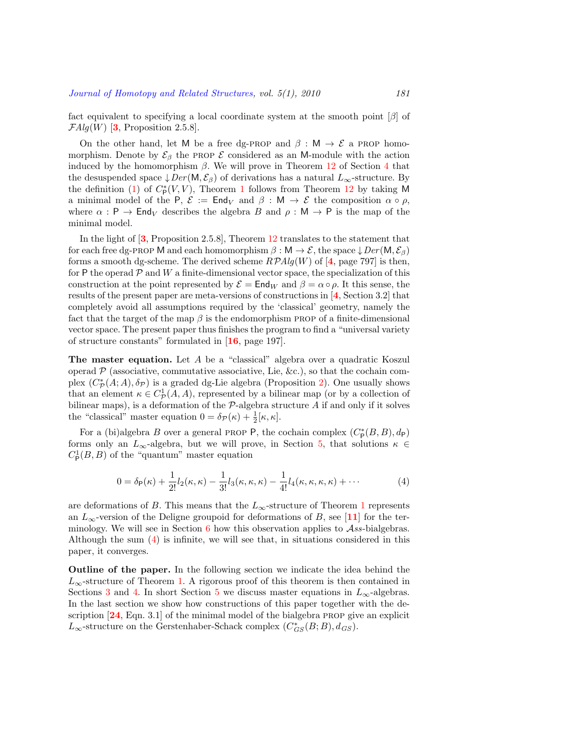fact equivalent to specifying a local coordinate system at the smooth point $[\beta]$ of $\mathcal{F}Alg(W)$ [**3**, Proposition 2.5.8].

On the other hand, let $\mathsf{M}$ be a free dg-PROP and $\beta : \mathsf{M} \to \mathcal{E}$ a PROP homomorphism. Denote by $\mathcal{E}_\beta$ the PROP $\mathcal{E}$ considered as an $\mathsf{M}$-module with the action induced by the homomorphism $\beta$. We will prove in Theorem 12 of Section 4 that the desuspended space $\downarrow Der(\mathsf{M}, \mathcal{E}_\beta)$ of derivations has a natural $L_\infty$-structure. By the definition (1) of $C^*_{\mathsf{P}}(V,V)$, Theorem 1 follows from Theorem 12 by taking $\mathsf{M}$ a minimal model of the $\mathsf{P}$, $\mathcal{E} := \mathsf{End}_V$ and $\beta : \mathsf{M} \to \mathcal{E}$ the composition $\alpha \circ \rho$, where $\alpha : \mathsf{P} \to \mathsf{End}_V$ describes the algebra $B$ and $\rho : \mathsf{M} \to \mathsf{P}$ is the map of the minimal model.

In the light of [**3**, Proposition 2.5.8], Theorem 12 translates to the statement that for each free dg-PROP $\mathsf{M}$ and each homomorphism $\beta : \mathsf{M} \to \mathcal{E}$, the space $\downarrow Der(\mathsf{M}, \mathcal{E}_\beta)$ forms a smooth dg-scheme. The derived scheme $R\mathcal{P}Alg(W)$ of [**4**, page 797] is then, for $\mathsf{P}$ the operad $\mathcal{P}$ and $W$ a finite-dimensional vector space, the specialization of this construction at the point represented by $\mathcal{E} = \mathsf{End}_W$ and $\beta = \alpha \circ \rho$. It this sense, the results of the present paper are meta-versions of constructions in [**4**, Section 3.2] that completely avoid all assumptions required by the 'classical' geometry, namely the fact that the target of the map $\beta$ is the endomorphism PROP of a finite-dimensional vector space. The present paper thus finishes the program to find a "universal variety of structure constants" formulated in [**16**, page 197].

**The master equation.** Let $A$ be a "classical" algebra over a quadratic Koszul operad $\mathcal{P}$ (associative, commutative associative, Lie, &c.), so that the cochain complex $(C^*_{\mathcal{P}}(A;A), \delta_{\mathcal{P}})$ is a graded dg-Lie algebra (Proposition 2). One usually shows that an element $\kappa \in C^1_{\mathcal{P}}(A,A)$, represented by a bilinear map (or by a collection of bilinear maps), is a deformation of the $\mathcal{P}$-algebra structure $A$ if and only if it solves the "classical" master equation $0 = \delta_{\mathcal{P}}(\kappa) + \frac{1}{2}[\kappa,\kappa]$.

For a (bi)algebra $B$ over a general PROP $\mathsf{P}$, the cochain complex $(C^*_{\mathsf{P}}(B,B), d_{\mathsf{P}})$ forms only an $L_\infty$-algebra, but we will prove, in Section 5, that solutions $\kappa \in C^1_{\mathsf{P}}(B,B)$ of the "quantum" master equation

$$0 = \delta_{\mathsf{P}}(\kappa) + \frac{1}{2!} l_2(\kappa,\kappa) - \frac{1}{3!} l_3(\kappa,\kappa,\kappa) - \frac{1}{4!} l_4(\kappa,\kappa,\kappa,\kappa) + \cdots \tag{4}$$

are deformations of $B$. This means that the $L_\infty$-structure of Theorem 1 represents an $L_\infty$-version of the Deligne groupoid for deformations of $B$, see [**11**] for the terminology. We will see in Section 6 how this observation applies to $\mathcal{A}ss$-bialgebras. Although the sum (4) is infinite, we will see that, in situations considered in this paper, it converges.

**Outline of the paper.** In the following section we indicate the idea behind the $L_\infty$-structure of Theorem 1. A rigorous proof of this theorem is then contained in Sections 3 and 4. In short Section 5 we discuss master equations in $L_\infty$-algebras. In the last section we show how constructions of this paper together with the description [**24**, Eqn. 3.1] of the minimal model of the bialgebra PROP give an explicit $L_\infty$-structure on the Gerstenhaber-Schack complex $(C^*_{GS}(B;B), d_{GS})$.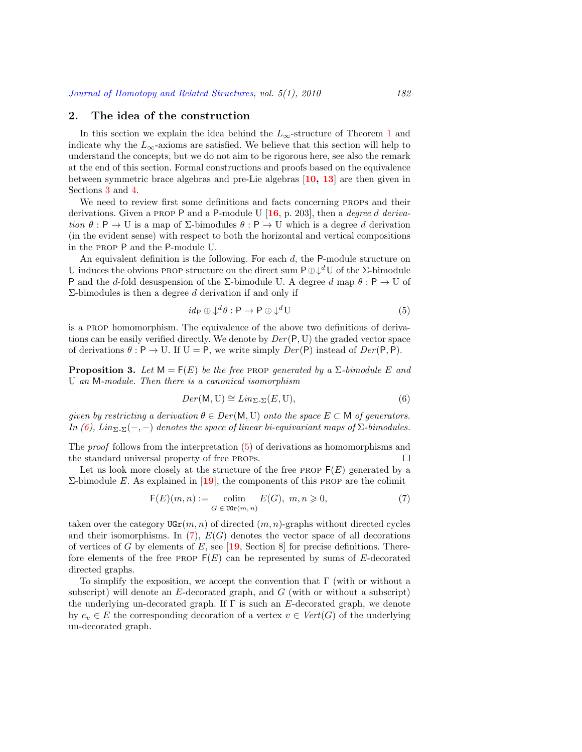## 2. The idea of the construction

In this section we explain the idea behind the $L_\infty$-structure of Theorem 1 and indicate why the $L_\infty$-axioms are satisfied. We believe that this section will help to understand the concepts, but we do not aim to be rigorous here, see also the remark at the end of this section. Formal constructions and proofs based on the equivalence between symmetric brace algebras and pre-Lie algebras [10, 13] are then given in Sections 3 and 4.

We need to review first some definitions and facts concerning PROPs and their derivations. Given a PROP $\mathsf{P}$ and a $\mathsf{P}$-module $\mathrm{U}$ [16, p. 203], then a *degree d derivation* $\theta : \mathsf{P} \to \mathrm{U}$ is a map of $\Sigma$-bimodules $\theta : \mathsf{P} \to \mathrm{U}$ which is a degree $d$ derivation (in the evident sense) with respect to both the horizontal and vertical compositions in the PROP $\mathsf{P}$ and the $\mathsf{P}$-module $\mathrm{U}$.

An equivalent definition is the following. For each $d$, the $\mathsf{P}$-module structure on $\mathrm{U}$ induces the obvious PROP structure on the direct sum $\mathsf{P} \oplus \downarrow^d \mathrm{U}$ of the $\Sigma$-bimodule $\mathsf{P}$ and the $d$-fold desuspension of the $\Sigma$-bimodule $\mathrm{U}$. A degree $d$ map $\theta : \mathsf{P} \to \mathrm{U}$ of $\Sigma$-bimodules is then a degree $d$ derivation if and only if

$$id_{\mathsf{P}} \oplus \downarrow^d \theta : \mathsf{P} \to \mathsf{P} \oplus \downarrow^d \mathrm{U} \tag{5}$$

is a PROP homomorphism. The equivalence of the above two definitions of derivations can be easily verified directly. We denote by $Der(\mathsf{P}, \mathrm{U})$ the graded vector space of derivations $\theta : \mathsf{P} \to \mathrm{U}$. If $\mathrm{U} = \mathsf{P}$, we write simply $Der(\mathsf{P})$ instead of $Der(\mathsf{P}, \mathsf{P})$.

**Proposition 3.** *Let $\mathsf{M} = \mathsf{F}(E)$ be the free PROP generated by a $\Sigma$-bimodule $E$ and $\mathrm{U}$ an $\mathsf{M}$-module. Then there is a canonical isomorphism*

$$Der(\mathsf{M}, \mathrm{U}) \cong Lin_{\Sigma\text{-}\Sigma}(E, \mathrm{U}), \tag{6}$$

*given by restricting a derivation $\theta \in Der(\mathsf{M}, \mathrm{U})$ onto the space $E \subset \mathsf{M}$ of generators. In (6), $Lin_{\Sigma\text{-}\Sigma}(-,-)$ denotes the space of linear bi-equivariant maps of $\Sigma$-bimodules.*

The *proof* follows from the interpretation (5) of derivations as homomorphisms and the standard universal property of free PROPs. $\square$

Let us look more closely at the structure of the free PROP $\mathsf{F}(E)$ generated by a $\Sigma$-bimodule $E$. As explained in [19], the components of this PROP are the colimit

$$\mathsf{F}(E)(m,n) := \operatorname*{colim}_{G \,\in\, \mathtt{UGr}(m,\,n)} E(G), \ \ m, n \geqslant 0, \tag{7}$$

taken over the category $\mathtt{UGr}(m,n)$ of directed $(m,n)$-graphs without directed cycles and their isomorphisms. In (7), $E(G)$ denotes the vector space of all decorations of vertices of $G$ by elements of $E$, see [19, Section 8] for precise definitions. Therefore elements of the free PROP $\mathsf{F}(E)$ can be represented by sums of $E$-decorated directed graphs.

To simplify the exposition, we accept the convention that $\Gamma$ (with or without a subscript) will denote an $E$-decorated graph, and $G$ (with or without a subscript) the underlying un-decorated graph. If $\Gamma$ is such an $E$-decorated graph, we denote by $e_v \in E$ the corresponding decoration of a vertex $v \in Vert(G)$ of the underlying un-decorated graph.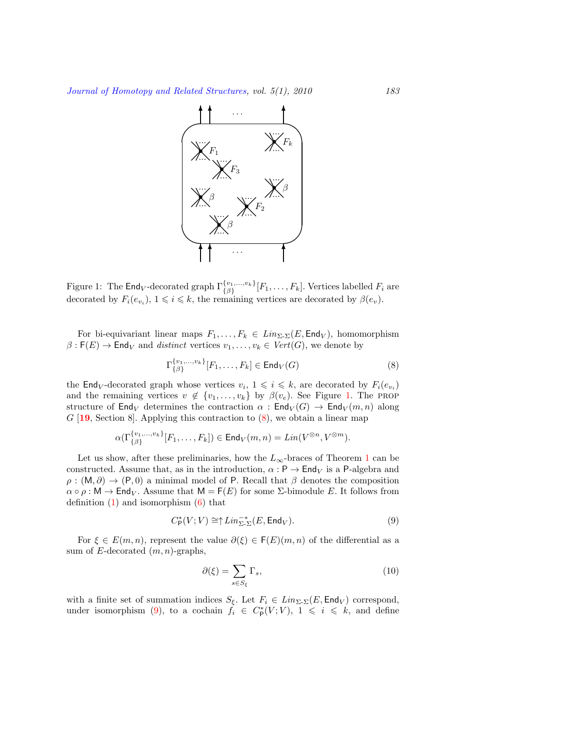Figure 1: The $\mathsf{End}_V$-decorated graph $\Gamma^{\{v_1,\ldots,v_k\}}_{\{\beta\}}[F_1,\ldots,F_k]$. Vertices labelled $F_i$ are decorated by $F_i(e_{v_i})$, $1 \leqslant i \leqslant k$, the remaining vertices are decorated by $\beta(e_v)$.

For bi-equivariant linear maps $F_1,\ldots,F_k \in \mathit{Lin}_{\Sigma\text{-}\Sigma}(E,\mathsf{End}_V)$, homomorphism $\beta : \mathsf{F}(E) \to \mathsf{End}_V$ and *distinct* vertices $v_1,\ldots,v_k \in \mathit{Vert}(G)$, we denote by

$$\Gamma^{\{v_1,\ldots,v_k\}}_{\{\beta\}}[F_1,\ldots,F_k] \in \mathsf{End}_V(G) \tag{8}$$

the $\mathsf{End}_V$-decorated graph whose vertices $v_i$, $1 \leqslant i \leqslant k$, are decorated by $F_i(e_{v_i})$ and the remaining vertices $v \notin \{v_1,\ldots,v_k\}$ by $\beta(v_e)$. See Figure 1. The PROP structure of $\mathsf{End}_V$ determines the contraction $\alpha : \mathsf{End}_V(G) \to \mathsf{End}_V(m,n)$ along $G$ [19, Section 8]. Applying this contraction to (8), we obtain a linear map

$$\alpha(\Gamma^{\{v_1,\ldots,v_k\}}_{\{\beta\}}[F_1,\ldots,F_k]) \in \mathsf{End}_V(m,n) = \mathit{Lin}(V^{\otimes n}, V^{\otimes m}).$$

Let us show, after these preliminaries, how the $L_\infty$-braces of Theorem 1 can be constructed. Assume that, as in the introduction, $\alpha : \mathsf{P} \to \mathsf{End}_V$ is a $\mathsf{P}$-algebra and $\rho : (\mathsf{M},\partial) \to (\mathsf{P},0)$ a minimal model of $\mathsf{P}$. Recall that $\beta$ denotes the composition $\alpha \circ \rho : \mathsf{M} \to \mathsf{End}_V$. Assume that $\mathsf{M} = \mathsf{F}(E)$ for some $\Sigma$-bimodule $E$. It follows from definition (1) and isomorphism (6) that

$$C^*_{\mathsf{P}}(V;V) \cong \uparrow \mathit{Lin}^{-*}_{\Sigma\text{-}\Sigma}(E,\mathsf{End}_V). \tag{9}$$

For $\xi \in E(m,n)$, represent the value $\partial(\xi) \in \mathsf{F}(E)(m,n)$ of the differential as a sum of $E$-decorated $(m,n)$-graphs,

$$\partial(\xi) = \sum_{s \in S_\xi} \Gamma_s, \tag{10}$$

with a finite set of summation indices $S_\xi$. Let $F_i \in \mathit{Lin}_{\Sigma\text{-}\Sigma}(E,\mathsf{End}_V)$ correspond, under isomorphism (9), to a cochain $f_i \in C^*_{\mathsf{P}}(V;V)$, $1 \leqslant i \leqslant k$, and define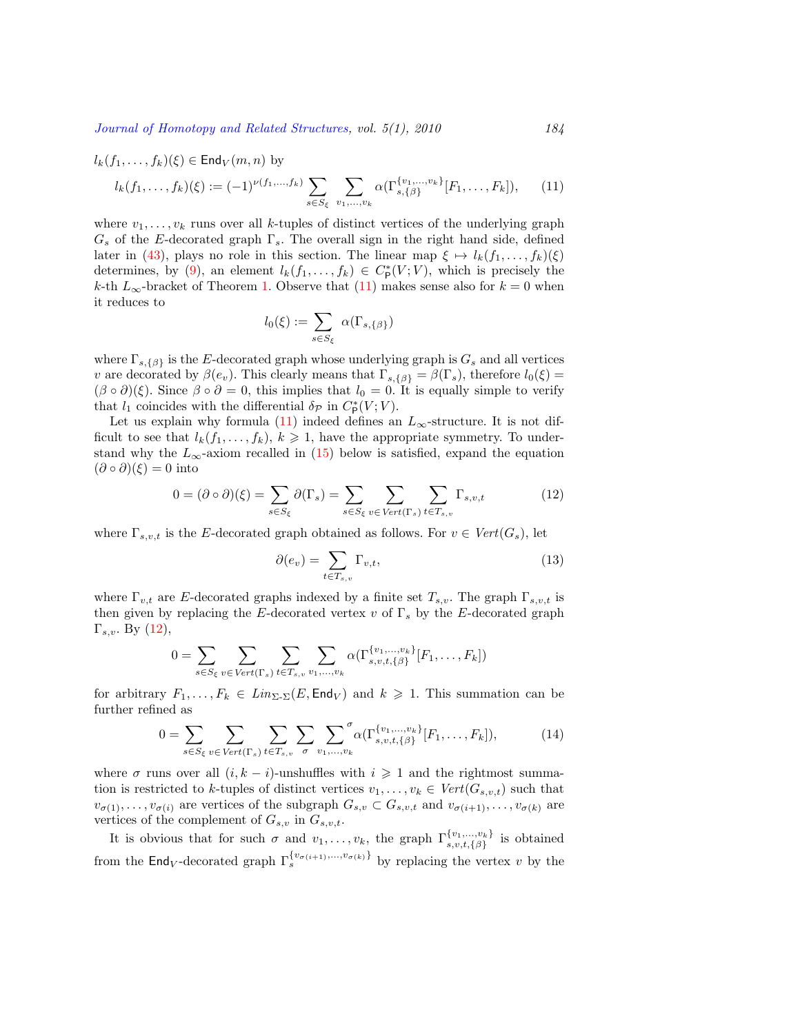$l_k(f_1, \ldots, f_k)(\xi) \in \mathsf{End}_V(m, n)$ by

$$l_k(f_1, \ldots, f_k)(\xi) := (-1)^{\nu(f_1,\ldots,f_k)} \sum_{s \in S_\xi} \sum_{v_1,\ldots,v_k} \alpha(\Gamma^{\{v_1,\ldots,v_k\}}_{s,\{\beta\}}[F_1, \ldots, F_k]), \tag{11}$$

where $v_1, \ldots, v_k$ runs over all $k$-tuples of distinct vertices of the underlying graph $G_s$ of the $E$-decorated graph $\Gamma_s$. The overall sign in the right hand side, defined later in (43), plays no role in this section. The linear map $\xi \mapsto l_k(f_1, \ldots, f_k)(\xi)$ determines, by (9), an element $l_k(f_1, \ldots, f_k) \in C^*_{\mathsf{P}}(V; V)$, which is precisely the $k$-th $L_\infty$-bracket of Theorem 1. Observe that (11) makes sense also for $k = 0$ when it reduces to

$$l_0(\xi) := \sum_{s \in S_\xi} \alpha(\Gamma_{s,\{\beta\}})$$

where $\Gamma_{s,\{\beta\}}$ is the $E$-decorated graph whose underlying graph is $G_s$ and all vertices $v$ are decorated by $\beta(e_v)$. This clearly means that $\Gamma_{s,\{\beta\}} = \beta(\Gamma_s)$, therefore $l_0(\xi) = (\beta \circ \partial)(\xi)$. Since $\beta \circ \partial = 0$, this implies that $l_0 = 0$. It is equally simple to verify that $l_1$ coincides with the differential $\delta_{\mathcal{P}}$ in $C^*_{\mathsf{P}}(V; V)$.

Let us explain why formula (11) indeed defines an $L_\infty$-structure. It is not difficult to see that $l_k(f_1, \ldots, f_k)$, $k \geqslant 1$, have the appropriate symmetry. To understand why the $L_\infty$-axiom recalled in (15) below is satisfied, expand the equation $(\partial \circ \partial)(\xi) = 0$ into

$$0 = (\partial \circ \partial)(\xi) = \sum_{s \in S_\xi} \partial(\Gamma_s) = \sum_{s \in S_\xi} \sum_{v \in \mathit{Vert}(\Gamma_s)} \sum_{t \in T_{s,v}} \Gamma_{s,v,t} \tag{12}$$

where $\Gamma_{s,v,t}$ is the $E$-decorated graph obtained as follows. For $v \in \mathit{Vert}(G_s)$, let

$$\partial(e_v) = \sum_{t \in T_{s,v}} \Gamma_{v,t}, \tag{13}$$

where $\Gamma_{v,t}$ are $E$-decorated graphs indexed by a finite set $T_{s,v}$. The graph $\Gamma_{s,v,t}$ is then given by replacing the $E$-decorated vertex $v$ of $\Gamma_s$ by the $E$-decorated graph $\Gamma_{s,v}$. By (12),

$$0 = \sum_{s \in S_\xi} \sum_{v \in \mathit{Vert}(\Gamma_s)} \sum_{t \in T_{s,v}} \sum_{v_1,\ldots,v_k} \alpha(\Gamma^{\{v_1,\ldots,v_k\}}_{s,v,t,\{\beta\}}[F_1, \ldots, F_k])$$

for arbitrary $F_1, \ldots, F_k \in \mathit{Lin}_{\Sigma\text{-}\Sigma}(E, \mathsf{End}_V)$ and $k \geqslant 1$. This summation can be further refined as

$$0 = \sum_{s \in S_\xi} \sum_{v \in \mathit{Vert}(\Gamma_s)} \sum_{t \in T_{s,v}} \sum_{\sigma} \sideset{}{^\sigma}\sum_{v_1,\ldots,v_k} \alpha(\Gamma^{\{v_1,\ldots,v_k\}}_{s,v,t,\{\beta\}}[F_1, \ldots, F_k]), \tag{14}$$

where $\sigma$ runs over all $(i, k-i)$-unshuffles with $i \geqslant 1$ and the rightmost summation is restricted to $k$-tuples of distinct vertices $v_1, \ldots, v_k \in \mathit{Vert}(G_{s,v,t})$ such that $v_{\sigma(1)}, \ldots, v_{\sigma(i)}$ are vertices of the subgraph $G_{s,v} \subset G_{s,v,t}$ and $v_{\sigma(i+1)}, \ldots, v_{\sigma(k)}$ are vertices of the complement of $G_{s,v}$ in $G_{s,v,t}$.

It is obvious that for such $\sigma$ and $v_1, \ldots, v_k$, the graph $\Gamma^{\{v_1,\ldots,v_k\}}_{s,v,t,\{\beta\}}$ is obtained from the $\mathsf{End}_V$-decorated graph $\Gamma^{\{v_{\sigma(i+1)},\ldots,v_{\sigma(k)}\}}_s$ by replacing the vertex $v$ by the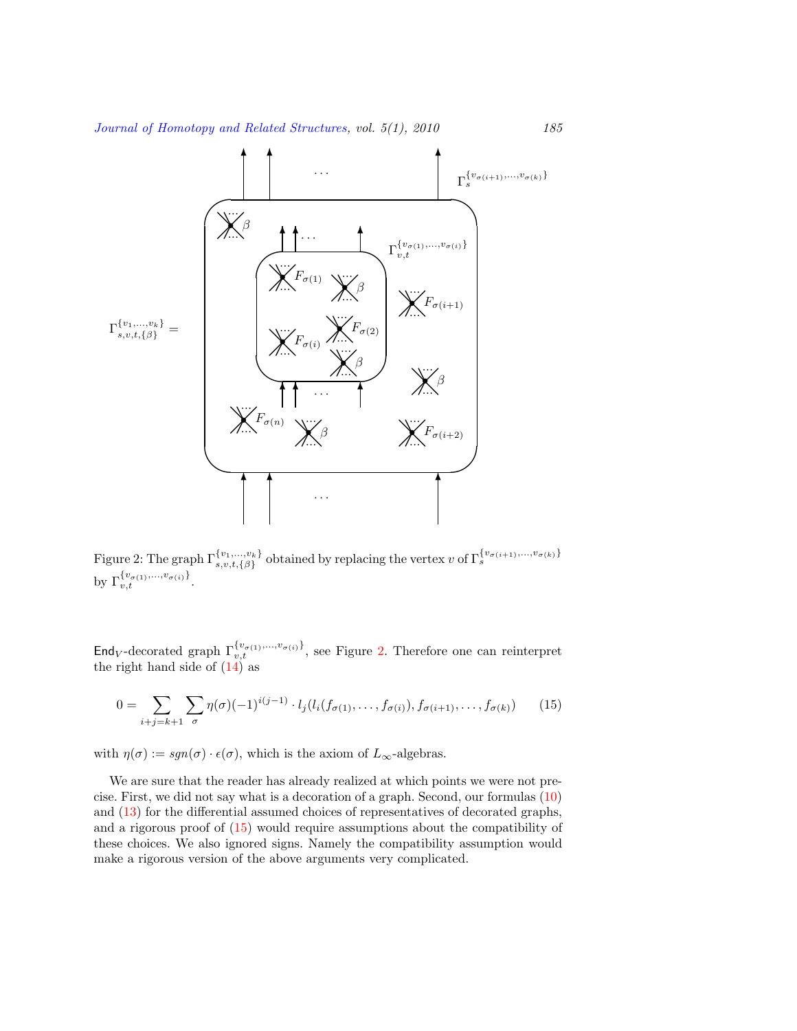Figure 2: The graph $\Gamma^{\{v_1,\ldots,v_k\}}_{s,v,t,\{\beta\}}$ obtained by replacing the vertex $v$ of $\Gamma^{\{v_{\sigma(i+1)},\ldots,v_{\sigma(k)}\}}_{s}$ by $\Gamma^{\{v_{\sigma(1)},\ldots,v_{\sigma(i)}\}}_{v,t}$.

$\mathsf{End}_V$-decorated graph $\Gamma^{\{v_{\sigma(1)},\ldots,v_{\sigma(i)}\}}_{v,t}$, see Figure 2. Therefore one can reinterpret the right hand side of (14) as

$$0 = \sum_{i+j=k+1} \sum_{\sigma} \eta(\sigma)(-1)^{i(j-1)} \cdot l_j(l_i(f_{\sigma(1)},\ldots,f_{\sigma(i)}), f_{\sigma(i+1)},\ldots,f_{\sigma(k)}) \qquad (15)$$

with $\eta(\sigma) := sgn(\sigma)\cdot\epsilon(\sigma)$, which is the axiom of $L_\infty$-algebras.

We are sure that the reader has already realized at which points we were not precise. First, we did not say what is a decoration of a graph. Second, our formulas (10) and (13) for the differential assumed choices of representatives of decorated graphs, and a rigorous proof of (15) would require assumptions about the compatibility of these choices. We also ignored signs. Namely the compatibility assumption would make a rigorous version of the above arguments very complicated.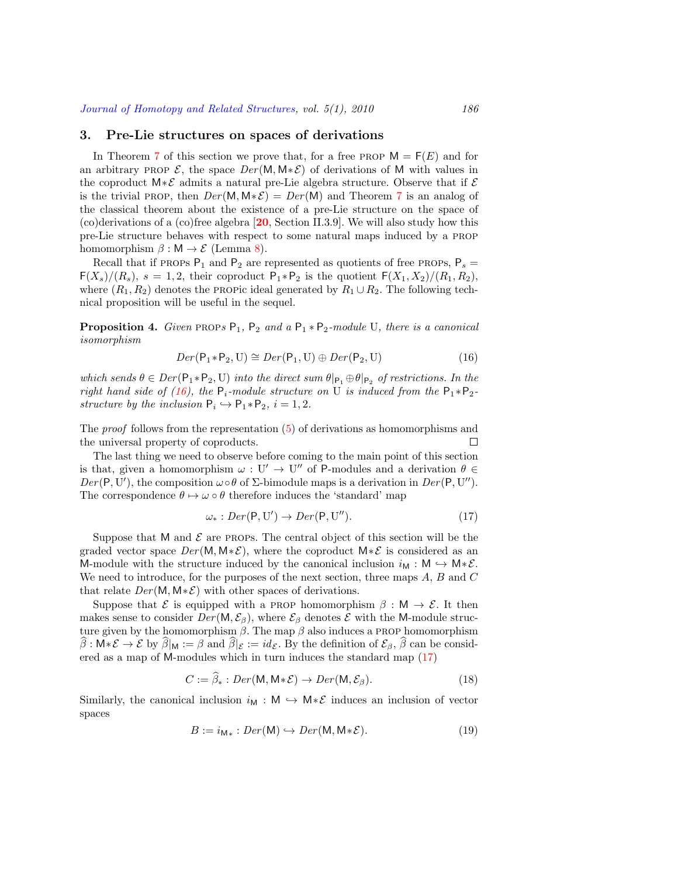## 3. Pre-Lie structures on spaces of derivations

In Theorem 7 of this section we prove that, for a free PROP $\mathsf{M} = \mathsf{F}(E)$ and for an arbitrary PROP $\mathcal{E}$, the space $Der(\mathsf{M}, \mathsf{M}*\mathcal{E})$ of derivations of $\mathsf{M}$ with values in the coproduct $\mathsf{M}*\mathcal{E}$ admits a natural pre-Lie algebra structure. Observe that if $\mathcal{E}$ is the trivial PROP, then $Der(\mathsf{M}, \mathsf{M}*\mathcal{E}) = Der(\mathsf{M})$ and Theorem 7 is an analog of the classical theorem about the existence of a pre-Lie structure on the space of (co)derivations of a (co)free algebra [**20**, Section II.3.9]. We will also study how this pre-Lie structure behaves with respect to some natural maps induced by a PROP homomorphism $\beta : \mathsf{M} \to \mathcal{E}$ (Lemma 8).

Recall that if PROPs $\mathsf{P}_1$ and $\mathsf{P}_2$ are represented as quotients of free PROPs, $\mathsf{P}_s = \mathsf{F}(X_s)/(R_s)$, $s = 1, 2$, their coproduct $\mathsf{P}_1*\mathsf{P}_2$ is the quotient $\mathsf{F}(X_1, X_2)/(R_1, R_2)$, where $(R_1, R_2)$ denotes the PROPic ideal generated by $R_1 \cup R_2$. The following technical proposition will be useful in the sequel.

**Proposition 4.** *Given PROPs $\mathsf{P}_1$, $\mathsf{P}_2$ and a $\mathsf{P}_1 * \mathsf{P}_2$-module $\mathrm{U}$, there is a canonical isomorphism*

$$Der(\mathsf{P}_1*\mathsf{P}_2, \mathrm{U}) \cong Der(\mathsf{P}_1, \mathrm{U}) \oplus Der(\mathsf{P}_2, \mathrm{U}) \tag{16}$$

*which sends $\theta \in Der(\mathsf{P}_1*\mathsf{P}_2, \mathrm{U})$ into the direct sum $\theta|_{\mathsf{P}_1} \oplus \theta|_{\mathsf{P}_2}$ of restrictions. In the right hand side of (16), the $\mathsf{P}_i$-module structure on $\mathrm{U}$ is induced from the $\mathsf{P}_1*\mathsf{P}_2$-structure by the inclusion $\mathsf{P}_i \hookrightarrow \mathsf{P}_1*\mathsf{P}_2$, $i = 1, 2$.*

The *proof* follows from the representation (5) of derivations as homomorphisms and the universal property of coproducts. □

The last thing we need to observe before coming to the main point of this section is that, given a homomorphism $\omega : \mathrm{U}' \to \mathrm{U}''$ of $\mathsf{P}$-modules and a derivation $\theta \in Der(\mathsf{P}, \mathrm{U}')$, the composition $\omega \circ \theta$ of $\Sigma$-bimodule maps is a derivation in $Der(\mathsf{P}, \mathrm{U}'')$. The correspondence $\theta \mapsto \omega \circ \theta$ therefore induces the 'standard' map

$$\omega_* : Der(\mathsf{P}, \mathrm{U}') \to Der(\mathsf{P}, \mathrm{U}''). \tag{17}$$

Suppose that $\mathsf{M}$ and $\mathcal{E}$ are PROPs. The central object of this section will be the graded vector space $Der(\mathsf{M}, \mathsf{M}*\mathcal{E})$, where the coproduct $\mathsf{M}*\mathcal{E}$ is considered as an $\mathsf{M}$-module with the structure induced by the canonical inclusion $i_{\mathsf{M}} : \mathsf{M} \hookrightarrow \mathsf{M}*\mathcal{E}$. We need to introduce, for the purposes of the next section, three maps $A$, $B$ and $C$ that relate $Der(\mathsf{M}, \mathsf{M}*\mathcal{E})$ with other spaces of derivations.

Suppose that $\mathcal{E}$ is equipped with a PROP homomorphism $\beta : \mathsf{M} \to \mathcal{E}$. It then makes sense to consider $Der(\mathsf{M}, \mathcal{E}_\beta)$, where $\mathcal{E}_\beta$ denotes $\mathcal{E}$ with the $\mathsf{M}$-module structure given by the homomorphism $\beta$. The map $\beta$ also induces a PROP homomorphism $\widehat{\beta} : \mathsf{M}*\mathcal{E} \to \mathcal{E}$ by $\widehat{\beta}|_{\mathsf{M}} := \beta$ and $\widehat{\beta}|_{\mathcal{E}} := id_{\mathcal{E}}$. By the definition of $\mathcal{E}_\beta$, $\widehat{\beta}$ can be considered as a map of $\mathsf{M}$-modules which in turn induces the standard map (17)

$$C := \widehat{\beta}_* : Der(\mathsf{M}, \mathsf{M}*\mathcal{E}) \to Der(\mathsf{M}, \mathcal{E}_\beta). \tag{18}$$

Similarly, the canonical inclusion $i_{\mathsf{M}} : \mathsf{M} \hookrightarrow \mathsf{M}*\mathcal{E}$ induces an inclusion of vector spaces

$$B := i_{\mathsf{M}*} : Der(\mathsf{M}) \hookrightarrow Der(\mathsf{M}, \mathsf{M}*\mathcal{E}). \tag{19}$$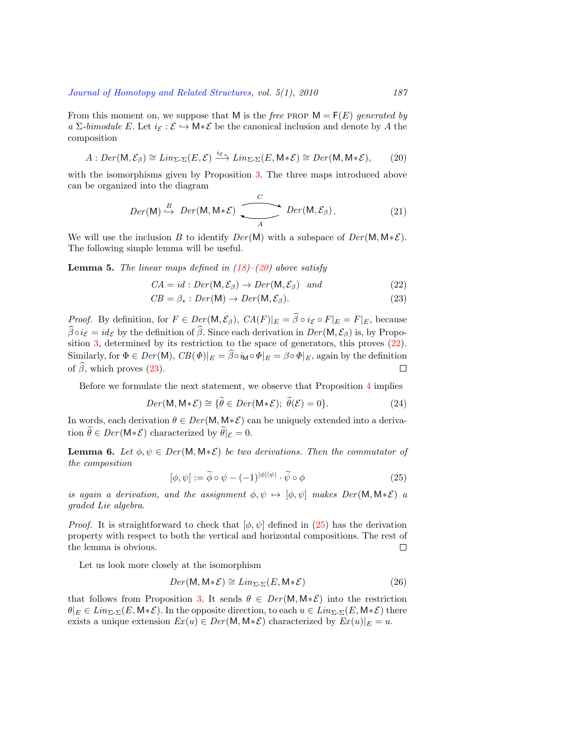From this moment on, we suppose that $\mathsf{M}$ is the *free* PROP $\mathsf{M} = \mathsf{F}(E)$ *generated by a $\Sigma$-bimodule $E$*. Let $i_{\mathcal{E}} : \mathcal{E} \hookrightarrow \mathsf{M}*\mathcal{E}$ be the canonical inclusion and denote by $A$ the composition

$$A : \mathit{Der}(\mathsf{M}, \mathcal{E}_\beta) \cong \mathit{Lin}_{\Sigma\text{-}\Sigma}(E, \mathcal{E}) \xrightarrow{i_{\mathcal{E}*}} \mathit{Lin}_{\Sigma\text{-}\Sigma}(E, \mathsf{M}*\mathcal{E}) \cong \mathit{Der}(\mathsf{M}, \mathsf{M}*\mathcal{E}), \tag{20}$$

with the isomorphisms given by Proposition 3. The three maps introduced above can be organized into the diagram

$$\mathit{Der}(\mathsf{M}) \overset{B}{\hookrightarrow} \mathit{Der}(\mathsf{M}, \mathsf{M}*\mathcal{E}) \underset{A}{\overset{C}{\rightleftarrows}} \mathit{Der}(\mathsf{M}, \mathcal{E}_\beta). \tag{21}$$

We will use the inclusion $B$ to identify $\mathit{Der}(\mathsf{M})$ with a subspace of $\mathit{Der}(\mathsf{M}, \mathsf{M}*\mathcal{E})$. The following simple lemma will be useful.

**Lemma 5.** *The linear maps defined in (18)–(20) above satisfy*

$$CA = id : \mathit{Der}(\mathsf{M}, \mathcal{E}_\beta) \to \mathit{Der}(\mathsf{M}, \mathcal{E}_\beta) \quad \text{and} \tag{22}$$

$$CB = \beta_* : \mathit{Der}(\mathsf{M}) \to \mathit{Der}(\mathsf{M}, \mathcal{E}_\beta). \tag{23}$$

*Proof.* By definition, for $F \in \mathit{Der}(\mathsf{M}, \mathcal{E}_\beta)$, $CA(F)|_E = \widehat{\beta} \circ i_{\mathcal{E}} \circ F|_E = F|_E$, because $\widehat{\beta} \circ i_{\mathcal{E}} = id_{\mathcal{E}}$ by the definition of $\widehat{\beta}$. Since each derivation in $\mathit{Der}(\mathsf{M}, \mathcal{E}_\beta)$ is, by Proposition 3, determined by its restriction to the space of generators, this proves (22). Similarly, for $\Phi \in \mathit{Der}(\mathsf{M})$, $CB(\Phi)|_E = \widehat{\beta} \circ i_{\mathsf{M}} \circ \Phi|_E = \beta \circ \Phi|_E$, again by the definition of $\widehat{\beta}$, which proves (23). $\square$

Before we formulate the next statement, we observe that Proposition 4 implies

$$\mathit{Der}(\mathsf{M}, \mathsf{M}*\mathcal{E}) \cong \{\widetilde{\theta} \in \mathit{Der}(\mathsf{M}*\mathcal{E});\ \widetilde{\theta}(\mathcal{E}) = 0\}. \tag{24}$$

In words, each derivation $\theta \in \mathit{Der}(\mathsf{M}, \mathsf{M}*\mathcal{E})$ can be uniquely extended into a derivation $\widetilde{\theta} \in \mathit{Der}(\mathsf{M}*\mathcal{E})$ characterized by $\widetilde{\theta}|_{\mathcal{E}} = 0$.

**Lemma 6.** *Let $\phi, \psi \in \mathit{Der}(\mathsf{M}, \mathsf{M}*\mathcal{E})$ be two derivations. Then the commutator of the composition*

$$[\phi, \psi] := \widetilde{\phi} \circ \psi - (-1)^{|\phi||\psi|} \cdot \widetilde{\psi} \circ \phi \tag{25}$$

*is again a derivation, and the assignment $\phi, \psi \mapsto [\phi, \psi]$ makes $\mathit{Der}(\mathsf{M}, \mathsf{M}*\mathcal{E})$ a graded Lie algebra.*

*Proof.* It is straightforward to check that $[\phi, \psi]$ defined in (25) has the derivation property with respect to both the vertical and horizontal compositions. The rest of the lemma is obvious. $\square$

Let us look more closely at the isomorphism

$$\mathit{Der}(\mathsf{M}, \mathsf{M}*\mathcal{E}) \cong \mathit{Lin}_{\Sigma\text{-}\Sigma}(E, \mathsf{M}*\mathcal{E}) \tag{26}$$

that follows from Proposition 3. It sends $\theta \in \mathit{Der}(\mathsf{M}, \mathsf{M}*\mathcal{E})$ into the restriction $\theta|_E \in \mathit{Lin}_{\Sigma\text{-}\Sigma}(E, \mathsf{M}*\mathcal{E})$. In the opposite direction, to each $u \in \mathit{Lin}_{\Sigma\text{-}\Sigma}(E, \mathsf{M}*\mathcal{E})$ there exists a unique extension $\mathit{Ex}(u) \in \mathit{Der}(\mathsf{M}, \mathsf{M}*\mathcal{E})$ characterized by $\mathit{Ex}(u)|_E = u$.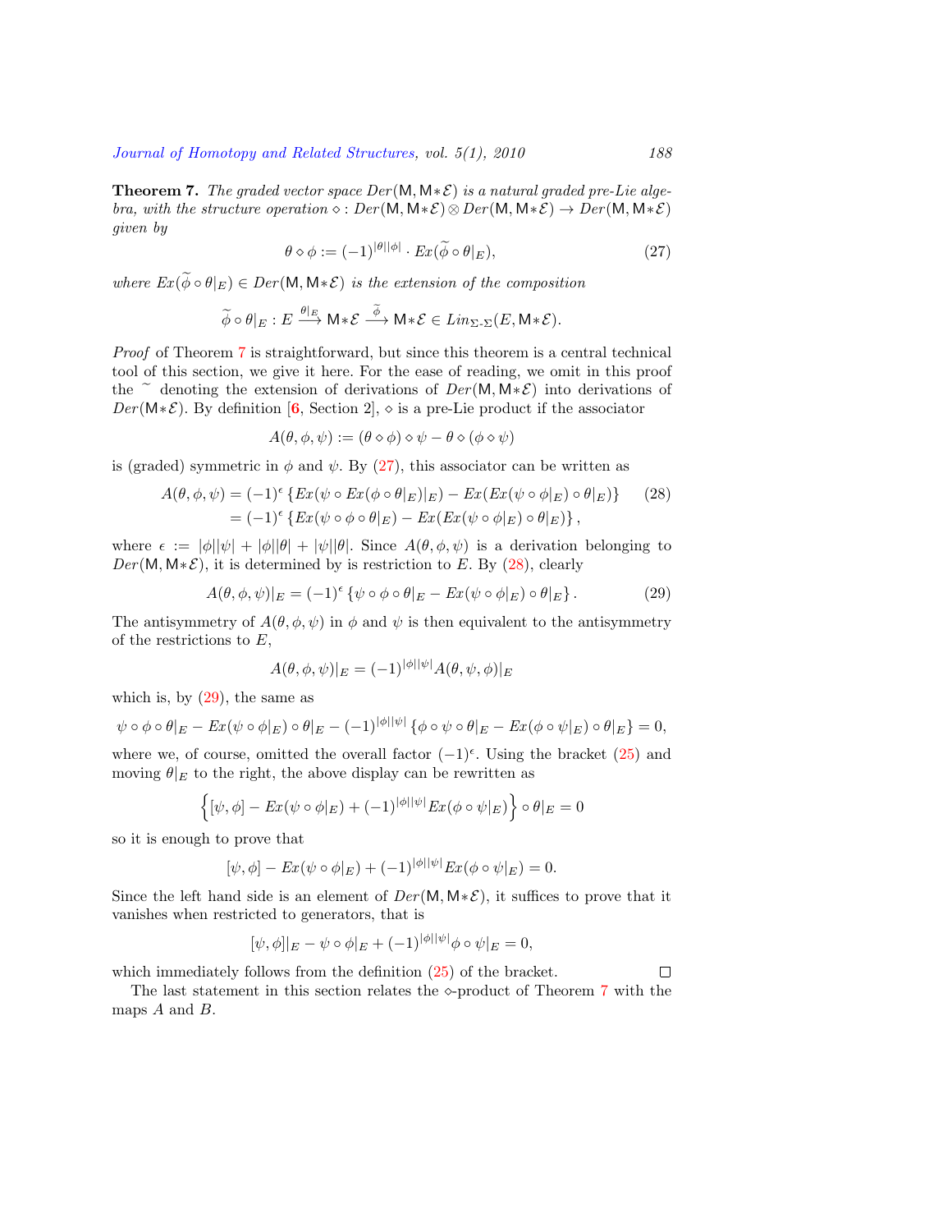**Theorem 7.** *The graded vector space $Der(\mathsf{M},\mathsf{M}{*}\mathcal{E})$ is a natural graded pre-Lie algebra, with the structure operation $\diamond : Der(\mathsf{M},\mathsf{M}{*}\mathcal{E}) \otimes Der(\mathsf{M},\mathsf{M}{*}\mathcal{E}) \to Der(\mathsf{M},\mathsf{M}{*}\mathcal{E})$ given by*

$$\theta \diamond \phi := (-1)^{|\theta||\phi|} \cdot Ex(\widetilde{\phi} \circ \theta|_E), \tag{27}$$

*where $Ex(\widetilde{\phi} \circ \theta|_E) \in Der(\mathsf{M},\mathsf{M}{*}\mathcal{E})$ is the extension of the composition*

$$\widetilde{\phi} \circ \theta|_E : E \xrightarrow{\theta|_E} \mathsf{M}{*}\mathcal{E} \xrightarrow{\widetilde{\phi}} \mathsf{M}{*}\mathcal{E} \in Lin_{\Sigma\text{-}\Sigma}(E, \mathsf{M}{*}\mathcal{E}).$$

*Proof* of Theorem 7 is straightforward, but since this theorem is a central technical tool of this section, we give it here. For the ease of reading, we omit in this proof the $\widetilde{\ }$ denoting the extension of derivations of $Der(\mathsf{M},\mathsf{M}{*}\mathcal{E})$ into derivations of $Der(\mathsf{M}{*}\mathcal{E})$. By definition [6, Section 2], $\diamond$ is a pre-Lie product if the associator

$$A(\theta,\phi,\psi) := (\theta \diamond \phi) \diamond \psi - \theta \diamond (\phi \diamond \psi)$$

is (graded) symmetric in $\phi$ and $\psi$. By (27), this associator can be written as

$$\begin{aligned} A(\theta,\phi,\psi) &= (-1)^{\epsilon}\left\{ Ex(\psi \circ Ex(\phi \circ \theta|_E)|_E) - Ex(Ex(\psi \circ \phi|_E) \circ \theta|_E)\right\} \\ &= (-1)^{\epsilon}\left\{ Ex(\psi \circ \phi \circ \theta|_E) - Ex(Ex(\psi \circ \phi|_E) \circ \theta|_E)\right\}, \end{aligned} \tag{28}$$

where $\epsilon := |\phi||\psi| + |\phi||\theta| + |\psi||\theta|$. Since $A(\theta,\phi,\psi)$ is a derivation belonging to $Der(\mathsf{M},\mathsf{M}{*}\mathcal{E})$, it is determined by is restriction to $E$. By (28), clearly

$$A(\theta,\phi,\psi)|_E = (-1)^{\epsilon}\left\{ \psi \circ \phi \circ \theta|_E - Ex(\psi \circ \phi|_E) \circ \theta|_E\right\}. \tag{29}$$

The antisymmetry of $A(\theta,\phi,\psi)$ in $\phi$ and $\psi$ is then equivalent to the antisymmetry of the restrictions to $E$,

$$A(\theta,\phi,\psi)|_E = (-1)^{|\phi||\psi|} A(\theta,\psi,\phi)|_E$$

which is, by (29), the same as

$$\psi \circ \phi \circ \theta|_E - Ex(\psi \circ \phi|_E) \circ \theta|_E - (-1)^{|\phi||\psi|}\left\{ \phi \circ \psi \circ \theta|_E - Ex(\phi \circ \psi|_E) \circ \theta|_E\right\} = 0,$$

where we, of course, omitted the overall factor $(-1)^{\epsilon}$. Using the bracket (25) and moving $\theta|_E$ to the right, the above display can be rewritten as

$$\Big\{ [\psi,\phi] - Ex(\psi \circ \phi|_E) + (-1)^{|\phi||\psi|} Ex(\phi \circ \psi|_E)\Big\} \circ \theta|_E = 0$$

so it is enough to prove that

$$[\psi,\phi] - Ex(\psi \circ \phi|_E) + (-1)^{|\phi||\psi|} Ex(\phi \circ \psi|_E) = 0.$$

Since the left hand side is an element of $Der(\mathsf{M},\mathsf{M}{*}\mathcal{E})$, it suffices to prove that it vanishes when restricted to generators, that is

$$[\psi,\phi]|_E - \psi \circ \phi|_E + (-1)^{|\phi||\psi|} \phi \circ \psi|_E = 0,$$

which immediately follows from the definition (25) of the bracket. $\square$

The last statement in this section relates the $\diamond$-product of Theorem 7 with the maps $A$ and $B$.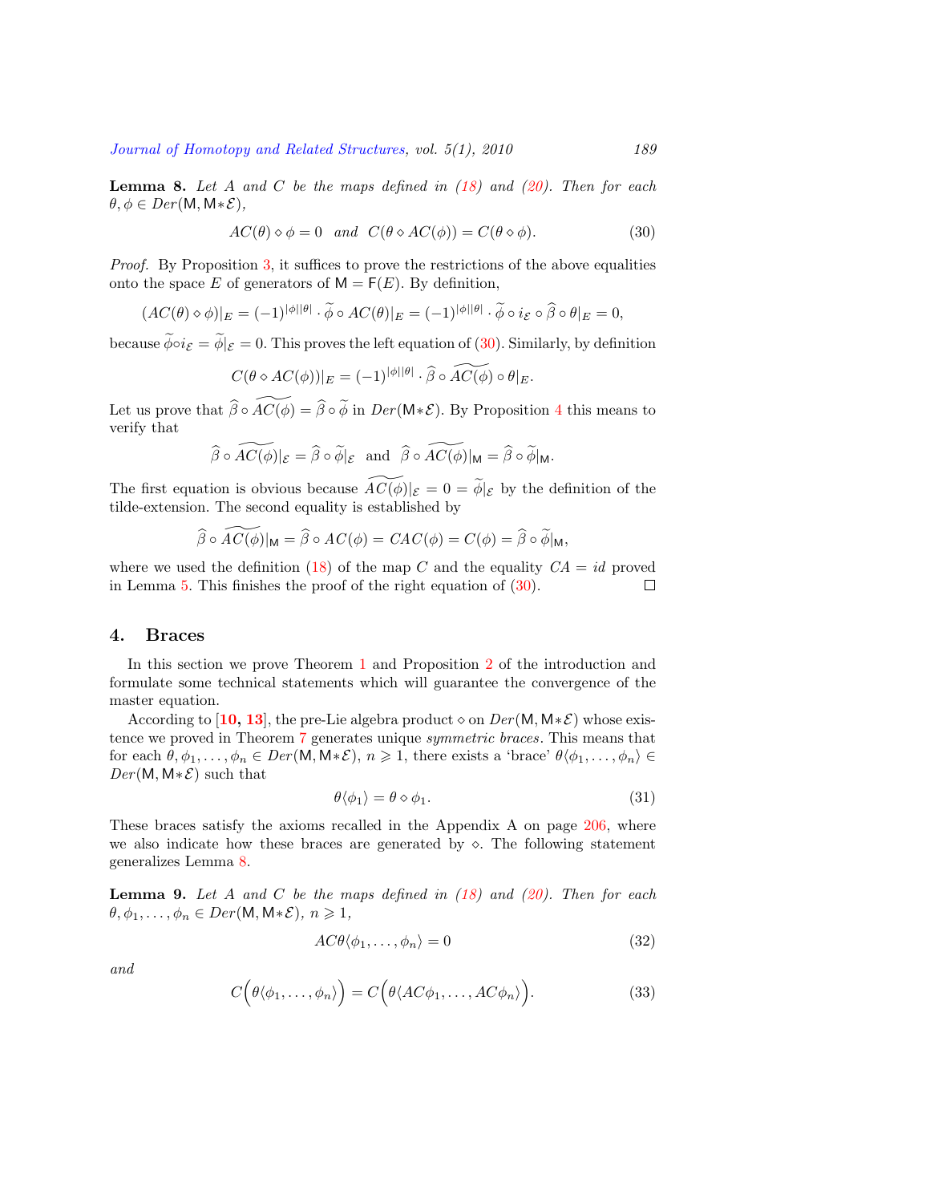**Lemma 8.** *Let $A$ and $C$ be the maps defined in (18) and (20). Then for each $\theta, \phi \in Der(\mathsf{M}, \mathsf{M}*\mathcal{E})$,*

$$AC(\theta) \diamond \phi = 0 \quad and \quad C(\theta \diamond AC(\phi)) = C(\theta \diamond \phi). \tag{30}$$

*Proof.* By Proposition 3, it suffices to prove the restrictions of the above equalities onto the space $E$ of generators of $\mathsf{M} = \mathsf{F}(E)$. By definition,

$$(AC(\theta) \diamond \phi)|_E = (-1)^{|\phi||\theta|} \cdot \widetilde{\phi} \circ AC(\theta)|_E = (-1)^{|\phi||\theta|} \cdot \widetilde{\phi} \circ i_{\mathcal{E}} \circ \widehat{\beta} \circ \theta|_E = 0,$$

because $\widetilde{\phi} \circ i_{\mathcal{E}} = \widetilde{\phi}|_{\mathcal{E}} = 0$. This proves the left equation of (30). Similarly, by definition

$$C(\theta \diamond AC(\phi))|_E = (-1)^{|\phi||\theta|} \cdot \widehat{\beta} \circ \widetilde{AC(\phi)} \circ \theta|_E.$$

Let us prove that $\widehat{\beta} \circ \widetilde{AC(\phi)} = \widehat{\beta} \circ \widetilde{\phi}$ in $Der(\mathsf{M}*\mathcal{E})$. By Proposition 4 this means to verify that

$$\widehat{\beta} \circ \widetilde{AC(\phi)}|_{\mathcal{E}} = \widehat{\beta} \circ \widetilde{\phi}|_{\mathcal{E}} \;\; \text{and} \;\; \widehat{\beta} \circ \widetilde{AC(\phi)}|_{\mathsf{M}} = \widehat{\beta} \circ \widetilde{\phi}|_{\mathsf{M}}.$$

The first equation is obvious because $\widetilde{AC(\phi)}|_{\mathcal{E}} = 0 = \widetilde{\phi}|_{\mathcal{E}}$ by the definition of the tilde-extension. The second equality is established by

$$\widehat{\beta} \circ \widetilde{AC(\phi)}|_{\mathsf{M}} = \widehat{\beta} \circ AC(\phi) = CAC(\phi) = C(\phi) = \widehat{\beta} \circ \widetilde{\phi}|_{\mathsf{M}},$$

where we used the definition (18) of the map $C$ and the equality $CA = id$ proved in Lemma 5. This finishes the proof of the right equation of (30). $\square$

## 4. Braces

In this section we prove Theorem 1 and Proposition 2 of the introduction and formulate some technical statements which will guarantee the convergence of the master equation.

According to [**10, 13**], the pre-Lie algebra product $\diamond$ on $Der(\mathsf{M}, \mathsf{M}*\mathcal{E})$ whose existence we proved in Theorem 7 generates unique *symmetric braces*. This means that for each $\theta, \phi_1, \ldots, \phi_n \in Der(\mathsf{M}, \mathsf{M}*\mathcal{E})$, $n \geqslant 1$, there exists a 'brace' $\theta\langle\phi_1, \ldots, \phi_n\rangle \in Der(\mathsf{M}, \mathsf{M}*\mathcal{E})$ such that

$$\theta\langle\phi_1\rangle = \theta \diamond \phi_1. \tag{31}$$

These braces satisfy the axioms recalled in the Appendix A on page 206, where we also indicate how these braces are generated by $\diamond$. The following statement generalizes Lemma 8.

**Lemma 9.** *Let $A$ and $C$ be the maps defined in (18) and (20). Then for each $\theta, \phi_1, \ldots, \phi_n \in Der(\mathsf{M}, \mathsf{M}*\mathcal{E})$, $n \geqslant 1$,*

$$AC\theta\langle\phi_1, \ldots, \phi_n\rangle = 0 \tag{32}$$

*and*

$$C\Big(\theta\langle\phi_1, \ldots, \phi_n\rangle\Big) = C\Big(\theta\langle AC\phi_1, \ldots, AC\phi_n\rangle\Big). \tag{33}$$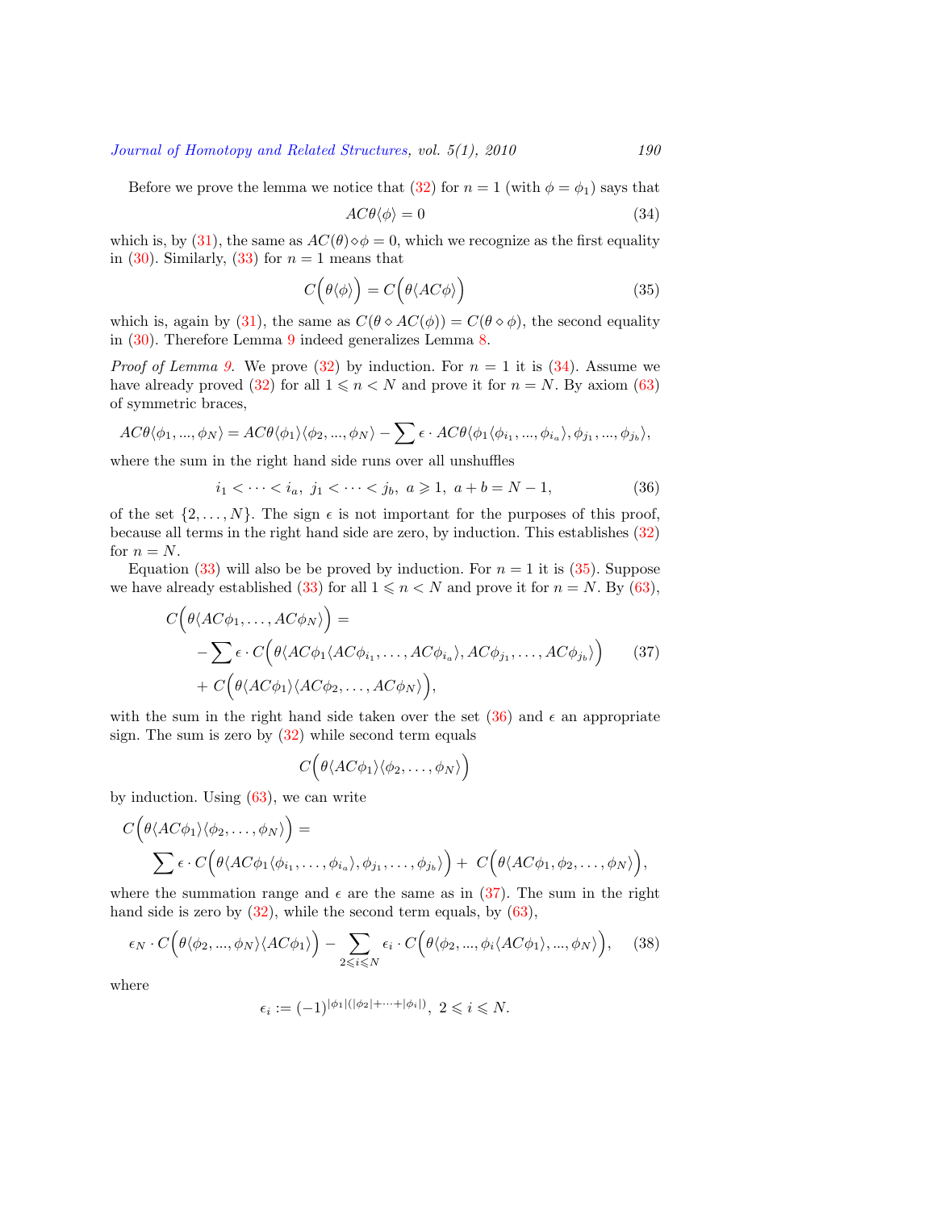Before we prove the lemma we notice that (32) for $n = 1$ (with $\phi = \phi_1$) says that

$$AC\theta\langle\phi\rangle = 0 \tag{34}$$

which is, by (31), the same as $AC(\theta)\diamond\phi = 0$, which we recognize as the first equality in (30). Similarly, (33) for $n = 1$ means that

$$C\Big(\theta\langle\phi\rangle\Big) = C\Big(\theta\langle AC\phi\rangle\Big) \tag{35}$$

which is, again by (31), the same as $C(\theta \diamond AC(\phi)) = C(\theta \diamond \phi)$, the second equality in (30). Therefore Lemma 9 indeed generalizes Lemma 8.

*Proof of Lemma 9.* We prove (32) by induction. For $n = 1$ it is (34). Assume we have already proved (32) for all $1 \leqslant n < N$ and prove it for $n = N$. By axiom (63) of symmetric braces,

$$AC\theta\langle\phi_1, ..., \phi_N\rangle = AC\theta\langle\phi_1\rangle\langle\phi_2, ..., \phi_N\rangle - \sum \epsilon \cdot AC\theta\langle\phi_1\langle\phi_{i_1}, ..., \phi_{i_a}\rangle, \phi_{j_1}, ..., \phi_{j_b}\rangle,$$

where the sum in the right hand side runs over all unshuffles

$$i_1 < \cdots < i_a,\ j_1 < \cdots < j_b,\ a \geqslant 1,\ a + b = N - 1, \tag{36}$$

of the set $\{2, \ldots, N\}$. The sign $\epsilon$ is not important for the purposes of this proof, because all terms in the right hand side are zero, by induction. This establishes (32) for $n = N$.

Equation (33) will also be be proved by induction. For $n = 1$ it is (35). Suppose we have already established (33) for all $1 \leqslant n < N$ and prove it for $n = N$. By (63),

$$\begin{aligned} &C\Big(\theta\langle AC\phi_1, \ldots, AC\phi_N\rangle\Big) = \\ &\quad -\sum \epsilon \cdot C\Big(\theta\langle AC\phi_1\langle AC\phi_{i_1}, \ldots, AC\phi_{i_a}\rangle, AC\phi_{j_1}, \ldots, AC\phi_{j_b}\rangle\Big) \\ &\quad + C\Big(\theta\langle AC\phi_1\rangle\langle AC\phi_2, \ldots, AC\phi_N\rangle\Big), \end{aligned} \tag{37}$$

with the sum in the right hand side taken over the set (36) and $\epsilon$ an appropriate sign. The sum is zero by (32) while second term equals

$$C\Big(\theta\langle AC\phi_1\rangle\langle\phi_2, \ldots, \phi_N\rangle\Big)$$

by induction. Using (63), we can write

$$\begin{aligned} &C\Big(\theta\langle AC\phi_1\rangle\langle\phi_2, \ldots, \phi_N\rangle\Big) = \\ &\quad \sum \epsilon \cdot C\Big(\theta\langle AC\phi_1\langle\phi_{i_1}, \ldots, \phi_{i_a}\rangle, \phi_{j_1}, \ldots, \phi_{j_b}\rangle\Big) + C\Big(\theta\langle AC\phi_1, \phi_2, \ldots, \phi_N\rangle\Big), \end{aligned}$$

where the summation range and $\epsilon$ are the same as in (37). The sum in the right hand side is zero by (32), while the second term equals, by (63),

$$\epsilon_N \cdot C\Big(\theta\langle\phi_2, ..., \phi_N\rangle\langle AC\phi_1\rangle\Big) - \sum_{2 \leqslant i \leqslant N} \epsilon_i \cdot C\Big(\theta\langle\phi_2, ..., \phi_i\langle AC\phi_1\rangle, ..., \phi_N\rangle\Big), \tag{38}$$

where

$$\epsilon_i := (-1)^{|\phi_1|(|\phi_2| + \cdots + |\phi_i|)},\ 2 \leqslant i \leqslant N.$$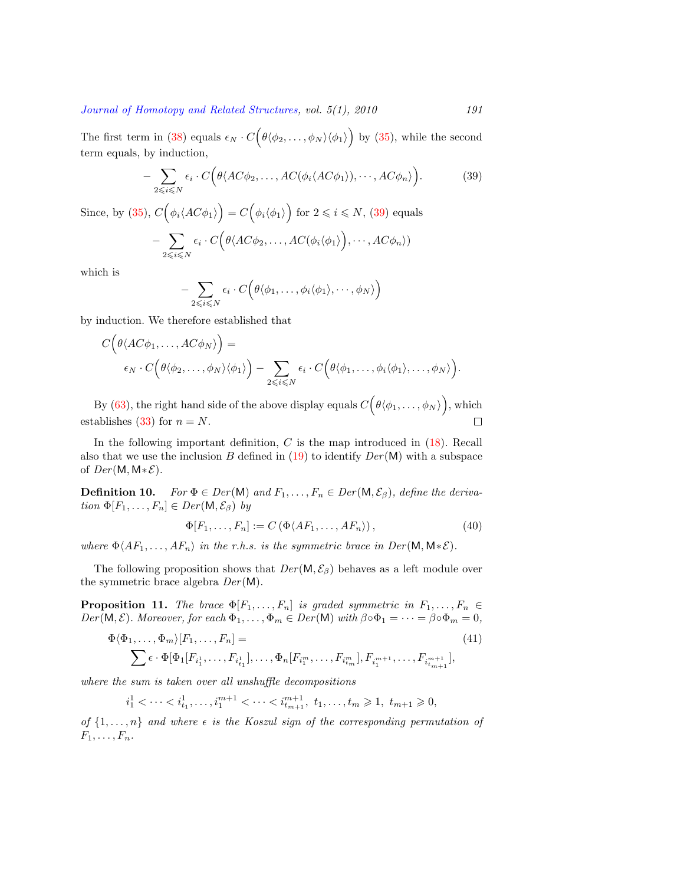The first term in (38) equals $\epsilon_N \cdot C\Big(\theta\langle\phi_2,\ldots,\phi_N\rangle\langle\phi_1\rangle\Big)$ by (35), while the second term equals, by induction,

$$- \sum_{2\leqslant i\leqslant N} \epsilon_i \cdot C\Big(\theta\langle AC\phi_2,\ldots,AC(\phi_i\langle AC\phi_1\rangle),\cdots,AC\phi_n\rangle\Big). \tag{39}$$

Since, by (35), $C\Big(\phi_i\langle AC\phi_1\rangle\Big) = C\Big(\phi_i\langle\phi_1\rangle\Big)$ for $2\leqslant i\leqslant N$, (39) equals

$$- \sum_{2\leqslant i\leqslant N} \epsilon_i \cdot C\Big(\theta\langle AC\phi_2,\ldots,AC(\phi_i\langle\phi_1\rangle\Big),\cdots,AC\phi_n\rangle)$$

which is

$$- \sum_{2\leqslant i\leqslant N} \epsilon_i \cdot C\Big(\theta\langle\phi_1,\ldots,\phi_i\langle\phi_1\rangle,\cdots,\phi_N\rangle\Big)$$

by induction. We therefore established that

$$C\Big(\theta\langle AC\phi_1,\ldots,AC\phi_N\rangle\Big) = \\ \epsilon_N \cdot C\Big(\theta\langle\phi_2,\ldots,\phi_N\rangle\langle\phi_1\rangle\Big) - \sum_{2\leqslant i\leqslant N} \epsilon_i \cdot C\Big(\theta\langle\phi_1,\ldots,\phi_i\langle\phi_1\rangle,\ldots,\phi_N\rangle\Big).$$

By (63), the right hand side of the above display equals $C\Big(\theta\langle\phi_1,\ldots,\phi_N\rangle\Big)$, which establishes (33) for $n = N$. $\square$

In the following important definition, $C$ is the map introduced in (18). Recall also that we use the inclusion $B$ defined in (19) to identify $Der(\mathsf{M})$ with a subspace of $Der(\mathsf{M}, \mathsf{M}*\mathcal{E})$.

**Definition 10.** *For $\Phi \in Der(\mathsf{M})$ and $F_1,\ldots,F_n \in Der(\mathsf{M},\mathcal{E}_\beta)$, define the derivation $\Phi[F_1,\ldots,F_n] \in Der(\mathsf{M},\mathcal{E}_\beta)$ by*

$$\Phi[F_1,\ldots,F_n] := C\left(\Phi\langle AF_1,\ldots,AF_n\rangle\right), \tag{40}$$

*where $\Phi\langle AF_1,\ldots,AF_n\rangle$ in the r.h.s. is the symmetric brace in $Der(\mathsf{M},\mathsf{M}*\mathcal{E})$.*

The following proposition shows that $Der(\mathsf{M},\mathcal{E}_\beta)$ behaves as a left module over the symmetric brace algebra $Der(\mathsf{M})$.

**Proposition 11.** *The brace $\Phi[F_1,\ldots,F_n]$ is graded symmetric in $F_1,\ldots,F_n \in Der(\mathsf{M},\mathcal{E})$. Moreover, for each $\Phi_1,\ldots,\Phi_m \in Der(\mathsf{M})$ with $\beta\circ\Phi_1 = \cdots = \beta\circ\Phi_m = 0$,*

$$\Phi\langle\Phi_1,\ldots,\Phi_m\rangle[F_1,\ldots,F_n] = \\ \sum \epsilon\cdot\Phi[\Phi_1[F_{i_1^1},\ldots,F_{i_{t_1}^1}],\ldots,\Phi_n[F_{i_1^m},\ldots,F_{i_{t_m}^m}],F_{i_1^{m+1}},\ldots,F_{i_{t_{m+1}}^{m+1}}], \tag{41}$$

*where the sum is taken over all unshuffle decompositions*

$$i_1^1<\cdots<i_{t_1}^1,\ldots,i_1^{m+1}<\cdots<i_{t_{m+1}}^{m+1},\ t_1,\ldots,t_m\geqslant 1,\ t_{m+1}\geqslant 0,$$

*of $\{1,\ldots,n\}$ and where $\epsilon$ is the Koszul sign of the corresponding permutation of $F_1,\ldots,F_n$.*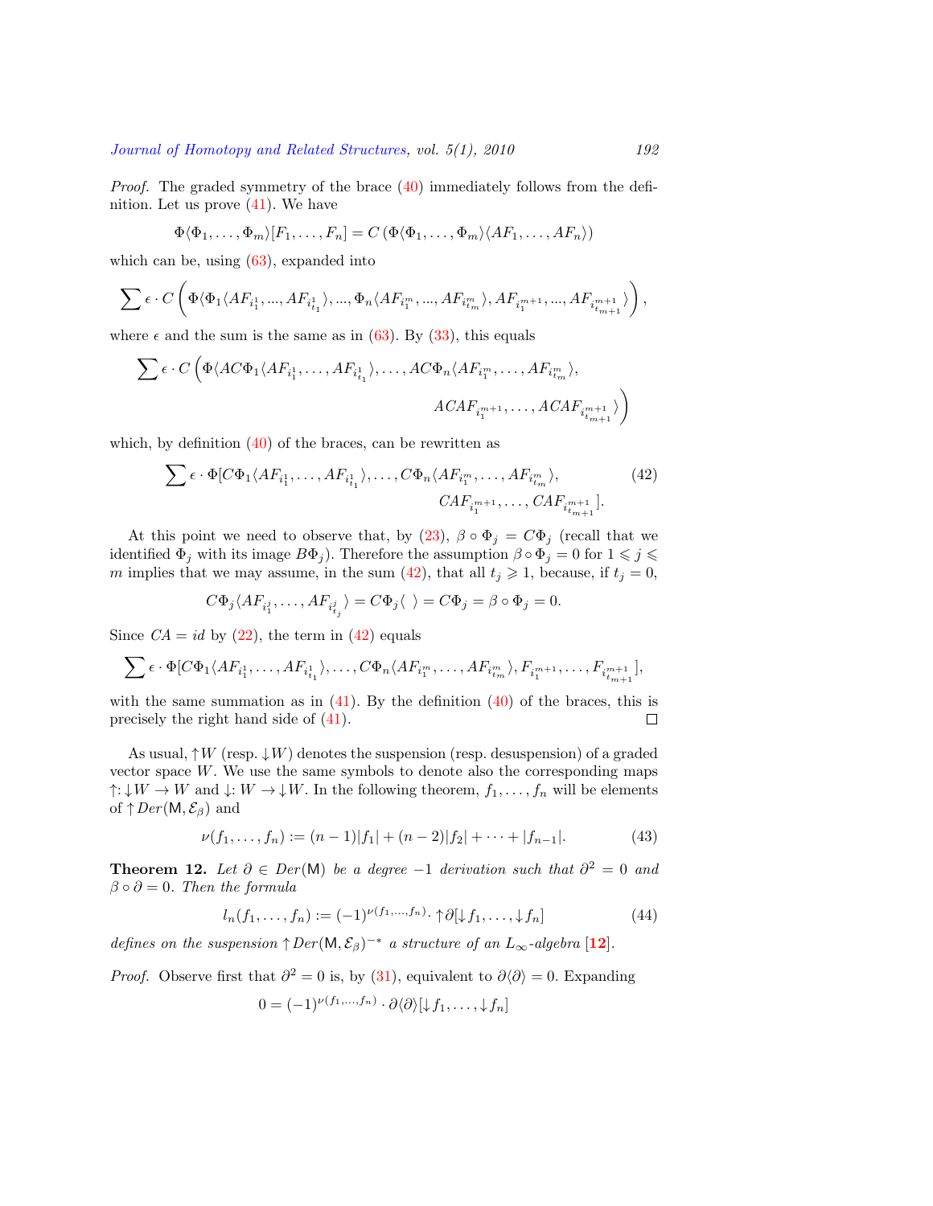*Proof.* The graded symmetry of the brace (40) immediately follows from the definition. Let us prove (41). We have

$$\Phi\langle\Phi_1,\dots,\Phi_m\rangle[F_1,\dots,F_n] = C\left(\Phi\langle\Phi_1,\dots,\Phi_m\rangle\langle AF_1,\dots,AF_n\rangle\right)$$

which can be, using (63), expanded into

$$\sum \epsilon\cdot C\left(\Phi\langle\Phi_1\langle AF_{i^1_1},\dots,AF_{i^1_{t_1}}\rangle,\dots,\Phi_n\langle AF_{i^m_1},\dots,AF_{i^m_{t_m}}\rangle, AF_{i^{m+1}_1},\dots,AF_{i^{m+1}_{t_{m+1}}}\rangle\right),$$

where $\epsilon$ and the sum is the same as in (63). By (33), this equals

$$\sum \epsilon\cdot C\left(\Phi\langle AC\Phi_1\langle AF_{i^1_1},\dots,AF_{i^1_{t_1}}\rangle,\dots,AC\Phi_n\langle AF_{i^m_1},\dots,AF_{i^m_{t_m}}\rangle,\right.$$
$$\left. ACAF_{i^{m+1}_1},\dots,ACAF_{i^{m+1}_{t_{m+1}}}\rangle\right)$$

which, by definition (40) of the braces, can be rewritten as

$$\sum \epsilon\cdot \Phi[C\Phi_1\langle AF_{i^1_1},\dots,AF_{i^1_{t_1}}\rangle,\dots,C\Phi_n\langle AF_{i^m_1},\dots,AF_{i^m_{t_m}}\rangle,$$
$$CAF_{i^{m+1}_1},\dots,CAF_{i^{m+1}_{t_{m+1}}}]. \tag{42}$$

At this point we need to observe that, by (23), $\beta\circ\Phi_j = C\Phi_j$ (recall that we identified $\Phi_j$ with its image $B\Phi_j$). Therefore the assumption $\beta\circ\Phi_j = 0$ for $1\leqslant j\leqslant m$ implies that we may assume, in the sum (42), that all $t_j\geqslant 1$, because, if $t_j=0$,

$$C\Phi_j\langle AF_{i^j_1},\dots,AF_{i^j_{t_j}}\rangle = C\Phi_j\langle\ \rangle = C\Phi_j = \beta\circ\Phi_j = 0.$$

Since $CA = id$ by (22), the term in (42) equals

$$\sum \epsilon\cdot \Phi[C\Phi_1\langle AF_{i^1_1},\dots,AF_{i^1_{t_1}}\rangle,\dots,C\Phi_n\langle AF_{i^m_1},\dots,AF_{i^m_{t_m}}\rangle, F_{i^{m+1}_1},\dots,F_{i^{m+1}_{t_{m+1}}}],$$

with the same summation as in (41). By the definition (40) of the braces, this is precisely the right hand side of (41). $\square$

As usual, $\uparrow W$ (resp. $\downarrow W$) denotes the suspension (resp. desuspension) of a graded vector space $W$. We use the same symbols to denote also the corresponding maps $\uparrow:\downarrow W\to W$ and $\downarrow: W\to\downarrow W$. In the following theorem, $f_1,\dots,f_n$ will be elements of $\uparrow Der(\mathsf{M},\mathcal{E}_\beta)$ and

$$\nu(f_1,\dots,f_n) := (n-1)|f_1| + (n-2)|f_2| + \cdots + |f_{n-1}|. \tag{43}$$

**Theorem 12.** *Let $\partial\in Der(\mathsf{M})$ be a degree $-1$ derivation such that $\partial^2=0$ and $\beta\circ\partial = 0$. Then the formula*

$$l_n(f_1,\dots,f_n) := (-1)^{\nu(f_1,\dots,f_n)}\cdot\uparrow\partial[\downarrow f_1,\dots,\downarrow f_n] \tag{44}$$

*defines on the suspension $\uparrow Der(\mathsf{M},\mathcal{E}_\beta)^{-*}$ a structure of an $L_\infty$-algebra [12].*

*Proof.* Observe first that $\partial^2=0$ is, by (31), equivalent to $\partial\langle\partial\rangle = 0$. Expanding

$$0 = (-1)^{\nu(f_1,\dots,f_n)}\cdot\partial\langle\partial\rangle[\downarrow f_1,\dots,\downarrow f_n]$$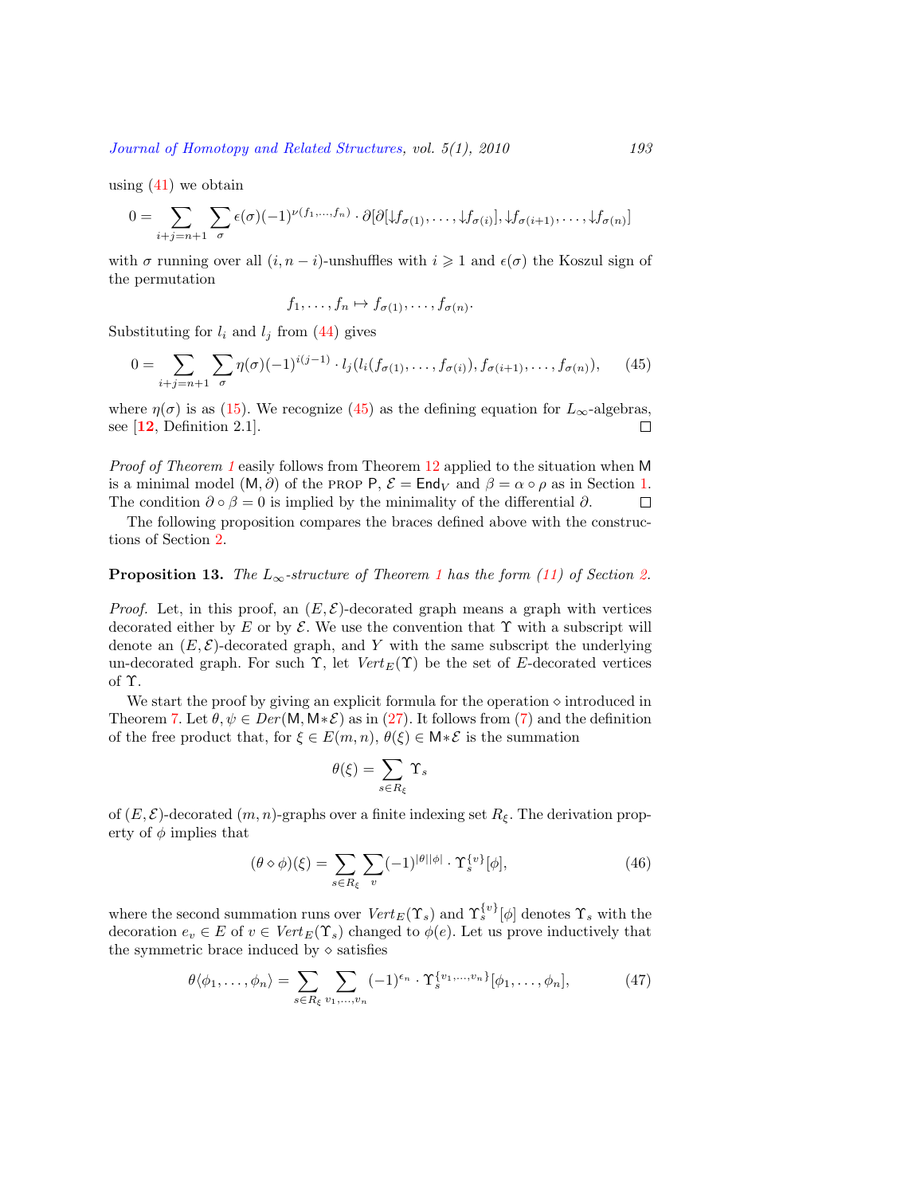using (41) we obtain

$$0 = \sum_{i+j=n+1} \sum_{\sigma} \epsilon(\sigma)(-1)^{\nu(f_1,\ldots,f_n)} \cdot \partial[\partial[\downarrow f_{\sigma(1)}, \ldots, \downarrow f_{\sigma(i)}], \downarrow f_{\sigma(i+1)}, \ldots, \downarrow f_{\sigma(n)}]$$

with $\sigma$ running over all $(i, n-i)$-unshuffles with $i \geqslant 1$ and $\epsilon(\sigma)$ the Koszul sign of the permutation

$$f_1, \ldots, f_n \mapsto f_{\sigma(1)}, \ldots, f_{\sigma(n)}.$$

Substituting for $l_i$ and $l_j$ from (44) gives

$$0 = \sum_{i+j=n+1} \sum_{\sigma} \eta(\sigma)(-1)^{i(j-1)} \cdot l_j(l_i(f_{\sigma(1)}, \ldots, f_{\sigma(i)}), f_{\sigma(i+1)}, \ldots, f_{\sigma(n)}), \qquad (45)$$

where $\eta(\sigma)$ is as (15). We recognize (45) as the defining equation for $L_\infty$-algebras, see [**12**, Definition 2.1]. □

*Proof of Theorem 1* easily follows from Theorem 12 applied to the situation when $\mathsf{M}$ is a minimal model $(\mathsf{M}, \partial)$ of the PROP $\mathsf{P}$, $\mathcal{E} = \mathsf{End}_V$ and $\beta = \alpha \circ \rho$ as in Section 1. The condition $\partial \circ \beta = 0$ is implied by the minimality of the differential $\partial$. □

The following proposition compares the braces defined above with the constructions of Section 2.

**Proposition 13.** *The $L_\infty$-structure of Theorem 1 has the form (11) of Section 2.*

*Proof.* Let, in this proof, an $(E, \mathcal{E})$-decorated graph means a graph with vertices decorated either by $E$ or by $\mathcal{E}$. We use the convention that $\Upsilon$ with a subscript will denote an $(E, \mathcal{E})$-decorated graph, and $Y$ with the same subscript the underlying un-decorated graph. For such $\Upsilon$, let $Vert_E(\Upsilon)$ be the set of $E$-decorated vertices of $\Upsilon$.

We start the proof by giving an explicit formula for the operation $\diamond$ introduced in Theorem 7. Let $\theta, \psi \in Der(\mathsf{M}, \mathsf{M} * \mathcal{E})$ as in (27). It follows from (7) and the definition of the free product that, for $\xi \in E(m,n)$, $\theta(\xi) \in \mathsf{M} * \mathcal{E}$ is the summation

$$\theta(\xi) = \sum_{s \in R_\xi} \Upsilon_s$$

of $(E, \mathcal{E})$-decorated $(m,n)$-graphs over a finite indexing set $R_\xi$. The derivation property of $\phi$ implies that

$$(\theta \diamond \phi)(\xi) = \sum_{s \in R_\xi} \sum_{v} (-1)^{|\theta||\phi|} \cdot \Upsilon_s^{\{v\}}[\phi], \qquad (46)$$

where the second summation runs over $Vert_E(\Upsilon_s)$ and $\Upsilon_s^{\{v\}}[\phi]$ denotes $\Upsilon_s$ with the decoration $e_v \in E$ of $v \in Vert_E(\Upsilon_s)$ changed to $\phi(e)$. Let us prove inductively that the symmetric brace induced by $\diamond$ satisfies

$$\theta\langle \phi_1, \ldots, \phi_n \rangle = \sum_{s \in R_\xi} \sum_{v_1, \ldots, v_n} (-1)^{\epsilon_n} \cdot \Upsilon_s^{\{v_1, \ldots, v_n\}}[\phi_1, \ldots, \phi_n], \qquad (47)$$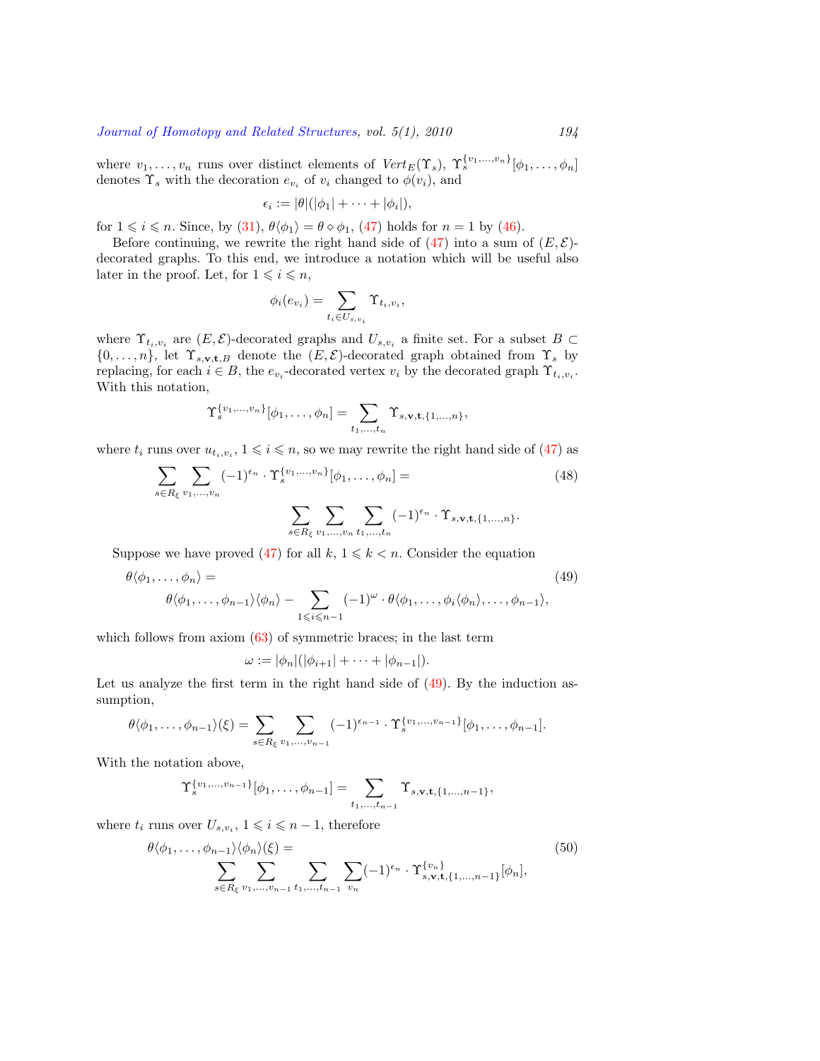where $v_1, \ldots, v_n$ runs over distinct elements of $\mathit{Vert}_E(\Upsilon_s)$, $\Upsilon_s^{\{v_1,\ldots,v_n\}}[\phi_1, \ldots, \phi_n]$ denotes $\Upsilon_s$ with the decoration $e_{v_i}$ of $v_i$ changed to $\phi(v_i)$, and

$$\epsilon_i := |\theta|(|\phi_1| + \cdots + |\phi_i|),$$

for $1 \leqslant i \leqslant n$. Since, by (31), $\theta\langle\phi_1\rangle = \theta \diamond \phi_1$, (47) holds for $n = 1$ by (46).

Before continuing, we rewrite the right hand side of (47) into a sum of $(E, \mathcal{E})$-decorated graphs. To this end, we introduce a notation which will be useful also later in the proof. Let, for $1 \leqslant i \leqslant n$,

$$\phi_i(e_{v_i}) = \sum_{t_i \in U_{s,v_i}} \Upsilon_{t_i,v_i},$$

where $\Upsilon_{t_i,v_i}$ are $(E, \mathcal{E})$-decorated graphs and $U_{s,v_i}$ a finite set. For a subset $B \subset \{0, \ldots, n\}$, let $\Upsilon_{s,\mathbf{v},\mathbf{t},B}$ denote the $(E, \mathcal{E})$-decorated graph obtained from $\Upsilon_s$ by replacing, for each $i \in B$, the $e_{v_i}$-decorated vertex $v_i$ by the decorated graph $\Upsilon_{t_i,v_i}$. With this notation,

$$\Upsilon_s^{\{v_1,\ldots,v_n\}}[\phi_1, \ldots, \phi_n] = \sum_{t_1,\ldots,t_n} \Upsilon_{s,\mathbf{v},\mathbf{t},\{1,\ldots,n\}},$$

where $t_i$ runs over $u_{t_i,v_i}$, $1 \leqslant i \leqslant n$, so we may rewrite the right hand side of (47) as

$$\sum_{s \in R_\xi} \sum_{v_1,\ldots,v_n} (-1)^{\epsilon_n} \cdot \Upsilon_s^{\{v_1,\ldots,v_n\}}[\phi_1, \ldots, \phi_n] = \sum_{s \in R_\xi} \sum_{v_1,\ldots,v_n} \sum_{t_1,\ldots,t_n} (-1)^{\epsilon_n} \cdot \Upsilon_{s,\mathbf{v},\mathbf{t},\{1,\ldots,n\}}. \tag{48}$$

Suppose we have proved (47) for all $k$, $1 \leqslant k < n$. Consider the equation

$$\theta\langle\phi_1, \ldots, \phi_n\rangle = \theta\langle\phi_1, \ldots, \phi_{n-1}\rangle\langle\phi_n\rangle - \sum_{1 \leqslant i \leqslant n-1} (-1)^{\omega} \cdot \theta\langle\phi_1, \ldots, \phi_i\langle\phi_n\rangle, \ldots, \phi_{n-1}\rangle, \tag{49}$$

which follows from axiom (63) of symmetric braces; in the last term

$$\omega := |\phi_n|(|\phi_{i+1}| + \cdots + |\phi_{n-1}|).$$

Let us analyze the first term in the right hand side of (49). By the induction assumption,

$$\theta\langle\phi_1, \ldots, \phi_{n-1}\rangle(\xi) = \sum_{s \in R_\xi} \sum_{v_1,\ldots,v_{n-1}} (-1)^{\epsilon_{n-1}} \cdot \Upsilon_s^{\{v_1,\ldots,v_{n-1}\}}[\phi_1, \ldots, \phi_{n-1}].$$

With the notation above,

$$\Upsilon_s^{\{v_1,\ldots,v_{n-1}\}}[\phi_1, \ldots, \phi_{n-1}] = \sum_{t_1,\ldots,t_{n-1}} \Upsilon_{s,\mathbf{v},\mathbf{t},\{1,\ldots,n-1\}},$$

where $t_i$ runs over $U_{s,v_i}$, $1 \leqslant i \leqslant n-1$, therefore

$$\theta\langle\phi_1, \ldots, \phi_{n-1}\rangle\langle\phi_n\rangle(\xi) = \sum_{s \in R_\xi} \sum_{v_1,\ldots,v_{n-1}} \sum_{t_1,\ldots,t_{n-1}} \sum_{v_n} (-1)^{\epsilon_n} \cdot \Upsilon^{\{v_n\}}_{s,\mathbf{v},\mathbf{t},\{1,\ldots,n-1\}}[\phi_n], \tag{50}$$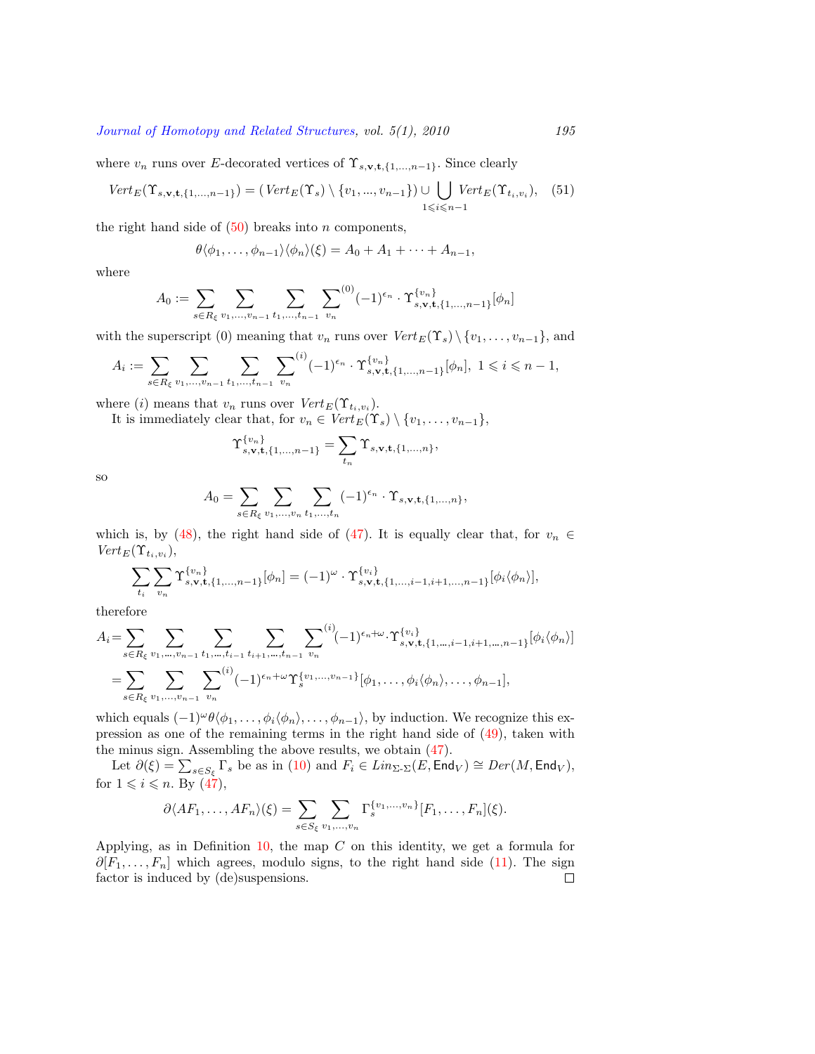where $v_n$ runs over $E$-decorated vertices of $\Upsilon_{s,\mathbf{v},\mathbf{t},\{1,\ldots,n-1\}}$. Since clearly

$$Vert_E(\Upsilon_{s,\mathbf{v},\mathbf{t},\{1,\ldots,n-1\}}) = (\,Vert_E(\Upsilon_s) \setminus \{v_1,\ldots,v_{n-1}\}) \cup \bigcup_{1\leqslant i\leqslant n-1} Vert_E(\Upsilon_{t_i,v_i}), \quad (51)$$

the right hand side of (50) breaks into $n$ components,

$$\theta\langle\phi_1,\ldots,\phi_{n-1}\rangle\langle\phi_n\rangle(\xi) = A_0 + A_1 + \cdots + A_{n-1},$$

where

$$A_0 := \sum_{s\in R_\xi}\ \sum_{v_1,\ldots,v_{n-1}}\ \sum_{t_1,\ldots,t_{n-1}}\ \sum_{v_n}^{(0)} (-1)^{\epsilon_n}\cdot \Upsilon^{\{v_n\}}_{s,\mathbf{v},\mathbf{t},\{1,\ldots,n-1\}}[\phi_n]$$

with the superscript (0) meaning that $v_n$ runs over $Vert_E(\Upsilon_s)\setminus\{v_1,\ldots,v_{n-1}\}$, and

$$A_i := \sum_{s\in R_\xi}\ \sum_{v_1,\ldots,v_{n-1}}\ \sum_{t_1,\ldots,t_{n-1}}\ \sum_{v_n}^{(i)} (-1)^{\epsilon_n}\cdot \Upsilon^{\{v_n\}}_{s,\mathbf{v},\mathbf{t},\{1,\ldots,n-1\}}[\phi_n],\ 1\leqslant i\leqslant n-1,$$

where $(i)$ means that $v_n$ runs over $Vert_E(\Upsilon_{t_i,v_i})$.

It is immediately clear that, for $v_n \in Vert_E(\Upsilon_s)\setminus\{v_1,\ldots,v_{n-1}\}$,

$$\Upsilon^{\{v_n\}}_{s,\mathbf{v},\mathbf{t},\{1,\ldots,n-1\}} = \sum_{t_n}\Upsilon_{s,\mathbf{v},\mathbf{t},\{1,\ldots,n\}},$$

so

$$A_0 = \sum_{s\in R_\xi}\ \sum_{v_1,\ldots,v_n}\ \sum_{t_1,\ldots,t_n} (-1)^{\epsilon_n}\cdot \Upsilon_{s,\mathbf{v},\mathbf{t},\{1,\ldots,n\}},$$

which is, by (48), the right hand side of (47). It is equally clear that, for $v_n \in Vert_E(\Upsilon_{t_i,v_i})$,

$$\sum_{t_i}\sum_{v_n}\Upsilon^{\{v_n\}}_{s,\mathbf{v},\mathbf{t},\{1,\ldots,n-1\}}[\phi_n] = (-1)^{\omega}\cdot \Upsilon^{\{v_i\}}_{s,\mathbf{v},\mathbf{t},\{1,\ldots,i-1,i+1,\ldots,n-1\}}[\phi_i\langle\phi_n\rangle],$$

therefore

$$\begin{aligned}
A_i &= \sum_{s\in R_\xi}\ \sum_{v_1,\ldots,v_{n-1}}\ \sum_{t_1,\ldots,t_{i-1}}\ \sum_{t_{i+1},\ldots,t_{n-1}}\ \sum_{v_n}^{(i)} (-1)^{\epsilon_n+\omega}\cdot \Upsilon^{\{v_i\}}_{s,\mathbf{v},\mathbf{t},\{1,\ldots,i-1,i+1,\ldots,n-1\}}[\phi_i\langle\phi_n\rangle] \\
&= \sum_{s\in R_\xi}\ \sum_{v_1,\ldots,v_{n-1}}\ \sum_{v_n}^{(i)} (-1)^{\epsilon_n+\omega}\Upsilon_s^{\{v_1,\ldots,v_{n-1}\}}[\phi_1,\ldots,\phi_i\langle\phi_n\rangle,\ldots,\phi_{n-1}],
\end{aligned}$$

which equals $(-1)^{\omega}\theta\langle\phi_1,\ldots,\phi_i\langle\phi_n\rangle,\ldots,\phi_{n-1}\rangle$, by induction. We recognize this expression as one of the remaining terms in the right hand side of (49), taken with the minus sign. Assembling the above results, we obtain (47).

Let $\partial(\xi) = \sum_{s\in S_\xi}\Gamma_s$ be as in (10) and $F_i \in Lin_{\Sigma\text{-}\Sigma}(E,\mathsf{End}_V) \cong Der(M,\mathsf{End}_V)$, for $1\leqslant i\leqslant n$. By (47),

$$\partial\langle AF_1,\ldots,AF_n\rangle(\xi) = \sum_{s\in S_\xi}\ \sum_{v_1,\ldots,v_n}\Gamma_s^{\{v_1,\ldots,v_n\}}[F_1,\ldots,F_n](\xi).$$

Applying, as in Definition 10, the map $C$ on this identity, we get a formula for $\partial[F_1,\ldots,F_n]$ which agrees, modulo signs, to the right hand side (11). The sign factor is induced by (de)suspensions. $\square$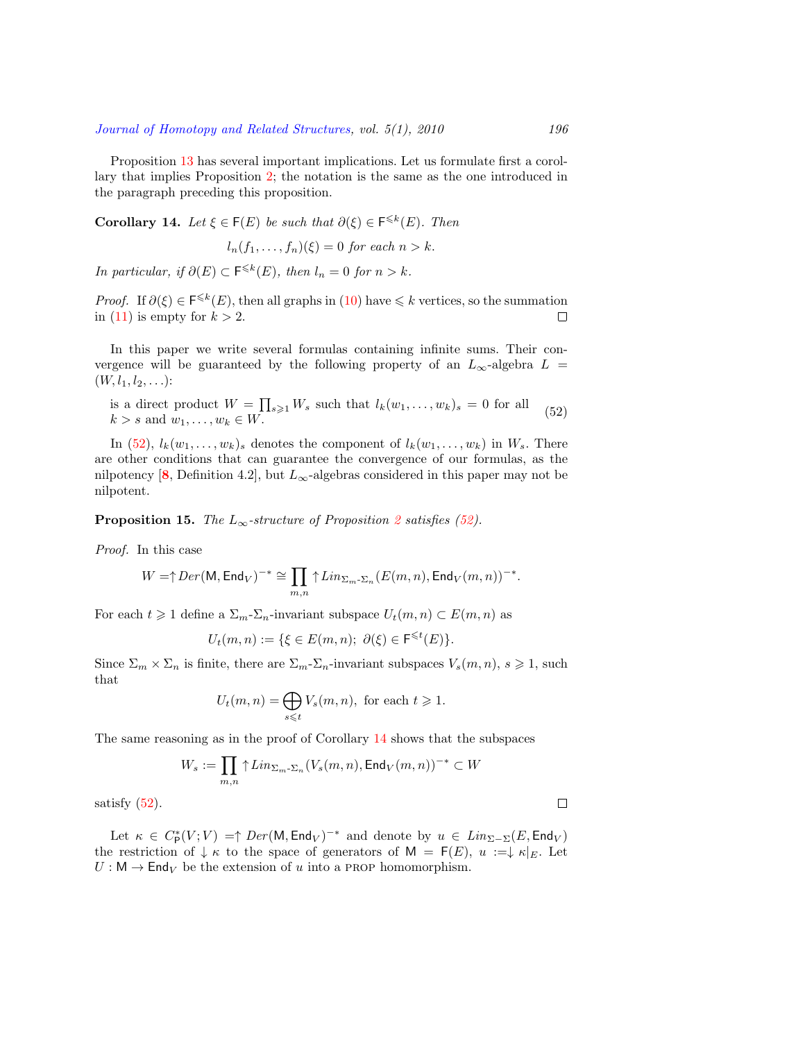Proposition 13 has several important implications. Let us formulate first a corollary that implies Proposition 2; the notation is the same as the one introduced in the paragraph preceding this proposition.

**Corollary 14.** *Let $\xi \in \mathsf{F}(E)$ be such that $\partial(\xi) \in \mathsf{F}^{\leqslant k}(E)$. Then*

$$l_n(f_1, \ldots, f_n)(\xi) = 0 \text{ for each } n > k.$$

*In particular, if $\partial(E) \subset \mathsf{F}^{\leqslant k}(E)$, then $l_n = 0$ for $n > k$.*

*Proof.* If $\partial(\xi) \in \mathsf{F}^{\leqslant k}(E)$, then all graphs in (10) have $\leqslant k$ vertices, so the summation in (11) is empty for $k > 2$. $\square$

In this paper we write several formulas containing infinite sums. Their convergence will be guaranteed by the following property of an $L_\infty$-algebra $L = (W, l_1, l_2, \ldots)$:

$$\text{is a direct product } W = \prod_{s \geqslant 1} W_s \text{ such that } l_k(w_1, \ldots, w_k)_s = 0 \text{ for all } k > s \text{ and } w_1, \ldots, w_k \in W. \tag{52}$$

In (52), $l_k(w_1, \ldots, w_k)_s$ denotes the component of $l_k(w_1, \ldots, w_k)$ in $W_s$. There are other conditions that can guarantee the convergence of our formulas, as the nilpotency [8, Definition 4.2], but $L_\infty$-algebras considered in this paper may not be nilpotent.

**Proposition 15.** *The $L_\infty$-structure of Proposition 2 satisfies (52).*

*Proof.* In this case

$$W = \uparrow Der(\mathsf{M}, \mathsf{End}_V)^{-*} \cong \prod_{m,n} \uparrow Lin_{\Sigma_m\text{-}\Sigma_n}(E(m,n), \mathsf{End}_V(m,n))^{-*}.$$

For each $t \geqslant 1$ define a $\Sigma_m$-$\Sigma_n$-invariant subspace $U_t(m,n) \subset E(m,n)$ as

$$U_t(m,n) := \{\xi \in E(m,n);\ \partial(\xi) \in \mathsf{F}^{\leqslant t}(E)\}.$$

Since $\Sigma_m \times \Sigma_n$ is finite, there are $\Sigma_m$-$\Sigma_n$-invariant subspaces $V_s(m,n)$, $s \geqslant 1$, such that

$$U_t(m,n) = \bigoplus_{s \leqslant t} V_s(m,n), \text{ for each } t \geqslant 1.$$

The same reasoning as in the proof of Corollary 14 shows that the subspaces

$$W_s := \prod_{m,n} \uparrow Lin_{\Sigma_m\text{-}\Sigma_n}(V_s(m,n), \mathsf{End}_V(m,n))^{-*} \subset W$$

satisfy (52). $\square$

Let $\kappa \in C^*_{\mathsf{P}}(V;V) = \uparrow Der(\mathsf{M}, \mathsf{End}_V)^{-*}$ and denote by $u \in Lin_{\Sigma-\Sigma}(E, \mathsf{End}_V)$ the restriction of $\downarrow \kappa$ to the space of generators of $\mathsf{M} = \mathsf{F}(E)$, $u := \downarrow \kappa|_E$. Let $U : \mathsf{M} \to \mathsf{End}_V$ be the extension of $u$ into a PROP homomorphism.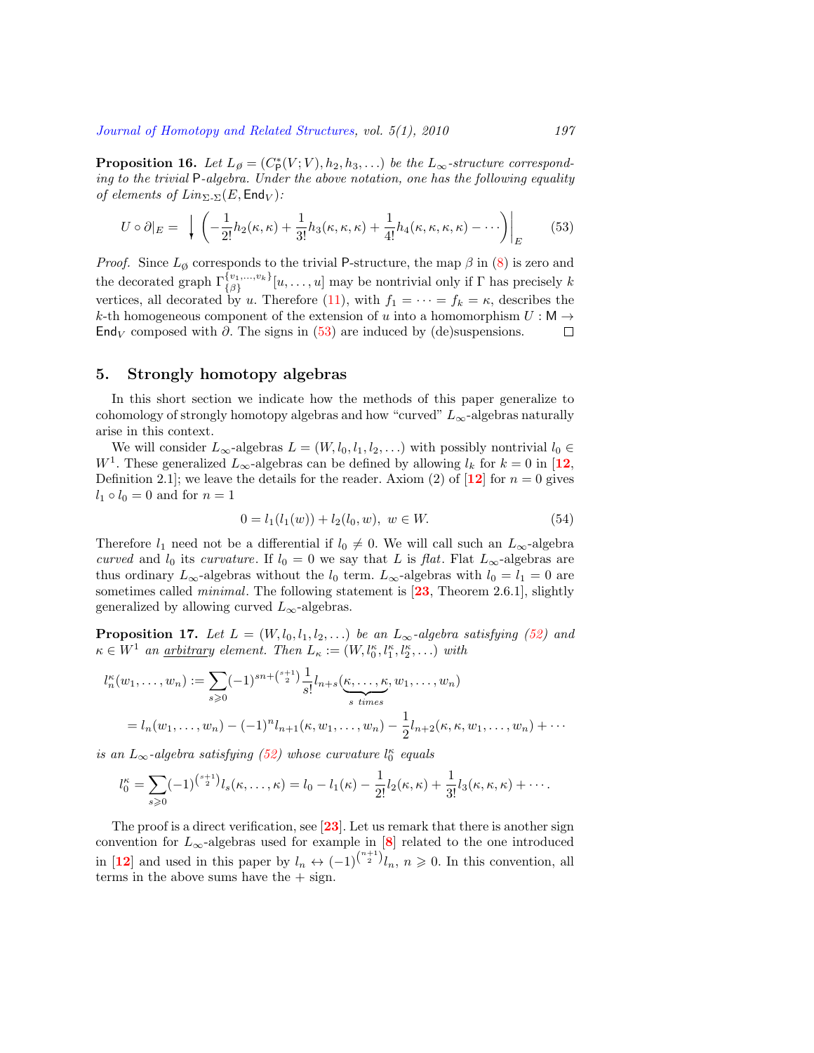**Proposition 16.** *Let $L_\emptyset = (C^*_{\mathsf{P}}(V;V), h_2, h_3, \ldots)$ be the $L_\infty$-structure corresponding to the trivial $\mathsf{P}$-algebra. Under the above notation, one has the following equality of elements of $Lin_{\Sigma\text{-}\Sigma}(E, \mathsf{End}_V)$:*

$$U \circ \partial|_E = \downarrow \left( -\frac{1}{2!}h_2(\kappa,\kappa) + \frac{1}{3!}h_3(\kappa,\kappa,\kappa) + \frac{1}{4!}h_4(\kappa,\kappa,\kappa,\kappa) - \cdots \right)\Big|_E \tag{53}$$

*Proof.* Since $L_\emptyset$ corresponds to the trivial $\mathsf{P}$-structure, the map $\beta$ in (8) is zero and the decorated graph $\Gamma^{\{v_1,\ldots,v_k\}}_{\{\beta\}}[u,\ldots,u]$ may be nontrivial only if $\Gamma$ has precisely $k$ vertices, all decorated by $u$. Therefore (11), with $f_1 = \cdots = f_k = \kappa$, describes the $k$-th homogeneous component of the extension of $u$ into a homomorphism $U : \mathsf{M} \to \mathsf{End}_V$ composed with $\partial$. The signs in (53) are induced by (de)suspensions. $\square$

## 5. Strongly homotopy algebras

In this short section we indicate how the methods of this paper generalize to cohomology of strongly homotopy algebras and how "curved" $L_\infty$-algebras naturally arise in this context.

We will consider $L_\infty$-algebras $L = (W, l_0, l_1, l_2, \ldots)$ with possibly nontrivial $l_0 \in W^1$. These generalized $L_\infty$-algebras can be defined by allowing $l_k$ for $k = 0$ in [12, Definition 2.1]; we leave the details for the reader. Axiom (2) of [12] for $n = 0$ gives $l_1 \circ l_0 = 0$ and for $n = 1$

$$0 = l_1(l_1(w)) + l_2(l_0, w),\ w \in W. \tag{54}$$

Therefore $l_1$ need not be a differential if $l_0 \neq 0$. We will call such an $L_\infty$-algebra *curved* and $l_0$ its *curvature*. If $l_0 = 0$ we say that $L$ is *flat*. Flat $L_\infty$-algebras are thus ordinary $L_\infty$-algebras without the $l_0$ term. $L_\infty$-algebras with $l_0 = l_1 = 0$ are sometimes called *minimal*. The following statement is [23, Theorem 2.6.1], slightly generalized by allowing curved $L_\infty$-algebras.

**Proposition 17.** *Let $L = (W, l_0, l_1, l_2, \ldots)$ be an $L_\infty$-algebra satisfying (52) and $\kappa \in W^1$ an <u>arbitrary</u> element. Then $L_\kappa := (W, l^\kappa_0, l^\kappa_1, l^\kappa_2, \ldots)$ with*

$$\begin{aligned} l^\kappa_n(w_1,\ldots,w_n) &:= \sum_{s\geqslant 0} (-1)^{sn+\binom{s+1}{2}} \frac{1}{s!} l_{n+s}(\underbrace{\kappa,\ldots,\kappa}_{s\ times}, w_1,\ldots,w_n) \\ &= l_n(w_1,\ldots,w_n) - (-1)^n l_{n+1}(\kappa, w_1,\ldots,w_n) - \frac{1}{2} l_{n+2}(\kappa,\kappa,w_1,\ldots,w_n) + \cdots \end{aligned}$$

*is an $L_\infty$-algebra satisfying (52) whose curvature $l^\kappa_0$ equals*

$$l^\kappa_0 = \sum_{s\geqslant 0} (-1)^{\binom{s+1}{2}} l_s(\kappa,\ldots,\kappa) = l_0 - l_1(\kappa) - \frac{1}{2!} l_2(\kappa,\kappa) + \frac{1}{3!} l_3(\kappa,\kappa,\kappa) + \cdots.$$

The proof is a direct verification, see [23]. Let us remark that there is another sign convention for $L_\infty$-algebras used for example in [8] related to the one introduced in [12] and used in this paper by $l_n \leftrightarrow (-1)^{\binom{n+1}{2}} l_n$, $n \geqslant 0$. In this convention, all terms in the above sums have the $+$ sign.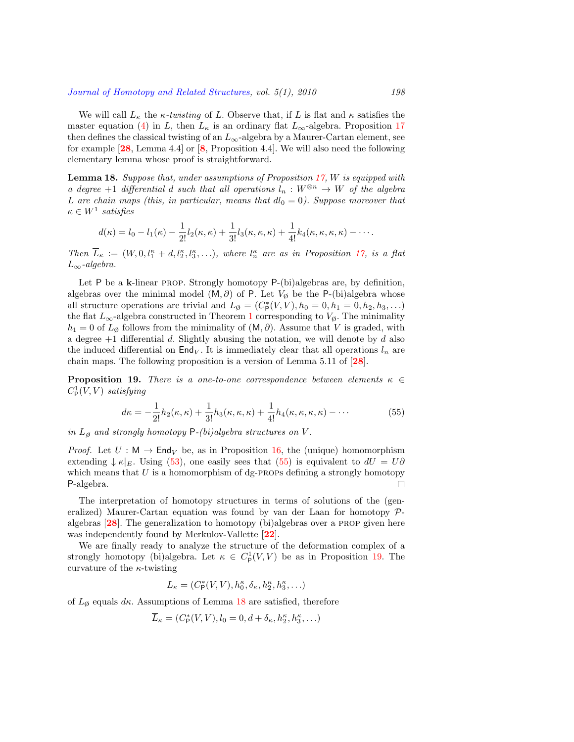We will call $L_\kappa$ the *$\kappa$-twisting* of $L$. Observe that, if $L$ is flat and $\kappa$ satisfies the master equation (4) in $L$, then $L_\kappa$ is an ordinary flat $L_\infty$-algebra. Proposition 17 then defines the classical twisting of an $L_\infty$-algebra by a Maurer-Cartan element, see for example [28, Lemma 4.4] or [8, Proposition 4.4]. We will also need the following elementary lemma whose proof is straightforward.

**Lemma 18.** *Suppose that, under assumptions of Proposition 17, $W$ is equipped with a degree $+1$ differential $d$ such that all operations $l_n : W^{\otimes n} \to W$ of the algebra $L$ are chain maps (this, in particular, means that $dl_0 = 0$). Suppose moreover that $\kappa \in W^1$ satisfies*

$$d(\kappa) = l_0 - l_1(\kappa) - \frac{1}{2!}l_2(\kappa,\kappa) + \frac{1}{3!}l_3(\kappa,\kappa,\kappa) + \frac{1}{4!}k_4(\kappa,\kappa,\kappa,\kappa) - \cdots.$$

*Then $\overline{L}_\kappa := (W, 0, l_1^\kappa + d, l_2^\kappa, l_3^\kappa, \ldots)$, where $l_n^\kappa$ are as in Proposition 17, is a flat $L_\infty$-algebra.*

Let $\mathsf{P}$ be a $\mathbf{k}$-linear PROP. Strongly homotopy $\mathsf{P}$-(bi)algebras are, by definition, algebras over the minimal model $(\mathsf{M}, \partial)$ of $\mathsf{P}$. Let $V_\emptyset$ be the $\mathsf{P}$-(bi)algebra whose all structure operations are trivial and $L_\emptyset = (C^*_{\mathsf{P}}(V,V), h_0 = 0, h_1 = 0, h_2, h_3, \ldots)$ the flat $L_\infty$-algebra constructed in Theorem 1 corresponding to $V_\emptyset$. The minimality $h_1 = 0$ of $L_\emptyset$ follows from the minimality of $(\mathsf{M}, \partial)$. Assume that $V$ is graded, with a degree $+1$ differential $d$. Slightly abusing the notation, we will denote by $d$ also the induced differential on $\mathsf{End}_V$. It is immediately clear that all operations $l_n$ are chain maps. The following proposition is a version of Lemma 5.11 of [28].

**Proposition 19.** *There is a one-to-one correspondence between elements $\kappa \in C^1_{\mathsf{P}}(V,V)$ satisfying*

$$d\kappa = -\frac{1}{2!}h_2(\kappa,\kappa) + \frac{1}{3!}h_3(\kappa,\kappa,\kappa) + \frac{1}{4!}h_4(\kappa,\kappa,\kappa,\kappa) - \cdots \tag{55}$$

*in $L_\emptyset$ and strongly homotopy $\mathsf{P}$-(bi)algebra structures on $V$.*

*Proof.* Let $U : \mathsf{M} \to \mathsf{End}_V$ be, as in Proposition 16, the (unique) homomorphism extending $\downarrow \kappa|_E$. Using (53), one easily sees that (55) is equivalent to $dU = U\partial$ which means that $U$ is a homomorphism of dg-PROPs defining a strongly homotopy $\mathsf{P}$-algebra. □

The interpretation of homotopy structures in terms of solutions of the (generalized) Maurer-Cartan equation was found by van der Laan for homotopy $\mathcal{P}$-algebras [28]. The generalization to homotopy (bi)algebras over a PROP given here was independently found by Merkulov-Vallette [22].

We are finally ready to analyze the structure of the deformation complex of a strongly homotopy (bi)algebra. Let $\kappa \in C^1_{\mathsf{P}}(V,V)$ be as in Proposition 19. The curvature of the $\kappa$-twisting

$$L_\kappa = (C^*_{\mathsf{P}}(V,V), h_0^\kappa, \delta_\kappa, h_2^\kappa, h_3^\kappa, \ldots)$$

of $L_\emptyset$ equals $d\kappa$. Assumptions of Lemma 18 are satisfied, therefore

$$\overline{L}_\kappa = (C^*_{\mathsf{P}}(V,V), l_0 = 0, d + \delta_\kappa, h_2^\kappa, h_3^\kappa, \ldots)$$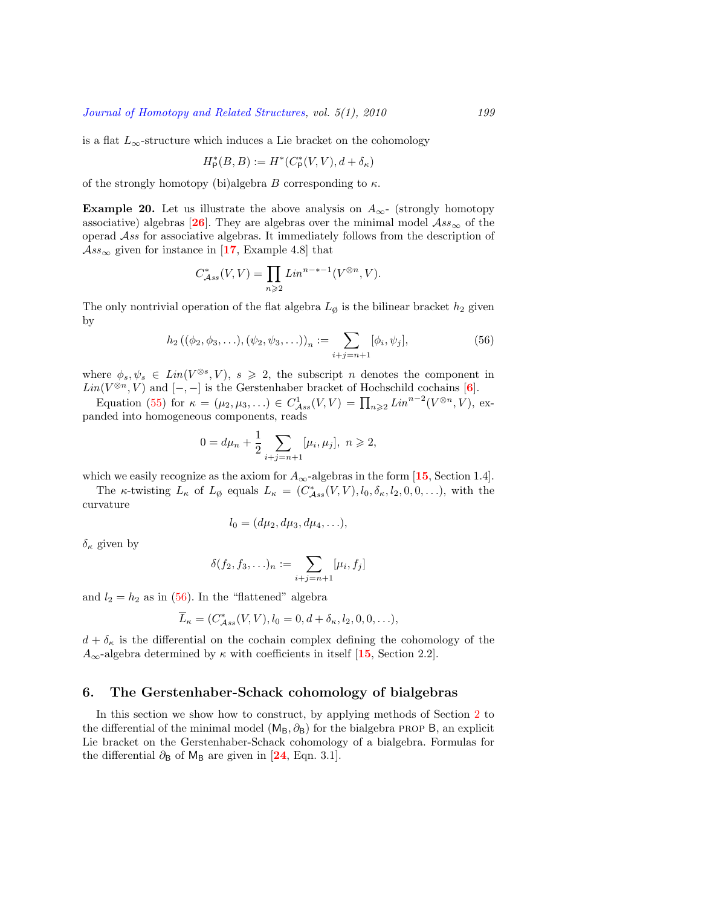is a flat $L_\infty$-structure which induces a Lie bracket on the cohomology

$$H^*_{\mathsf{P}}(B,B) := H^*(C^*_{\mathsf{P}}(V,V), d + \delta_\kappa)$$

of the strongly homotopy (bi)algebra $B$ corresponding to $\kappa$.

**Example 20.** Let us illustrate the above analysis on $A_\infty$- (strongly homotopy associative) algebras [26]. They are algebras over the minimal model $\mathcal{A}ss_\infty$ of the operad $\mathcal{A}ss$ for associative algebras. It immediately follows from the description of $\mathcal{A}ss_\infty$ given for instance in [17, Example 4.8] that

$$C^*_{\mathcal{A}ss}(V,V) = \prod_{n \geqslant 2} Lin^{n-*-1}(V^{\otimes n}, V).$$

The only nontrivial operation of the flat algebra $L_\emptyset$ is the bilinear bracket $h_2$ given by

$$h_2\left((\phi_2, \phi_3, \ldots), (\psi_2, \psi_3, \ldots)\right)_n := \sum_{i+j=n+1} [\phi_i, \psi_j], \tag{56}$$

where $\phi_s, \psi_s \in Lin(V^{\otimes s}, V)$, $s \geqslant 2$, the subscript $n$ denotes the component in $Lin(V^{\otimes n}, V)$ and $[-,-]$ is the Gerstenhaber bracket of Hochschild cochains [6].

Equation (55) for $\kappa = (\mu_2, \mu_3, \ldots) \in C^1_{\mathcal{A}ss}(V,V) = \prod_{n \geqslant 2} Lin^{n-2}(V^{\otimes n}, V)$, expanded into homogeneous components, reads

$$0 = d\mu_n + \frac{1}{2} \sum_{i+j=n+1} [\mu_i, \mu_j], \; n \geqslant 2,$$

which we easily recognize as the axiom for $A_\infty$-algebras in the form [15, Section 1.4].

The $\kappa$-twisting $L_\kappa$ of $L_\emptyset$ equals $L_\kappa = (C^*_{\mathcal{A}ss}(V,V), l_0, \delta_\kappa, l_2, 0, 0, \ldots)$, with the curvature

$$l_0 = (d\mu_2, d\mu_3, d\mu_4, \ldots),$$

$\delta_\kappa$ given by

$$\delta(f_2, f_3, \ldots)_n := \sum_{i+j=n+1} [\mu_i, f_j]$$

and $l_2 = h_2$ as in (56). In the "flattened" algebra

$$\overline{L}_\kappa = (C^*_{\mathcal{A}ss}(V,V), l_0 = 0, d + \delta_\kappa, l_2, 0, 0, \ldots),$$

$d + \delta_\kappa$ is the differential on the cochain complex defining the cohomology of the $A_\infty$-algebra determined by $\kappa$ with coefficients in itself [15, Section 2.2].

## 6. The Gerstenhaber-Schack cohomology of bialgebras

In this section we show how to construct, by applying methods of Section 2 to the differential of the minimal model $(\mathsf{M}_\mathsf{B}, \partial_\mathsf{B})$ for the bialgebra PROP $\mathsf{B}$, an explicit Lie bracket on the Gerstenhaber-Schack cohomology of a bialgebra. Formulas for the differential $\partial_\mathsf{B}$ of $\mathsf{M}_\mathsf{B}$ are given in [24, Eqn. 3.1].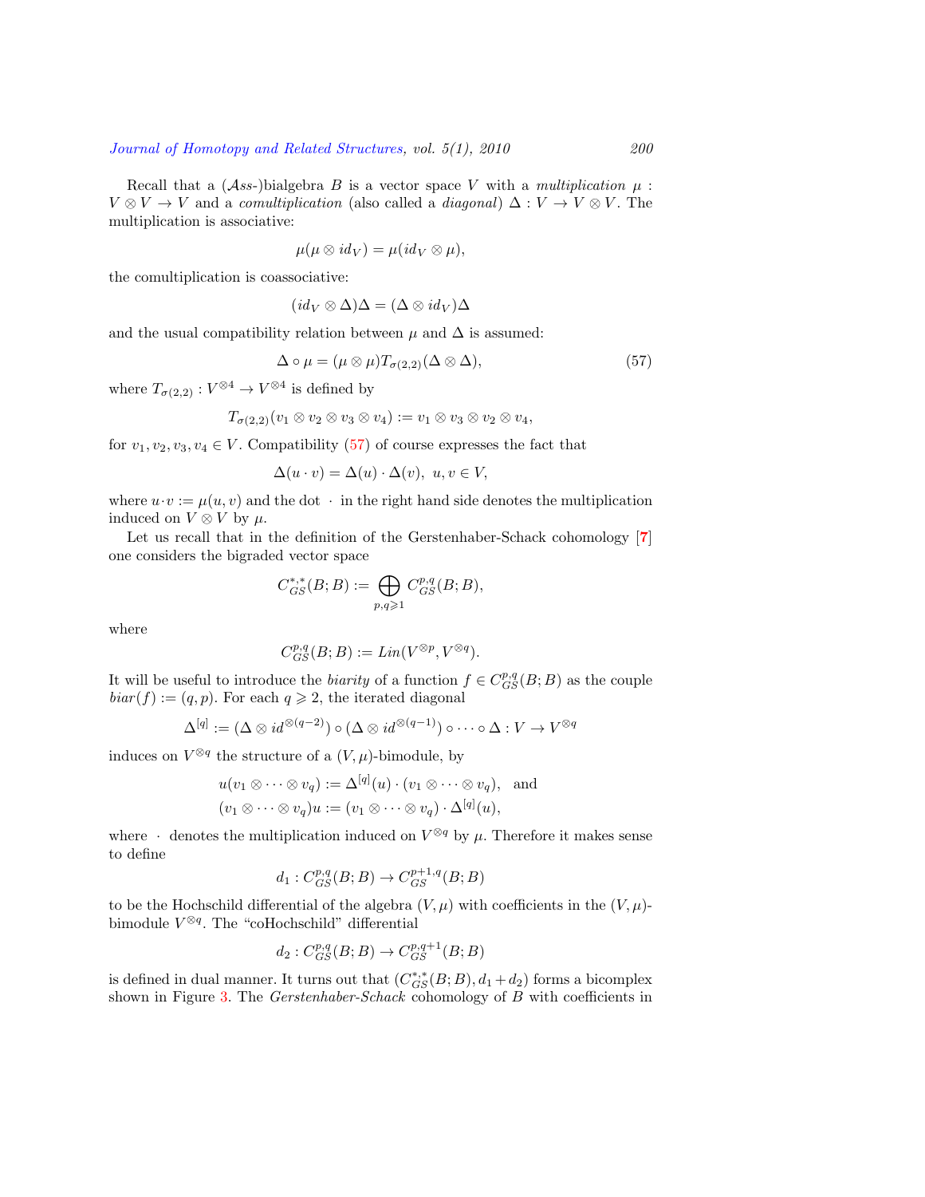Recall that a ($\mathcal{A}ss$-)bialgebra $B$ is a vector space $V$ with a *multiplication* $\mu : V \otimes V \to V$ and a *comultiplication* (also called a *diagonal*) $\Delta : V \to V \otimes V$. The multiplication is associative:

$$\mu(\mu \otimes id_V) = \mu(id_V \otimes \mu),$$

the comultiplication is coassociative:

$$(id_V \otimes \Delta)\Delta = (\Delta \otimes id_V)\Delta$$

and the usual compatibility relation between $\mu$ and $\Delta$ is assumed:

$$\Delta \circ \mu = (\mu \otimes \mu) T_{\sigma(2,2)} (\Delta \otimes \Delta), \tag{57}$$

where $T_{\sigma(2,2)} : V^{\otimes 4} \to V^{\otimes 4}$ is defined by

$$T_{\sigma(2,2)}(v_1 \otimes v_2 \otimes v_3 \otimes v_4) := v_1 \otimes v_3 \otimes v_2 \otimes v_4,$$

for $v_1, v_2, v_3, v_4 \in V$. Compatibility (57) of course expresses the fact that

$$\Delta(u \cdot v) = \Delta(u) \cdot \Delta(v), \ u, v \in V,$$

where $u \cdot v := \mu(u, v)$ and the dot $\cdot$ in the right hand side denotes the multiplication induced on $V \otimes V$ by $\mu$.

Let us recall that in the definition of the Gerstenhaber-Schack cohomology [7] one considers the bigraded vector space

$$C^{*,*}_{GS}(B; B) := \bigoplus_{p,q \geqslant 1} C^{p,q}_{GS}(B; B),$$

where

$$C^{p,q}_{GS}(B; B) := Lin(V^{\otimes p}, V^{\otimes q}).$$

It will be useful to introduce the *biarity* of a function $f \in C^{p,q}_{GS}(B; B)$ as the couple $biar(f) := (q, p)$. For each $q \geqslant 2$, the iterated diagonal

$$\Delta^{[q]} := (\Delta \otimes id^{\otimes(q-2)}) \circ (\Delta \otimes id^{\otimes(q-1)}) \circ \cdots \circ \Delta : V \to V^{\otimes q}$$

induces on $V^{\otimes q}$ the structure of a $(V, \mu)$-bimodule, by

$$\begin{aligned} u(v_1 \otimes \cdots \otimes v_q) &:= \Delta^{[q]}(u) \cdot (v_1 \otimes \cdots \otimes v_q), \ \text{ and} \\ (v_1 \otimes \cdots \otimes v_q)u &:= (v_1 \otimes \cdots \otimes v_q) \cdot \Delta^{[q]}(u), \end{aligned}$$

where $\cdot$ denotes the multiplication induced on $V^{\otimes q}$ by $\mu$. Therefore it makes sense to define

$$d_1 : C^{p,q}_{GS}(B; B) \to C^{p+1,q}_{GS}(B; B)$$

to be the Hochschild differential of the algebra $(V, \mu)$ with coefficients in the $(V, \mu)$-bimodule $V^{\otimes q}$. The "coHochschild" differential

$$d_2 : C^{p,q}_{GS}(B; B) \to C^{p,q+1}_{GS}(B; B)$$

is defined in dual manner. It turns out that $(C^{*,*}_{GS}(B; B), d_1 + d_2)$ forms a bicomplex shown in Figure 3. The *Gerstenhaber-Schack* cohomology of $B$ with coefficients in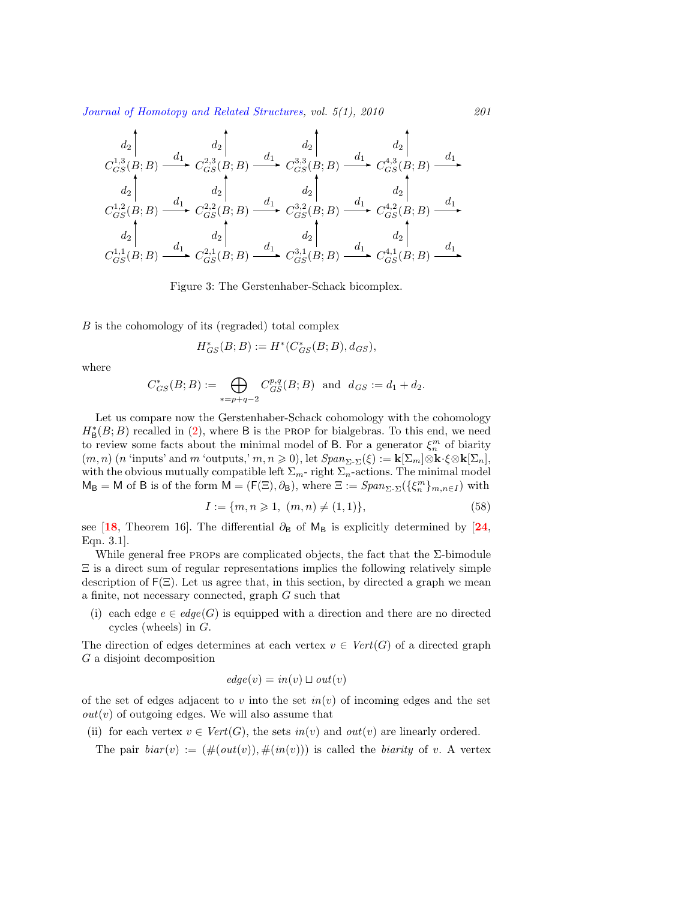$$
\begin{array}{ccccccccc}
 & \uparrow d_2 & & \uparrow d_2 & & \uparrow d_2 & & \uparrow d_2 & \\
C^{1,3}_{GS}(B;B) & \xrightarrow{d_1} & C^{2,3}_{GS}(B;B) & \xrightarrow{d_1} & C^{3,3}_{GS}(B;B) & \xrightarrow{d_1} & C^{4,3}_{GS}(B;B) & \xrightarrow{d_1} & \\
\uparrow d_2 & & \uparrow d_2 & & \uparrow d_2 & & \uparrow d_2 & & \\
C^{1,2}_{GS}(B;B) & \xrightarrow{d_1} & C^{2,2}_{GS}(B;B) & \xrightarrow{d_1} & C^{3,2}_{GS}(B;B) & \xrightarrow{d_1} & C^{4,2}_{GS}(B;B) & \xrightarrow{d_1} & \\
\uparrow d_2 & & \uparrow d_2 & & \uparrow d_2 & & \uparrow d_2 & & \\
C^{1,1}_{GS}(B;B) & \xrightarrow{d_1} & C^{2,1}_{GS}(B;B) & \xrightarrow{d_1} & C^{3,1}_{GS}(B;B) & \xrightarrow{d_1} & C^{4,1}_{GS}(B;B) & \xrightarrow{d_1} &
\end{array}
$$

Figure 3: The Gerstenhaber-Schack bicomplex.

$B$ is the cohomology of its (regraded) total complex

$$H^*_{GS}(B;B) := H^*(C^*_{GS}(B;B), d_{GS}),$$

where

$$C^*_{GS}(B;B) := \bigoplus_{*=p+q-2} C^{p,q}_{GS}(B;B) \ \text{ and } \ d_{GS} := d_1 + d_2.$$

Let us compare now the Gerstenhaber-Schack cohomology with the cohomology $H^*_{\mathsf{B}}(B;B)$ recalled in (2), where $\mathsf{B}$ is the PROP for bialgebras. To this end, we need to review some facts about the minimal model of $\mathsf{B}$. For a generator $\xi^m_n$ of biarity $(m,n)$ ($n$ 'inputs' and $m$ 'outputs,' $m,n \geqslant 0$), let $Span_{\Sigma\text{-}\Sigma}(\xi) := \mathbf{k}[\Sigma_m] \otimes \mathbf{k}\cdot\xi \otimes \mathbf{k}[\Sigma_n]$, with the obvious mutually compatible left $\Sigma_m$- right $\Sigma_n$-actions. The minimal model $\mathsf{M}_{\mathsf{B}} = \mathsf{M}$ of $\mathsf{B}$ is of the form $\mathsf{M} = (\mathsf{F}(\Xi), \partial_{\mathsf{B}})$, where $\Xi := Span_{\Sigma\text{-}\Sigma}(\{\xi^m_n\}_{m,n\in I})$ with

$$I := \{m, n \geqslant 1,\ (m,n) \neq (1,1)\}, \tag{58}$$

see [18, Theorem 16]. The differential $\partial_{\mathsf{B}}$ of $\mathsf{M}_{\mathsf{B}}$ is explicitly determined by [24, Eqn. 3.1].

While general free PROPs are complicated objects, the fact that the $\Sigma$-bimodule $\Xi$ is a direct sum of regular representations implies the following relatively simple description of $\mathsf{F}(\Xi)$. Let us agree that, in this section, by directed a graph we mean a finite, not necessary connected, graph $G$ such that

(i) each edge $e \in edge(G)$ is equipped with a direction and there are no directed cycles (wheels) in $G$.

The direction of edges determines at each vertex $v \in Vert(G)$ of a directed graph $G$ a disjoint decomposition

$$edge(v) = in(v) \sqcup out(v)$$

of the set of edges adjacent to $v$ into the set $in(v)$ of incoming edges and the set $out(v)$ of outgoing edges. We will also assume that

(ii) for each vertex $v \in Vert(G)$, the sets $in(v)$ and $out(v)$ are linearly ordered.

The pair $biar(v) := (\#(out(v)), \#(in(v)))$ is called the *biarity* of $v$. A vertex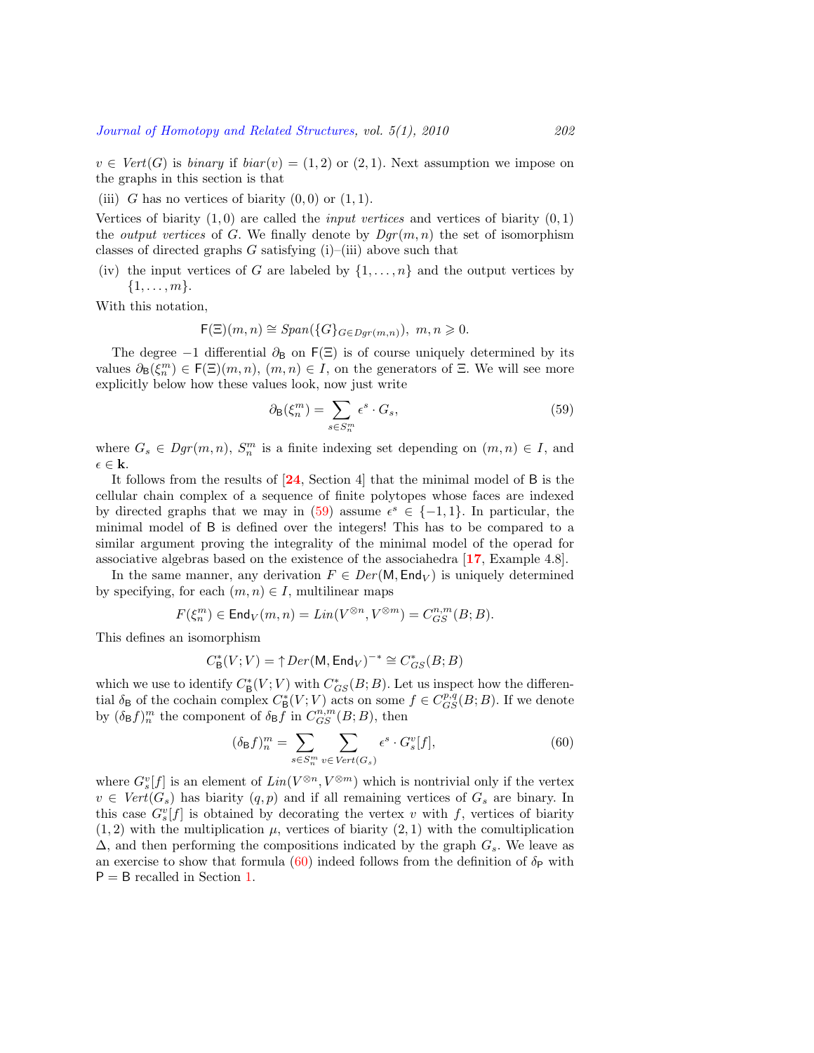$v \in Vert(G)$ is *binary* if $biar(v) = (1,2)$ or $(2,1)$. Next assumption we impose on the graphs in this section is that

(iii) $G$ has no vertices of biarity $(0,0)$ or $(1,1)$.

Vertices of biarity $(1,0)$ are called the *input vertices* and vertices of biarity $(0,1)$ the *output vertices* of $G$. We finally denote by $Dgr(m,n)$ the set of isomorphism classes of directed graphs $G$ satisfying (i)–(iii) above such that

(iv) the input vertices of $G$ are labeled by $\{1,\ldots,n\}$ and the output vertices by $\{1,\ldots,m\}$.

With this notation,

$$\mathsf{F}(\Xi)(m,n) \cong Span(\{G\}_{G\in Dgr(m,n)}),\ m,n \geqslant 0.$$

The degree $-1$ differential $\partial_{\mathsf{B}}$ on $\mathsf{F}(\Xi)$ is of course uniquely determined by its values $\partial_{\mathsf{B}}(\xi^m_n) \in \mathsf{F}(\Xi)(m,n)$, $(m,n) \in I$, on the generators of $\Xi$. We will see more explicitly below how these values look, now just write

$$\partial_{\mathsf{B}}(\xi^m_n) = \sum_{s\in S^m_n} \epsilon^s \cdot G_s, \tag{59}$$

where $G_s \in Dgr(m,n)$, $S^m_n$ is a finite indexing set depending on $(m,n) \in I$, and $\epsilon \in \mathbf{k}$.

It follows from the results of [24, Section 4] that the minimal model of $\mathsf{B}$ is the cellular chain complex of a sequence of finite polytopes whose faces are indexed by directed graphs that we may in (59) assume $\epsilon^s \in \{-1,1\}$. In particular, the minimal model of $\mathsf{B}$ is defined over the integers! This has to be compared to a similar argument proving the integrality of the minimal model of the operad for associative algebras based on the existence of the associahedra [17, Example 4.8].

In the same manner, any derivation $F \in Der(\mathsf{M},\mathsf{End}_V)$ is uniquely determined by specifying, for each $(m,n) \in I$, multilinear maps

$$F(\xi^m_n) \in \mathsf{End}_V(m,n) = Lin(V^{\otimes n}, V^{\otimes m}) = C^{n,m}_{GS}(B;B).$$

This defines an isomorphism

$$C^*_{\mathsf{B}}(V;V) = {\uparrow} Der(\mathsf{M},\mathsf{End}_V)^{-*} \cong C^*_{GS}(B;B)$$

which we use to identify $C^*_{\mathsf{B}}(V;V)$ with $C^*_{GS}(B;B)$. Let us inspect how the differential $\delta_{\mathsf{B}}$ of the cochain complex $C^*_{\mathsf{B}}(V;V)$ acts on some $f \in C^{p,q}_{GS}(B;B)$. If we denote by $(\delta_{\mathsf{B}} f)^m_n$ the component of $\delta_{\mathsf{B}} f$ in $C^{n,m}_{GS}(B;B)$, then

$$(\delta_{\mathsf{B}} f)^m_n = \sum_{s\in S^m_n} \sum_{v\in Vert(G_s)} \epsilon^s \cdot G^v_s[f], \tag{60}$$

where $G^v_s[f]$ is an element of $Lin(V^{\otimes n}, V^{\otimes m})$ which is nontrivial only if the vertex $v \in Vert(G_s)$ has biarity $(q,p)$ and if all remaining vertices of $G_s$ are binary. In this case $G^v_s[f]$ is obtained by decorating the vertex $v$ with $f$, vertices of biarity $(1,2)$ with the multiplication $\mu$, vertices of biarity $(2,1)$ with the comultiplication $\Delta$, and then performing the compositions indicated by the graph $G_s$. We leave as an exercise to show that formula (60) indeed follows from the definition of $\delta_{\mathsf{P}}$ with $\mathsf{P} = \mathsf{B}$ recalled in Section 1.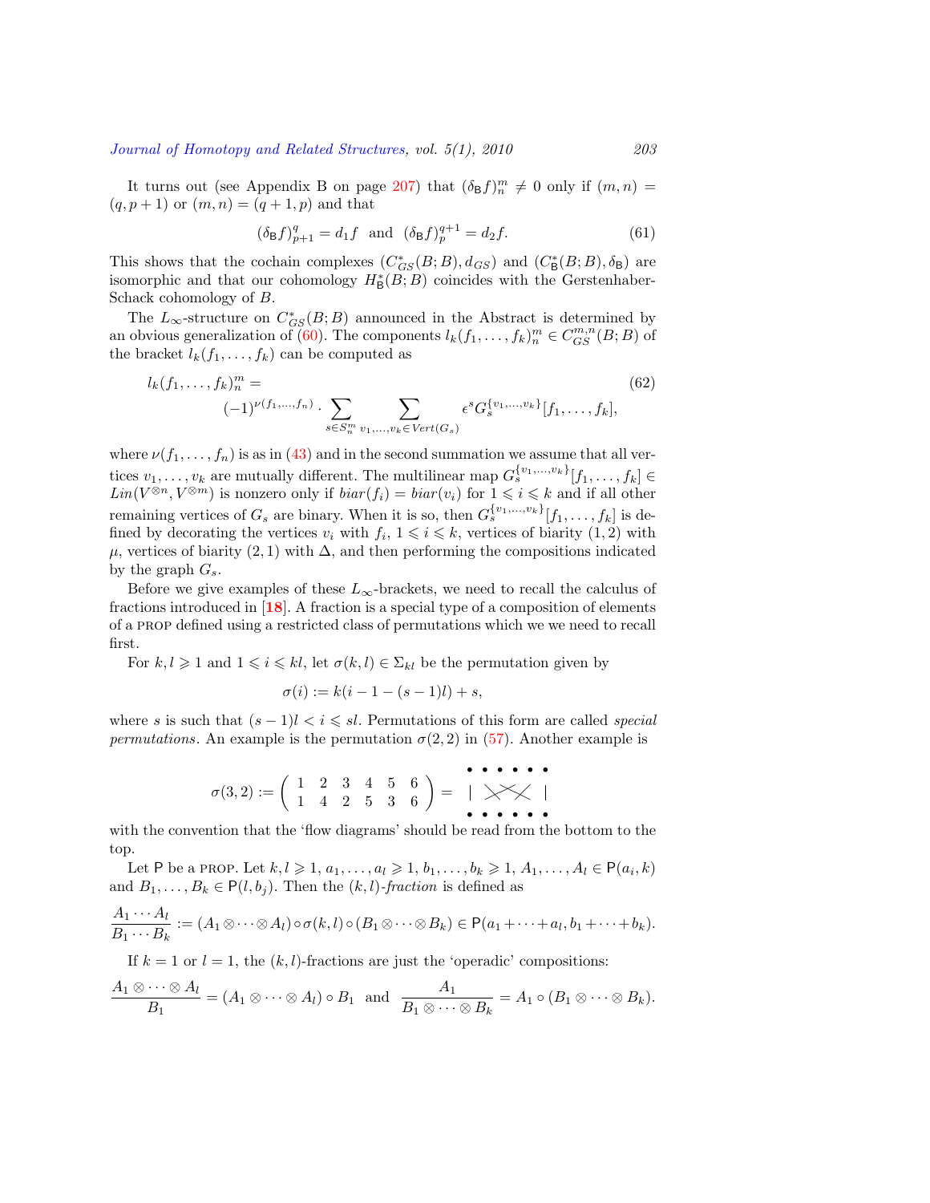It turns out (see Appendix B on page 207) that $(\delta_{\mathsf{B}} f)^m_n \neq 0$ only if $(m,n) = (q, p+1)$ or $(m,n) = (q+1, p)$ and that

$$(\delta_{\mathsf{B}} f)^q_{p+1} = d_1 f \quad \text{and} \quad (\delta_{\mathsf{B}} f)^{q+1}_p = d_2 f. \tag{61}$$

This shows that the cochain complexes $(C^*_{GS}(B;B), d_{GS})$ and $(C^*_{\mathsf{B}}(B;B), \delta_{\mathsf{B}})$ are isomorphic and that our cohomology $H^*_{\mathsf{B}}(B;B)$ coincides with the Gerstenhaber-Schack cohomology of $B$.

The $L_\infty$-structure on $C^*_{GS}(B;B)$ announced in the Abstract is determined by an obvious generalization of (60). The components $l_k(f_1,\ldots,f_k)^m_n \in C^{m,n}_{GS}(B;B)$ of the bracket $l_k(f_1,\ldots,f_k)$ can be computed as

$$l_k(f_1,\ldots,f_k)^m_n = \\ (-1)^{\nu(f_1,\ldots,f_n)} \cdot \sum_{s \in S^m_n} \sum_{v_1,\ldots,v_k \in Vert(G_s)} \epsilon^s G_s^{\{v_1,\ldots,v_k\}}[f_1,\ldots,f_k], \tag{62}$$

where $\nu(f_1,\ldots,f_n)$ is as in (43) and in the second summation we assume that all vertices $v_1,\ldots,v_k$ are mutually different. The multilinear map $G_s^{\{v_1,\ldots,v_k\}}[f_1,\ldots,f_k] \in Lin(V^{\otimes n}, V^{\otimes m})$ is nonzero only if $biar(f_i) = biar(v_i)$ for $1 \leqslant i \leqslant k$ and if all other remaining vertices of $G_s$ are binary. When it is so, then $G_s^{\{v_1,\ldots,v_k\}}[f_1,\ldots,f_k]$ is defined by decorating the vertices $v_i$ with $f_i$, $1 \leqslant i \leqslant k$, vertices of biarity $(1,2)$ with $\mu$, vertices of biarity $(2,1)$ with $\Delta$, and then performing the compositions indicated by the graph $G_s$.

Before we give examples of these $L_\infty$-brackets, we need to recall the calculus of fractions introduced in [**18**]. A fraction is a special type of a composition of elements of a PROP defined using a restricted class of permutations which we we need to recall first.

For $k, l \geqslant 1$ and $1 \leqslant i \leqslant kl$, let $\sigma(k,l) \in \Sigma_{kl}$ be the permutation given by

$$\sigma(i) := k(i - 1 - (s-1)l) + s,$$

where $s$ is such that $(s-1)l < i \leqslant sl$. Permutations of this form are called *special permutations*. An example is the permutation $\sigma(2,2)$ in (57). Another example is

$$\sigma(3,2) := \begin{pmatrix} 1 & 2 & 3 & 4 & 5 & 6 \\ 1 & 4 & 2 & 5 & 3 & 6 \end{pmatrix} =$$

with the convention that the 'flow diagrams' should be read from the bottom to the top.

Let $\mathsf{P}$ be a PROP. Let $k, l \geqslant 1$, $a_1,\ldots,a_l \geqslant 1$, $b_1,\ldots,b_k \geqslant 1$, $A_1,\ldots,A_l \in \mathsf{P}(a_i,k)$ and $B_1,\ldots,B_k \in \mathsf{P}(l,b_j)$. Then the $(k,l)$-*fraction* is defined as

$$\frac{A_1 \cdots A_l}{B_1 \cdots B_k} := (A_1 \otimes \cdots \otimes A_l) \circ \sigma(k,l) \circ (B_1 \otimes \cdots \otimes B_k) \in \mathsf{P}(a_1 + \cdots + a_l, b_1 + \cdots + b_k).$$

If $k = 1$ or $l = 1$, the $(k,l)$-fractions are just the 'operadic' compositions:

$$\frac{A_1 \otimes \cdots \otimes A_l}{B_1} = (A_1 \otimes \cdots \otimes A_l) \circ B_1 \quad \text{and} \quad \frac{A_1}{B_1 \otimes \cdots \otimes B_k} = A_1 \circ (B_1 \otimes \cdots \otimes B_k).$$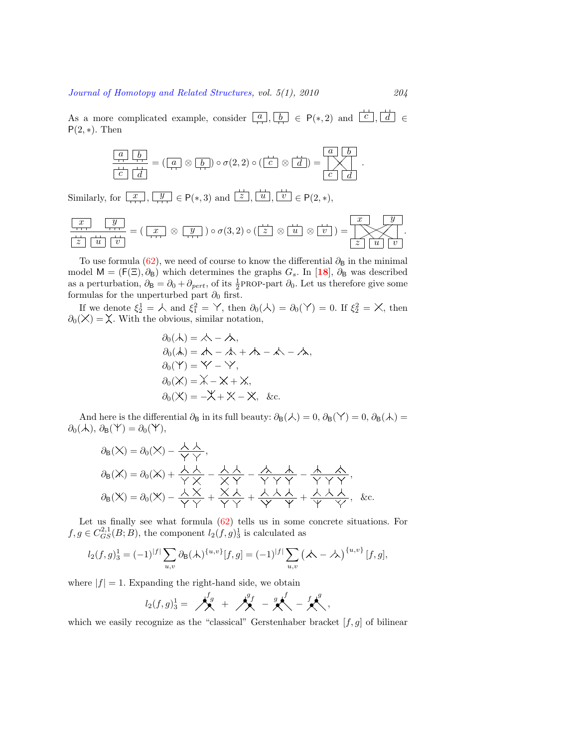As a more complicated example, consider $\boxed{a}, \boxed{b} \in \mathsf{P}(*, 2)$ and $\boxed{c}, \boxed{d} \in \mathsf{P}(2, *)$. Then

$$\frac{\boxed{a}\ \boxed{b}}{\boxed{c}\ \boxed{d}} = (\boxed{a} \otimes \boxed{b}) \circ \sigma(2,2) \circ (\boxed{c} \otimes \boxed{d}) = \ldots\ .$$

Similarly, for $\boxed{x}, \boxed{y} \in \mathsf{P}(*, 3)$ and $\boxed{z}, \boxed{u}, \boxed{v} \in \mathsf{P}(2, *)$,

$$\frac{\boxed{x}\ \ \boxed{y}}{\boxed{z}\ \boxed{u}\ \boxed{v}} = (\boxed{x} \otimes \boxed{y}) \circ \sigma(3,2) \circ (\boxed{z} \otimes \boxed{u} \otimes \boxed{v}) = \ldots\ .$$

To use formula (62), we need of course to know the differential $\partial_{\mathsf{B}}$ in the minimal model $\mathsf{M} = (\mathsf{F}(\Xi), \partial_{\mathsf{B}})$ which determines the graphs $G_s$. In [18], $\partial_{\mathsf{B}}$ was described as a perturbation, $\partial_{\mathsf{B}} = \partial_0 + \partial_{pert}$, of its $\frac{1}{2}$PROP-part $\partial_0$. Let us therefore give some formulas for the unperturbed part $\partial_0$ first.

If we denote $\xi_2^1 = \curlywedge$ and $\xi_1^2 = \curlyvee$, then $\partial_0(\curlywedge) = \partial_0(\curlyvee) = 0$. If $\xi_2^2 = \times$, then $\partial_0(\times) = \ldots$. With the obvious, similar notation,

$$\partial_0(\ldots) = \ldots - \ldots,$$
$$\partial_0(\ldots) = \ldots - \ldots + \ldots - \ldots - \ldots,$$
$$\partial_0(\ldots) = \ldots - \ldots,$$
$$\partial_0(\ldots) = \ldots - \ldots + \ldots,$$
$$\partial_0(\ldots) = -\ldots + \ldots - \ldots, \quad \&\text{c}.$$

And here is the differential $\partial_{\mathsf{B}}$ in its full beauty: $\partial_{\mathsf{B}}(\curlywedge) = 0$, $\partial_{\mathsf{B}}(\curlyvee) = 0$, $\partial_{\mathsf{B}}(\ldots) = \partial_0(\ldots)$, $\partial_{\mathsf{B}}(\ldots) = \partial_0(\ldots)$,

$$\partial_{\mathsf{B}}(\times) = \partial_0(\times) - \ldots,$$
$$\partial_{\mathsf{B}}(\ldots) = \partial_0(\ldots) + \ldots - \ldots - \ldots - \ldots,$$
$$\partial_{\mathsf{B}}(\ldots) = \partial_0(\ldots) - \ldots + \ldots + \ldots + \ldots, \quad \&\text{c}.$$

Let us finally see what formula (62) tells us in some concrete situations. For $f, g \in C^{2,1}_{GS}(B; B)$, the component $l_2(f,g)^1_3$ is calculated as

$$l_2(f,g)^1_3 = (-1)^{|f|} \sum_{u,v} \partial_{\mathsf{B}}(\ldots)^{\{u,v\}}[f,g] = (-1)^{|f|} \sum_{u,v} \left(\ldots - \ldots\right)^{\{u,v\}} [f,g],$$

where $|f| = 1$. Expanding the right-hand side, we obtain

$$l_2(f,g)^1_3 = \ldots + \ldots - \ldots - \ldots,$$

which we easily recognize as the "classical" Gerstenhaber bracket $[f,g]$ of bilinear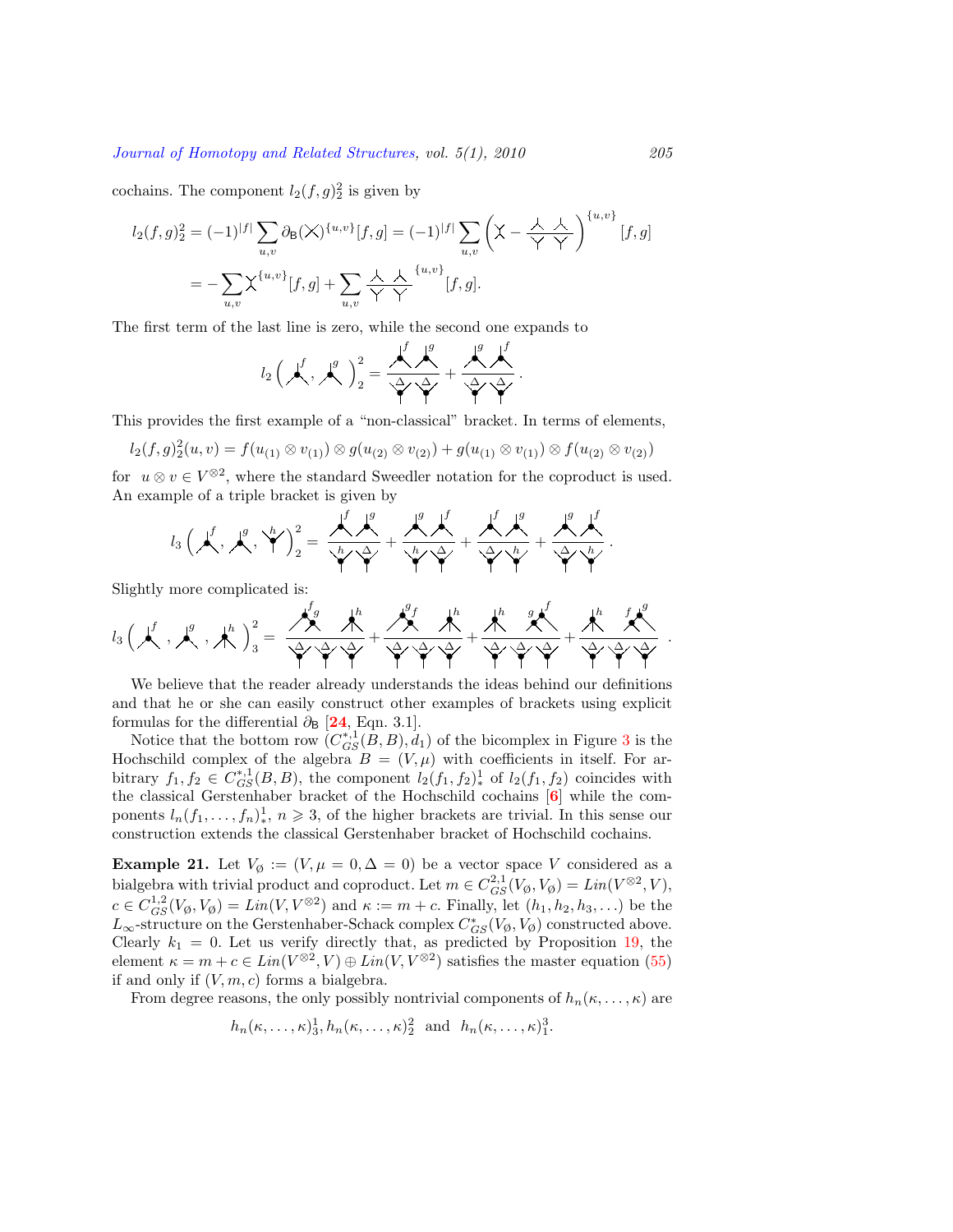cochains. The component $l_2(f,g)^2_2$ is given by

$$l_2(f,g)^2_2 = (-1)^{|f|} \sum_{u,v} \partial_{\mathsf{B}}(\times)^{\{u,v\}}[f,g] = (-1)^{|f|} \sum_{u,v} \left( \curlyvee - \frac{\curlywedge \ \curlywedge}{\curlyvee \ \curlyvee} \right)^{\{u,v\}} [f,g]$$

$$= -\sum_{u,v} \curlyvee^{\{u,v\}}[f,g] + \sum_{u,v} \frac{\curlywedge \ \curlywedge}{\curlyvee \ \curlyvee}^{\{u,v\}} [f,g].$$

The first term of the last line is zero, while the second one expands to

$$l_2\left( \curlywedge^{f}, \curlywedge^{g} \right)^2_2 = \frac{\curlywedge^{f} \curlywedge^{g}}{\curlyvee_{\Delta} \curlyvee_{\Delta}} + \frac{\curlywedge^{g} \curlywedge^{f}}{\curlyvee_{\Delta} \curlyvee_{\Delta}}.$$

This provides the first example of a "non-classical" bracket. In terms of elements,

$$l_2(f,g)^2_2(u,v) = f(u_{(1)} \otimes v_{(1)}) \otimes g(u_{(2)} \otimes v_{(2)}) + g(u_{(1)} \otimes v_{(1)}) \otimes f(u_{(2)} \otimes v_{(2)})$$

for $u \otimes v \in V^{\otimes 2}$, where the standard Sweedler notation for the coproduct is used. An example of a triple bracket is given by

$$l_3\left( \curlywedge^{f}, \curlywedge^{g}, \curlyvee^{h} \right)^2_2 = \frac{\curlywedge^{f} \curlywedge^{g}}{\curlyvee_{h} \curlyvee_{\Delta}} + \frac{\curlywedge^{g} \curlywedge^{f}}{\curlyvee_{h} \curlyvee_{\Delta}} + \frac{\curlywedge^{f} \curlywedge^{g}}{\curlyvee_{\Delta} \curlyvee_{h}} + \frac{\curlywedge^{g} \curlywedge^{f}}{\curlyvee_{\Delta} \curlyvee_{h}}.$$

Slightly more complicated is:

$$l_3\left( \curlywedge^{f}, \curlywedge^{g}, \curlywedge^{h} \right)^2_3 = \frac{\curlywedge^{f}_{g} \ \curlywedge^{h}}{\curlyvee_{\Delta}\curlyvee_{\Delta}\curlyvee_{\Delta}} + \frac{\curlywedge^{g}_{f} \ \curlywedge^{h}}{\curlyvee_{\Delta}\curlyvee_{\Delta}\curlyvee_{\Delta}} + \frac{\curlywedge^{h} \ {}_{g}\curlywedge^{f}}{\curlyvee_{\Delta}\curlyvee_{\Delta}\curlyvee_{\Delta}} + \frac{\curlywedge^{h} \ {}_{f}\curlywedge^{g}}{\curlyvee_{\Delta}\curlyvee_{\Delta}\curlyvee_{\Delta}}.$$

We believe that the reader already understands the ideas behind our definitions and that he or she can easily construct other examples of brackets using explicit formulas for the differential $\partial_{\mathsf{B}}$ [24, Eqn. 3.1].

Notice that the bottom row $(C^{*,1}_{GS}(B,B), d_1)$ of the bicomplex in Figure 3 is the Hochschild complex of the algebra $B = (V, \mu)$ with coefficients in itself. For arbitrary $f_1, f_2 \in C^{*,1}_{GS}(B,B)$, the component $l_2(f_1,f_2)^1_*$ of $l_2(f_1,f_2)$ coincides with the classical Gerstenhaber bracket of the Hochschild cochains [6] while the components $l_n(f_1,\ldots,f_n)^1_*$, $n \geqslant 3$, of the higher brackets are trivial. In this sense our construction extends the classical Gerstenhaber bracket of Hochschild cochains.

**Example 21.** Let $V_\emptyset := (V, \mu = 0, \Delta = 0)$ be a vector space $V$ considered as a bialgebra with trivial product and coproduct. Let $m \in C^{2,1}_{GS}(V_\emptyset, V_\emptyset) = Lin(V^{\otimes 2}, V)$, $c \in C^{1,2}_{GS}(V_\emptyset, V_\emptyset) = Lin(V, V^{\otimes 2})$ and $\kappa := m + c$. Finally, let $(h_1, h_2, h_3, \ldots)$ be the $L_\infty$-structure on the Gerstenhaber-Schack complex $C^*_{GS}(V_\emptyset, V_\emptyset)$ constructed above. Clearly $k_1 = 0$. Let us verify directly that, as predicted by Proposition 19, the element $\kappa = m + c \in Lin(V^{\otimes 2}, V) \oplus Lin(V, V^{\otimes 2})$ satisfies the master equation (55) if and only if $(V, m, c)$ forms a bialgebra.

From degree reasons, the only possibly nontrivial components of $h_n(\kappa, \ldots, \kappa)$ are

$$h_n(\kappa, \ldots, \kappa)^1_3, h_n(\kappa, \ldots, \kappa)^2_2 \ \text{ and } \ h_n(\kappa, \ldots, \kappa)^3_1.$$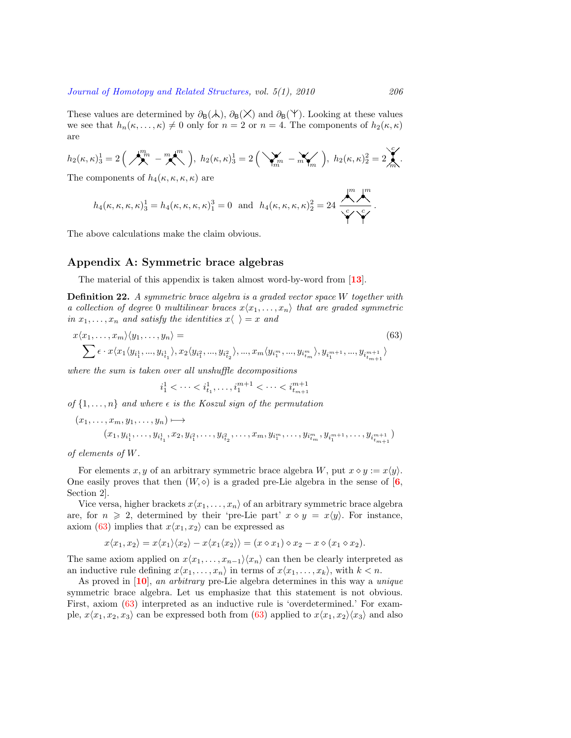These values are determined by $\partial_{\mathsf{B}}(\text{⅄})$, $\partial_{\mathsf{B}}(\times)$ and $\partial_{\mathsf{B}}(\text{Y})$. Looking at these values we see that $h_n(\kappa,\ldots,\kappa) \neq 0$ only for $n = 2$ or $n = 4$. The components of $h_2(\kappa,\kappa)$ are

$$h_2(\kappa,\kappa)^1_3 = 2\left( \text{[graph]} - \text{[graph]} \right),\ h_2(\kappa,\kappa)^1_3 = 2\left( \text{[graph]} - \text{[graph]} \right),\ h_2(\kappa,\kappa)^2_2 = 2\,\text{[graph]}.$$

The components of $h_4(\kappa,\kappa,\kappa,\kappa)$ are

$$h_4(\kappa,\kappa,\kappa,\kappa)^1_3 = h_4(\kappa,\kappa,\kappa,\kappa)^3_1 = 0 \text{ and } h_4(\kappa,\kappa,\kappa,\kappa)^2_2 = 24\,\text{[graph]}.$$

The above calculations make the claim obvious.

## Appendix A: Symmetric brace algebras

The material of this appendix is taken almost word-by-word from [13].

**Definition 22.** *A symmetric brace algebra is a graded vector space $W$ together with a collection of degree 0 multilinear braces $x\langle x_1,\ldots,x_n\rangle$ that are graded symmetric in $x_1,\ldots,x_n$ and satisfy the identities $x\langle\ \rangle = x$ and*

$$x\langle x_1,\ldots,x_m\rangle\langle y_1,\ldots,y_n\rangle = \tag{63}$$
$$\sum \epsilon \cdot x\langle x_1\langle y_{i^1_1},\ldots,y_{i^1_{t_1}}\rangle, x_2\langle y_{i^2_1},\ldots,y_{i^2_{t_2}}\rangle,\ldots,x_m\langle y_{i^m_1},\ldots,y_{i^m_{t_m}}\rangle, y_{i^{m+1}_1},\ldots,y_{i^{m+1}_{t_{m+1}}}\rangle$$

*where the sum is taken over all unshuffle decompositions*

$$i^1_1 < \cdots < i^1_{t_1},\ldots,i^{m+1}_1 < \cdots < i^{m+1}_{t_{m+1}}$$

*of $\{1,\ldots,n\}$ and where $\epsilon$ is the Koszul sign of the permutation*

$$(x_1,\ldots,x_m,y_1,\ldots,y_n) \longmapsto$$
$$(x_1,y_{i^1_1},\ldots,y_{i^1_{t_1}},x_2,y_{i^2_1},\ldots,y_{i^2_{t_2}},\ldots,x_m,y_{i^m_1},\ldots,y_{i^m_{t_m}},y_{i^{m+1}_1},\ldots,y_{i^{m+1}_{t_{m+1}}})$$

*of elements of $W$.*

For elements $x, y$ of an arbitrary symmetric brace algebra $W$, put $x \diamond y := x\langle y\rangle$. One easily proves that then $(W,\diamond)$ is a graded pre-Lie algebra in the sense of [6, Section 2].

Vice versa, higher brackets $x\langle x_1,\ldots,x_n\rangle$ of an arbitrary symmetric brace algebra are, for $n \geqslant 2$, determined by their 'pre-Lie part' $x \diamond y = x\langle y\rangle$. For instance, axiom (63) implies that $x\langle x_1,x_2\rangle$ can be expressed as

$$x\langle x_1,x_2\rangle = x\langle x_1\rangle\langle x_2\rangle - x\langle x_1\langle x_2\rangle\rangle = (x\diamond x_1)\diamond x_2 - x\diamond(x_1\diamond x_2).$$

The same axiom applied on $x\langle x_1,\ldots,x_{n-1}\rangle\langle x_n\rangle$ can then be clearly interpreted as an inductive rule defining $x\langle x_1,\ldots,x_n\rangle$ in terms of $x\langle x_1,\ldots,x_k\rangle$, with $k < n$.

As proved in [10], *an arbitrary* pre-Lie algebra determines in this way a *unique* symmetric brace algebra. Let us emphasize that this statement is not obvious. First, axiom (63) interpreted as an inductive rule is 'overdetermined.' For example, $x\langle x_1,x_2,x_3\rangle$ can be expressed both from (63) applied to $x\langle x_1,x_2\rangle\langle x_3\rangle$ and also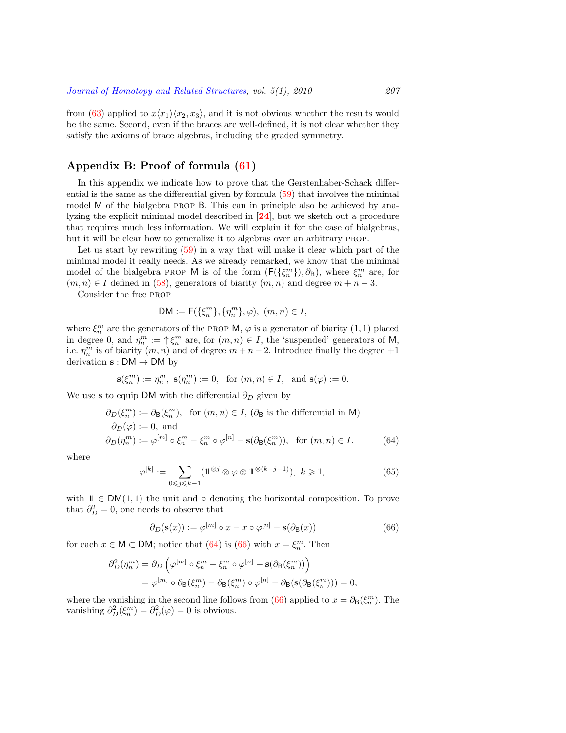from (63) applied to $x\langle x_1\rangle\langle x_2, x_3\rangle$, and it is not obvious whether the results would be the same. Second, even if the braces are well-defined, it is not clear whether they satisfy the axioms of brace algebras, including the graded symmetry.

## Appendix B: Proof of formula (61)

In this appendix we indicate how to prove that the Gerstenhaber-Schack differential is the same as the differential given by formula (59) that involves the minimal model $\mathsf{M}$ of the bialgebra PROP $\mathsf{B}$. This can in principle also be achieved by analyzing the explicit minimal model described in [**24**], but we sketch out a procedure that requires much less information. We will explain it for the case of bialgebras, but it will be clear how to generalize it to algebras over an arbitrary PROP.

Let us start by rewriting (59) in a way that will make it clear which part of the minimal model it really needs. As we already remarked, we know that the minimal model of the bialgebra PROP $\mathsf{M}$ is of the form $(\mathsf{F}(\{\xi^m_n\}), \partial_{\mathsf{B}})$, where $\xi^m_n$ are, for $(m,n) \in I$ defined in (58), generators of biarity $(m,n)$ and degree $m+n-3$.

Consider the free PROP

$$\mathsf{DM} := \mathsf{F}(\{\xi^m_n\}, \{\eta^m_n\}, \varphi),\ (m,n) \in I,$$

where $\xi^m_n$ are the generators of the PROP $\mathsf{M}$, $\varphi$ is a generator of biarity $(1,1)$ placed in degree 0, and $\eta^m_n := \uparrow \xi^m_n$ are, for $(m,n) \in I$, the 'suspended' generators of $\mathsf{M}$, i.e. $\eta^m_n$ is of biarity $(m,n)$ and of degree $m+n-2$. Introduce finally the degree $+1$ derivation $\mathbf{s} : \mathsf{DM} \to \mathsf{DM}$ by

$$\mathbf{s}(\xi^m_n) := \eta^m_n,\ \mathbf{s}(\eta^m_n) := 0, \quad \text{for } (m,n) \in I, \quad \text{and } \mathbf{s}(\varphi) := 0.$$

We use $\mathbf{s}$ to equip $\mathsf{DM}$ with the differential $\partial_D$ given by

$$\begin{aligned}
\partial_D(\xi^m_n) &:= \partial_{\mathsf{B}}(\xi^m_n), \quad \text{for } (m,n) \in I,\ (\partial_{\mathsf{B}} \text{ is the differential in } \mathsf{M}) \\
\partial_D(\varphi) &:= 0, \text{ and} \\
\partial_D(\eta^m_n) &:= \varphi^{[m]} \circ \xi^m_n - \xi^m_n \circ \varphi^{[n]} - \mathbf{s}(\partial_{\mathsf{B}}(\xi^m_n)), \quad \text{for } (m,n) \in I. \qquad (64)
\end{aligned}$$

where

$$\varphi^{[k]} := \sum_{0 \leqslant j \leqslant k-1} (\mathbb{1}^{\otimes j} \otimes \varphi \otimes \mathbb{1}^{\otimes (k-j-1)}),\ k \geqslant 1, \qquad (65)$$

with $\mathbb{1} \in \mathsf{DM}(1,1)$ the unit and $\circ$ denoting the horizontal composition. To prove that $\partial_D^2 = 0$, one needs to observe that

$$\partial_D(\mathbf{s}(x)) := \varphi^{[m]} \circ x - x \circ \varphi^{[n]} - \mathbf{s}(\partial_{\mathsf{B}}(x)) \qquad (66)$$

for each $x \in \mathsf{M} \subset \mathsf{DM}$; notice that (64) is (66) with $x = \xi^m_n$. Then

$$\begin{aligned}
\partial_D^2(\eta^m_n) &= \partial_D\left(\varphi^{[m]} \circ \xi^m_n - \xi^m_n \circ \varphi^{[n]} - \mathbf{s}(\partial_{\mathsf{B}}(\xi^m_n))\right) \\
&= \varphi^{[m]} \circ \partial_{\mathsf{B}}(\xi^m_n) - \partial_{\mathsf{B}}(\xi^m_n) \circ \varphi^{[n]} - \partial_{\mathsf{B}}(\mathbf{s}(\partial_{\mathsf{B}}(\xi^m_n))) = 0,
\end{aligned}$$

where the vanishing in the second line follows from (66) applied to $x = \partial_{\mathsf{B}}(\xi^m_n)$. The vanishing $\partial_D^2(\xi^m_n) = \partial_D^2(\varphi) = 0$ is obvious.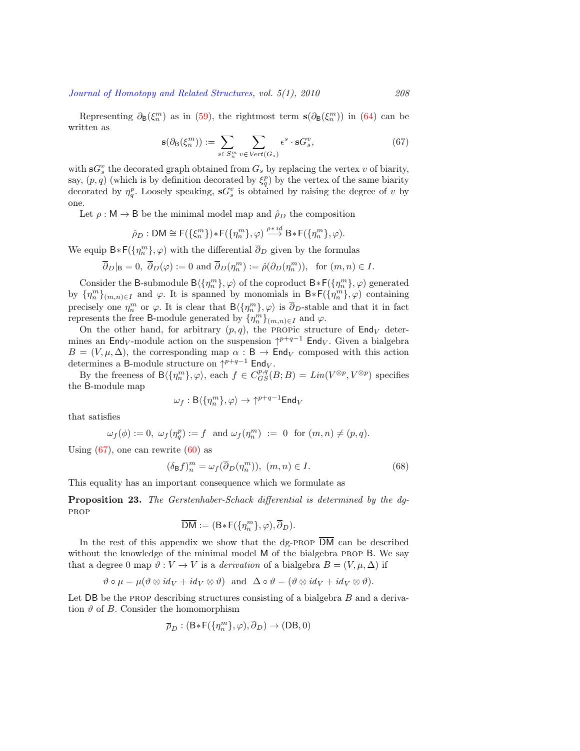Representing $\partial_{\mathsf{B}}(\xi^m_n)$ as in (59), the rightmost term $\mathbf{s}(\partial_{\mathsf{B}}(\xi^m_n))$ in (64) can be written as

$$\mathbf{s}(\partial_{\mathsf{B}}(\xi^m_n)) := \sum_{s \in S^m_n} \sum_{v \in Vert(G_s)} \epsilon^s \cdot \mathbf{s}G^v_s, \tag{67}$$

with $\mathbf{s}G^v_s$ the decorated graph obtained from $G_s$ by replacing the vertex $v$ of biarity, say, $(p,q)$ (which is by definition decorated by $\xi^p_q$) by the vertex of the same biarity decorated by $\eta^p_q$. Loosely speaking, $\mathbf{s}G^v_s$ is obtained by raising the degree of $v$ by one.

Let $\rho : \mathsf{M} \to \mathsf{B}$ be the minimal model map and $\hat{\rho}_D$ the composition

$$\hat{\rho}_D : \mathsf{DM} \cong \mathsf{F}(\{\xi^m_n\}) * \mathsf{F}(\{\eta^m_n\}, \varphi) \xrightarrow{\rho * id} \mathsf{B} * \mathsf{F}(\{\eta^m_n\}, \varphi).$$

We equip $\mathsf{B} * \mathsf{F}(\{\eta^m_n\}, \varphi)$ with the differential $\overline{\partial}_D$ given by the formulas

$$\overline{\partial}_D|_{\mathsf{B}} = 0,\ \overline{\partial}_D(\varphi) := 0 \text{ and } \overline{\partial}_D(\eta^m_n) := \hat{\rho}(\partial_D(\eta^m_n)), \text{ for } (m,n) \in I.$$

Consider the $\mathsf{B}$-submodule $\mathsf{B}\langle\{\eta^m_n\}, \varphi\rangle$ of the coproduct $\mathsf{B} * \mathsf{F}(\{\eta^m_n\}, \varphi)$ generated by $\{\eta^m_n\}_{(m,n)\in I}$ and $\varphi$. It is spanned by monomials in $\mathsf{B} * \mathsf{F}(\{\eta^m_n\}, \varphi)$ containing precisely one $\eta^m_n$ or $\varphi$. It is clear that $\mathsf{B}\langle\{\eta^m_n\}, \varphi\rangle$ is $\overline{\partial}_D$-stable and that it in fact represents the free $\mathsf{B}$-module generated by $\{\eta^m_n\}_{(m,n)\in I}$ and $\varphi$.

On the other hand, for arbitrary $(p,q)$, the PROPic structure of $\mathsf{End}_V$ determines an $\mathsf{End}_V$-module action on the suspension $\uparrow^{p+q-1} \mathsf{End}_V$. Given a bialgebra $B = (V, \mu, \Delta)$, the corresponding map $\alpha : \mathsf{B} \to \mathsf{End}_V$ composed with this action determines a $\mathsf{B}$-module structure on $\uparrow^{p+q-1} \mathsf{End}_V$.

By the freeness of $\mathsf{B}\langle\{\eta^m_n\}, \varphi\rangle$, each $f \in C^{p,q}_{GS}(B;B) = Lin(V^{\otimes p}, V^{\otimes p})$ specifies the $\mathsf{B}$-module map

$$\omega_f : \mathsf{B}\langle\{\eta^m_n\}, \varphi\rangle \to \uparrow^{p+q-1}\mathsf{End}_V$$

that satisfies

$$\omega_f(\phi) := 0,\ \omega_f(\eta^p_q) := f \text{ and } \omega_f(\eta^m_n) := 0 \text{ for } (m,n) \neq (p,q).$$

Using (67), one can rewrite (60) as

$$(\delta_{\mathsf{B}} f)^m_n = \omega_f(\overline{\partial}_D(\eta^m_n)),\ (m,n) \in I. \tag{68}$$

This equality has an important consequence which we formulate as

**Proposition 23.** *The Gerstenhaber-Schack differential is determined by the dg-PROP*

$$\overline{\mathsf{DM}} := (\mathsf{B} * \mathsf{F}(\{\eta^m_n\}, \varphi), \overline{\partial}_D).$$

In the rest of this appendix we show that the dg-PROP $\overline{\mathsf{DM}}$ can be described without the knowledge of the minimal model $\mathsf{M}$ of the bialgebra PROP $\mathsf{B}$. We say that a degree 0 map $\vartheta : V \to V$ is a *derivation* of a bialgebra $B = (V, \mu, \Delta)$ if

$$\vartheta \circ \mu = \mu(\vartheta \otimes id_V + id_V \otimes \vartheta) \text{ and } \Delta \circ \vartheta = (\vartheta \otimes id_V + id_V \otimes \vartheta).$$

Let $\mathsf{DB}$ be the PROP describing structures consisting of a bialgebra $B$ and a derivation $\vartheta$ of $B$. Consider the homomorphism

$$\overline{\rho}_D : (\mathsf{B} * \mathsf{F}(\{\eta^m_n\}, \varphi), \overline{\partial}_D) \to (\mathsf{DB}, 0)$$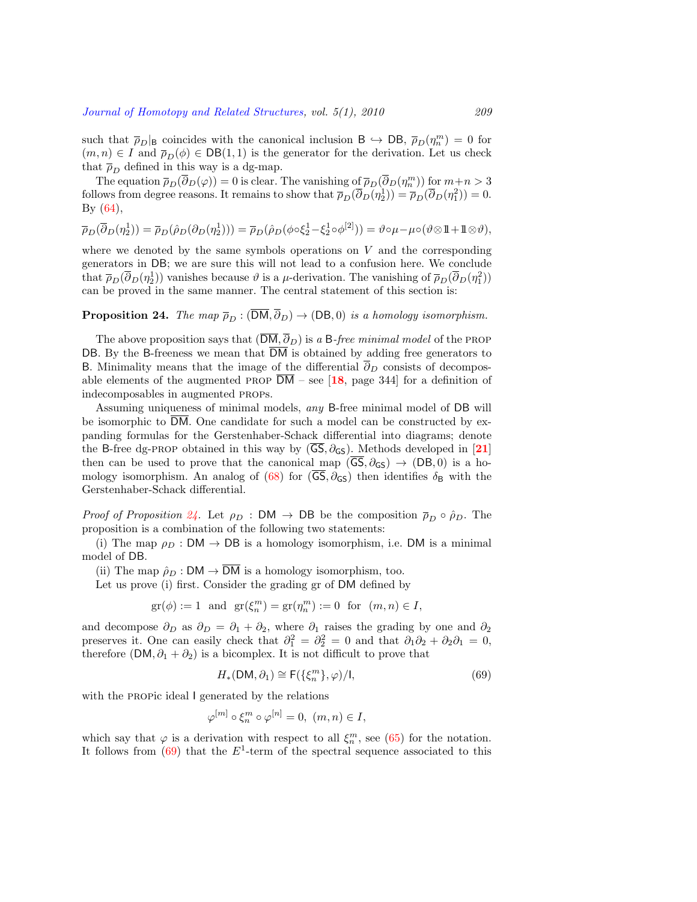such that $\overline{\rho}_D|_{\mathsf{B}}$ coincides with the canonical inclusion $\mathsf{B} \hookrightarrow \mathsf{DB}$, $\overline{\rho}_D(\eta^m_n) = 0$ for $(m,n) \in I$ and $\overline{\rho}_D(\phi) \in \mathsf{DB}(1,1)$ is the generator for the derivation. Let us check that $\overline{\rho}_D$ defined in this way is a dg-map.

The equation $\overline{\rho}_D(\overline{\partial}_D(\varphi)) = 0$ is clear. The vanishing of $\overline{\rho}_D(\overline{\partial}_D(\eta^m_n))$ for $m+n > 3$ follows from degree reasons. It remains to show that $\overline{\rho}_D(\overline{\partial}_D(\eta^1_2)) = \overline{\rho}_D(\overline{\partial}_D(\eta^2_1)) = 0$. By (64),

$$\overline{\rho}_D(\overline{\partial}_D(\eta^1_2)) = \overline{\rho}_D(\hat{\rho}_D(\partial_D(\eta^1_2))) = \overline{\rho}_D(\hat{\rho}_D(\phi\circ\xi^1_2 - \xi^1_2\circ\phi^{[2]})) = \vartheta\circ\mu - \mu\circ(\vartheta\otimes 1\!\!1 + 1\!\!1\otimes\vartheta),$$

where we denoted by the same symbols operations on $V$ and the corresponding generators in $\mathsf{DB}$; we are sure this will not lead to a confusion here. We conclude that $\overline{\rho}_D(\overline{\partial}_D(\eta^1_2))$ vanishes because $\vartheta$ is a $\mu$-derivation. The vanishing of $\overline{\rho}_D(\overline{\partial}_D(\eta^2_1))$ can be proved in the same manner. The central statement of this section is:

**Proposition 24.** *The map* $\overline{\rho}_D : (\overline{\mathsf{DM}}, \overline{\partial}_D) \to (\mathsf{DB}, 0)$ *is a homology isomorphism.*

The above proposition says that $(\overline{\mathsf{DM}}, \overline{\partial}_D)$ is *a* $\mathsf{B}$*-free minimal model* of the PROP $\mathsf{DB}$. By the $\mathsf{B}$-freeness we mean that $\overline{\mathsf{DM}}$ is obtained by adding free generators to $\mathsf{B}$. Minimality means that the image of the differential $\overline{\partial}_D$ consists of decomposable elements of the augmented PROP $\overline{\mathsf{DM}}$ – see [18, page 344] for a definition of indecomposables in augmented PROPs.

Assuming uniqueness of minimal models, *any* $\mathsf{B}$-free minimal model of $\mathsf{DB}$ will be isomorphic to $\overline{\mathsf{DM}}$. One candidate for such a model can be constructed by expanding formulas for the Gerstenhaber-Schack differential into diagrams; denote the $\mathsf{B}$-free dg-PROP obtained in this way by $(\overline{\mathsf{GS}}, \partial_{\mathsf{GS}})$. Methods developed in [21] then can be used to prove that the canonical map $(\overline{\mathsf{GS}}, \partial_{\mathsf{GS}}) \to (\mathsf{DB}, 0)$ is a homology isomorphism. An analog of (68) for $(\overline{\mathsf{GS}}, \partial_{\mathsf{GS}})$ then identifies $\delta_{\mathsf{B}}$ with the Gerstenhaber-Schack differential.

*Proof of Proposition 24.* Let $\rho_D : \mathsf{DM} \to \mathsf{DB}$ be the composition $\overline{\rho}_D \circ \hat{\rho}_D$. The proposition is a combination of the following two statements:

(i) The map $\rho_D : \mathsf{DM} \to \mathsf{DB}$ is a homology isomorphism, i.e. $\mathsf{DM}$ is a minimal model of $\mathsf{DB}$.

(ii) The map $\hat{\rho}_D : \mathsf{DM} \to \overline{\mathsf{DM}}$ is a homology isomorphism, too.

Let us prove (i) first. Consider the grading gr of $\mathsf{DM}$ defined by

$$\mathrm{gr}(\phi) := 1 \ \text{ and } \ \mathrm{gr}(\xi^m_n) = \mathrm{gr}(\eta^m_n) := 0 \ \text{ for } \ (m,n) \in I,$$

and decompose $\partial_D$ as $\partial_D = \partial_1 + \partial_2$, where $\partial_1$ raises the grading by one and $\partial_2$ preserves it. One can easily check that $\partial_1^2 = \partial_2^2 = 0$ and that $\partial_1\partial_2 + \partial_2\partial_1 = 0$, therefore $(\mathsf{DM}, \partial_1 + \partial_2)$ is a bicomplex. It is not difficult to prove that

$$H_*(\mathsf{DM}, \partial_1) \cong \mathsf{F}(\{\xi^m_n\}, \varphi)/\mathsf{I}, \tag{69}$$

with the PROPic ideal $\mathsf{I}$ generated by the relations

$$\varphi^{[m]} \circ \xi^m_n \circ \varphi^{[n]} = 0, \ (m,n) \in I,$$

which say that $\varphi$ is a derivation with respect to all $\xi^m_n$, see (65) for the notation. It follows from (69) that the $E^1$-term of the spectral sequence associated to this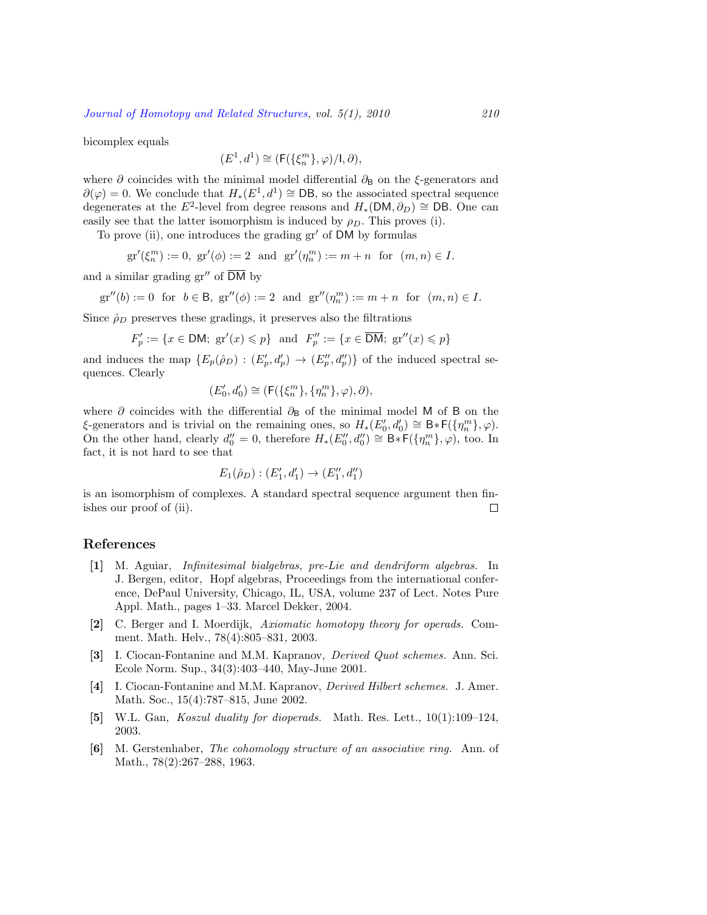bicomplex equals

$$(E^1, d^1) \cong (\mathsf{F}(\{\xi^m_n\}, \varphi)/\mathsf{I}, \partial),$$

where $\partial$ coincides with the minimal model differential $\partial_{\mathsf{B}}$ on the $\xi$-generators and $\partial(\varphi) = 0$. We conclude that $H_*(E^1, d^1) \cong \mathsf{DB}$, so the associated spectral sequence degenerates at the $E^2$-level from degree reasons and $H_*(\mathsf{DM}, \partial_D) \cong \mathsf{DB}$. One can easily see that the latter isomorphism is induced by $\rho_D$. This proves (i).

To prove (ii), one introduces the grading $\mathrm{gr}'$ of $\mathsf{DM}$ by formulas

$$\mathrm{gr}'(\xi^m_n) := 0,\ \mathrm{gr}'(\phi) := 2 \ \text{ and } \ \mathrm{gr}'(\eta^m_n) := m + n \ \text{ for } \ (m, n) \in I.$$

and a similar grading $\mathrm{gr}''$ of $\overline{\mathsf{DM}}$ by

$$\mathrm{gr}''(b) := 0 \ \text{ for } \ b \in \mathsf{B},\ \mathrm{gr}''(\phi) := 2 \ \text{ and } \ \mathrm{gr}''(\eta^m_n) := m + n \ \text{ for } \ (m, n) \in I.$$

Since $\hat{\rho}_D$ preserves these gradings, it preserves also the filtrations

$$F'_p := \{x \in \mathsf{DM};\ \mathrm{gr}'(x) \leqslant p\} \ \text{ and } \ F''_p := \{x \in \overline{\mathsf{DM}};\ \mathrm{gr}''(x) \leqslant p\}$$

and induces the map $\{E_p(\hat{\rho}_D) : (E'_p, d'_p) \to (E''_p, d''_p)\}$ of the induced spectral sequences. Clearly

$$(E'_0, d'_0) \cong (\mathsf{F}(\{\xi^m_n\}, \{\eta^m_n\}, \varphi), \partial),$$

where $\partial$ coincides with the differential $\partial_{\mathsf{B}}$ of the minimal model $\mathsf{M}$ of $\mathsf{B}$ on the $\xi$-generators and is trivial on the remaining ones, so $H_*(E'_0, d'_0) \cong \mathsf{B} * \mathsf{F}(\{\eta^m_n\}, \varphi)$. On the other hand, clearly $d''_0 = 0$, therefore $H_*(E''_0, d''_0) \cong \mathsf{B} * \mathsf{F}(\{\eta^m_n\}, \varphi)$, too. In fact, it is not hard to see that

$$E_1(\hat{\rho}_D) : (E'_1, d'_1) \to (E''_1, d''_1)$$

is an isomorphism of complexes. A standard spectral sequence argument then finishes our proof of (ii). $\square$

## References

**[1]** M. Aguiar, *Infinitesimal bialgebras, pre-Lie and dendriform algebras.* In J. Bergen, editor, Hopf algebras, Proceedings from the international conference, DePaul University, Chicago, IL, USA, volume 237 of Lect. Notes Pure Appl. Math., pages 1–33. Marcel Dekker, 2004.

**[2]** C. Berger and I. Moerdijk, *Axiomatic homotopy theory for operads.* Comment. Math. Helv., 78(4):805–831, 2003.

**[3]** I. Ciocan-Fontanine and M.M. Kapranov, *Derived Quot schemes.* Ann. Sci. Ecole Norm. Sup., 34(3):403–440, May-June 2001.

**[4]** I. Ciocan-Fontanine and M.M. Kapranov, *Derived Hilbert schemes.* J. Amer. Math. Soc., 15(4):787–815, June 2002.

**[5]** W.L. Gan, *Koszul duality for dioperads.* Math. Res. Lett., 10(1):109–124, 2003.

**[6]** M. Gerstenhaber, *The cohomology structure of an associative ring.* Ann. of Math., 78(2):267–288, 1963.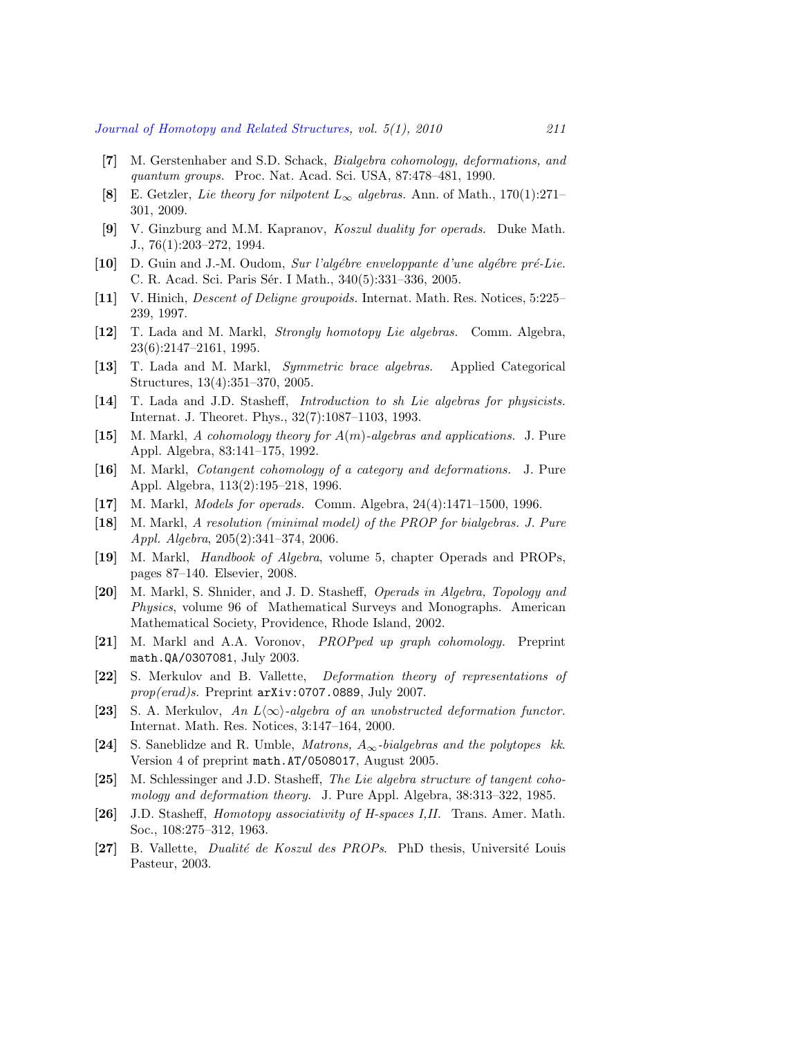[7] M. Gerstenhaber and S.D. Schack, *Bialgebra cohomology, deformations, and quantum groups.* Proc. Nat. Acad. Sci. USA, 87:478–481, 1990.

[8] E. Getzler, *Lie theory for nilpotent $L_\infty$ algebras.* Ann. of Math., 170(1):271–301, 2009.

[9] V. Ginzburg and M.M. Kapranov, *Koszul duality for operads.* Duke Math. J., 76(1):203–272, 1994.

[10] D. Guin and J.-M. Oudom, *Sur l'algébre enveloppante d'une algébre pré-Lie.* C. R. Acad. Sci. Paris Sér. I Math., 340(5):331–336, 2005.

[11] V. Hinich, *Descent of Deligne groupoids.* Internat. Math. Res. Notices, 5:225–239, 1997.

[12] T. Lada and M. Markl, *Strongly homotopy Lie algebras.* Comm. Algebra, 23(6):2147–2161, 1995.

[13] T. Lada and M. Markl, *Symmetric brace algebras.* Applied Categorical Structures, 13(4):351–370, 2005.

[14] T. Lada and J.D. Stasheff, *Introduction to sh Lie algebras for physicists.* Internat. J. Theoret. Phys., 32(7):1087–1103, 1993.

[15] M. Markl, *A cohomology theory for $A(m)$-algebras and applications.* J. Pure Appl. Algebra, 83:141–175, 1992.

[16] M. Markl, *Cotangent cohomology of a category and deformations.* J. Pure Appl. Algebra, 113(2):195–218, 1996.

[17] M. Markl, *Models for operads.* Comm. Algebra, 24(4):1471–1500, 1996.

[18] M. Markl, *A resolution (minimal model) of the PROP for bialgebras. J. Pure Appl. Algebra*, 205(2):341–374, 2006.

[19] M. Markl, *Handbook of Algebra*, volume 5, chapter Operads and PROPs, pages 87–140. Elsevier, 2008.

[20] M. Markl, S. Shnider, and J. D. Stasheff, *Operads in Algebra, Topology and Physics*, volume 96 of Mathematical Surveys and Monographs. American Mathematical Society, Providence, Rhode Island, 2002.

[21] M. Markl and A.A. Voronov, *PROPped up graph cohomology.* Preprint `math.QA/0307081`, July 2003.

[22] S. Merkulov and B. Vallette, *Deformation theory of representations of prop(erad)s.* Preprint `arXiv:0707.0889`, July 2007.

[23] S. A. Merkulov, *An $L\langle\infty\rangle$-algebra of an unobstructed deformation functor.* Internat. Math. Res. Notices, 3:147–164, 2000.

[24] S. Saneblidze and R. Umble, *Matrons, $A_\infty$-bialgebras and the polytopes kk.* Version 4 of preprint `math.AT/0508017`, August 2005.

[25] M. Schlessinger and J.D. Stasheff, *The Lie algebra structure of tangent cohomology and deformation theory.* J. Pure Appl. Algebra, 38:313–322, 1985.

[26] J.D. Stasheff, *Homotopy associativity of H-spaces I,II.* Trans. Amer. Math. Soc., 108:275–312, 1963.

[27] B. Vallette, *Dualité de Koszul des PROPs.* PhD thesis, Université Louis Pasteur, 2003.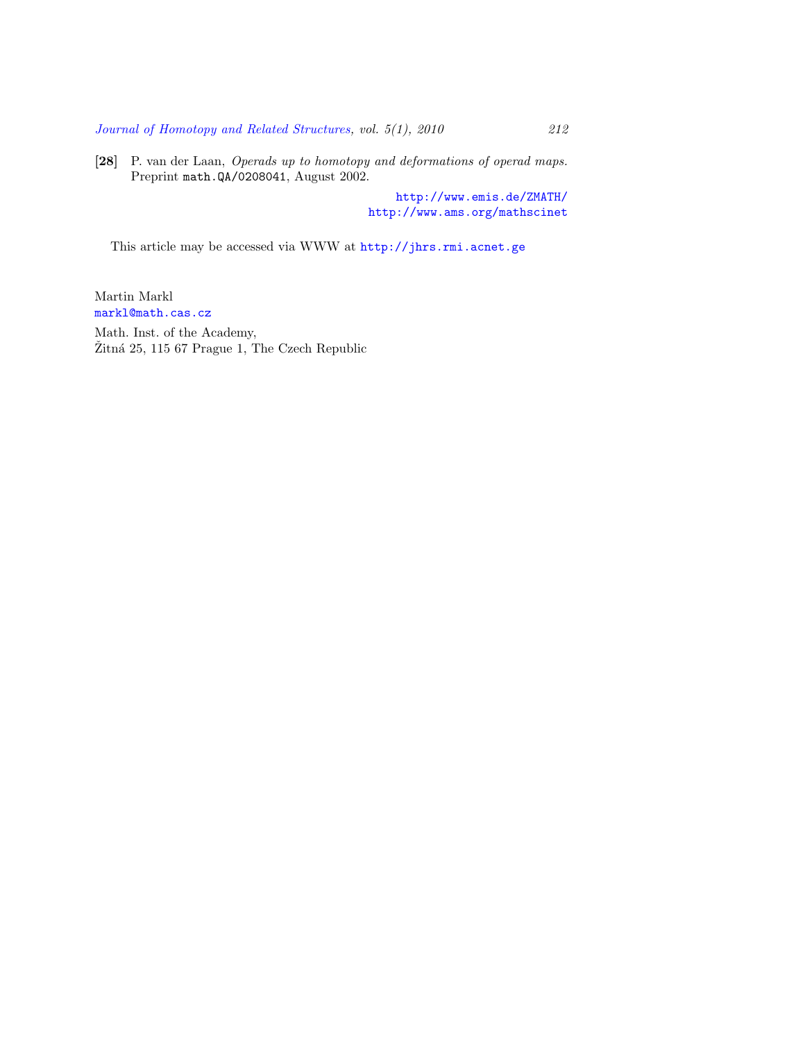**[28]** P. van der Laan, *Operads up to homotopy and deformations of operad maps.* Preprint `math.QA/0208041`, August 2002.

http://www.emis.de/ZMATH/
http://www.ams.org/mathscinet

This article may be accessed via WWW at http://jhrs.rmi.acnet.ge

Martin Markl
markl@math.cas.cz

Math. Inst. of the Academy,
Žitná 25, 115 67 Prague 1, The Czech Republic